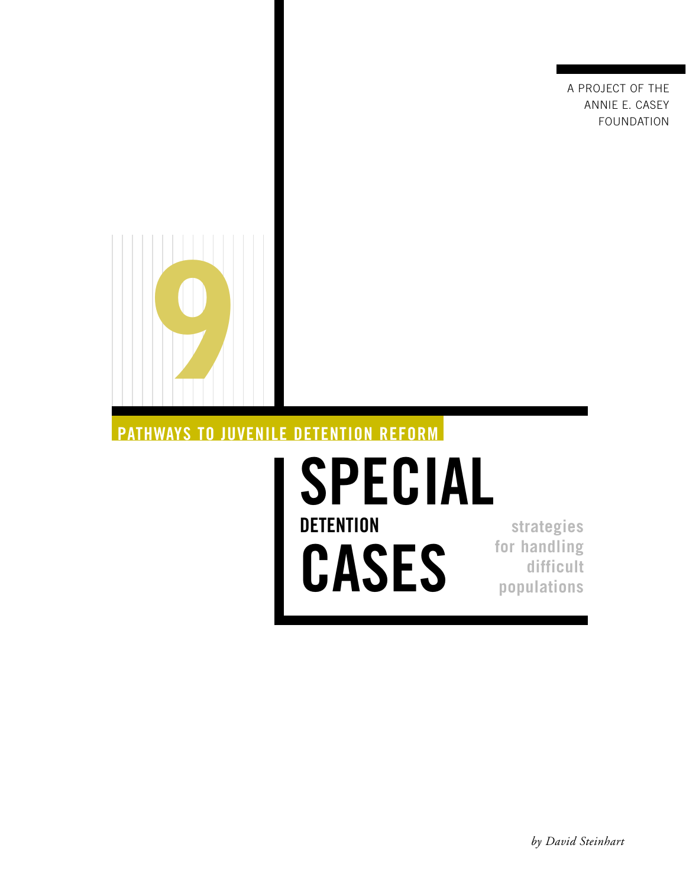A PROJECT OF THE ANNIE E. CASEY FOUNDATION

9

PATHWAYS TO JUVENILE DETENTION REFORM

# SPECIAL DETENTION CASES

**strategies for handling difficult populations**

*by David Steinhart*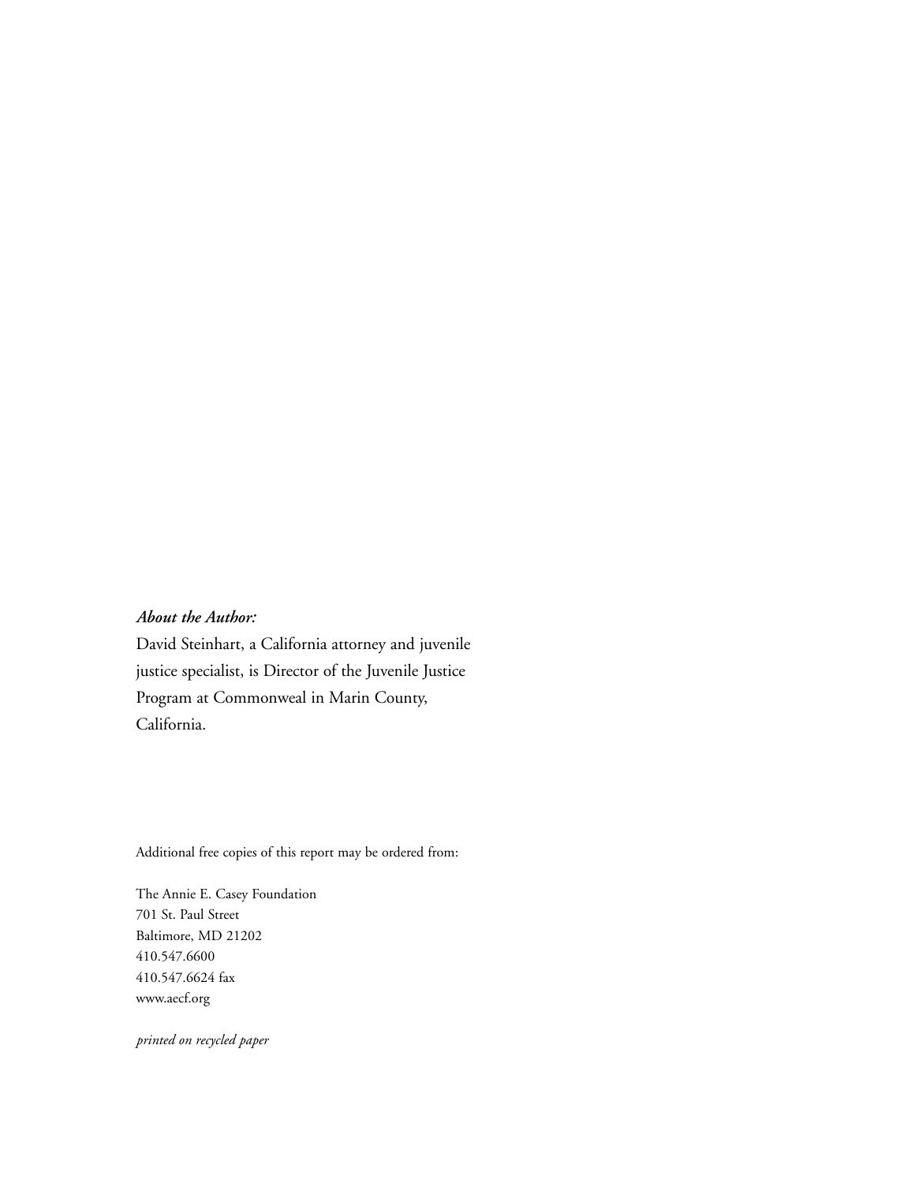***About the Author:***

David Steinhart, a California attorney and juvenile justice specialist, is Director of the Juvenile Justice Program at Commonweal in Marin County, California.

Additional free copies of this report may be ordered from:

The Annie E. Casey Foundation
701 St. Paul Street
Baltimore, MD 21202
410.547.6600
410.547.6624 fax
www.aecf.org

*printed on recycled paper*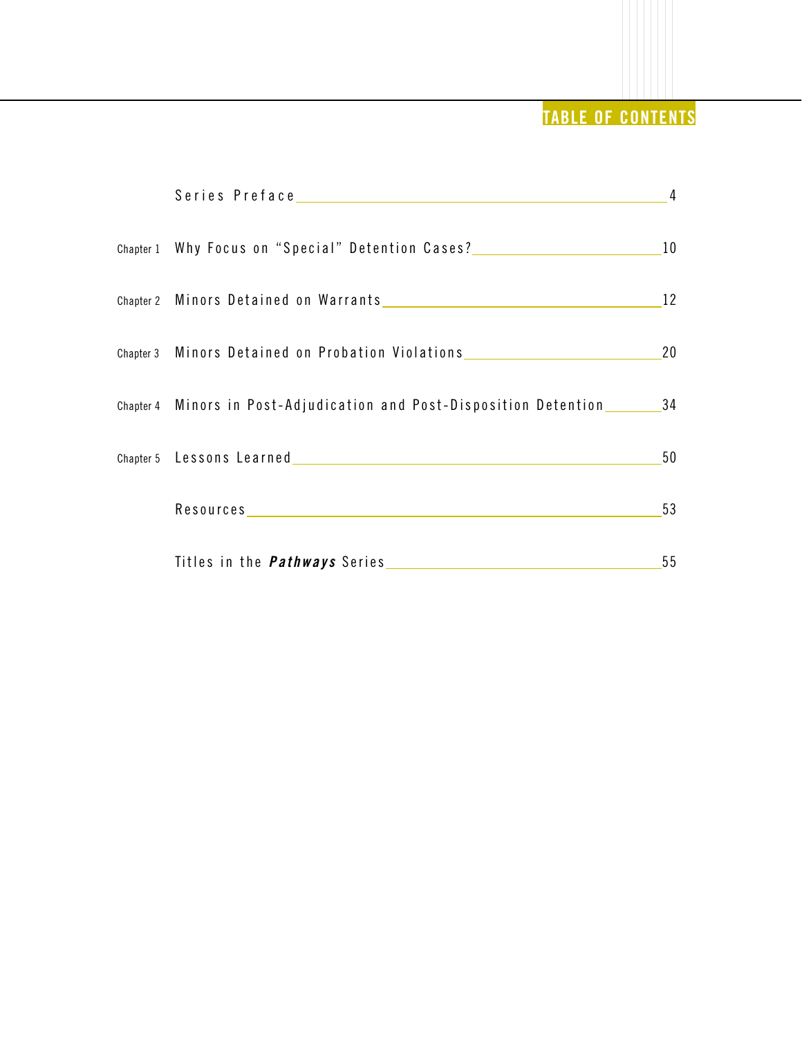# TABLE OF CONTENTS

| | | |
|---|---|---|
| | Series Preface | 4 |
| Chapter 1 | Why Focus on “Special” Detention Cases? | 10 |
| Chapter 2 | Minors Detained on Warrants | 12 |
| Chapter 3 | Minors Detained on Probation Violations | 20 |
| Chapter 4 | Minors in Post-Adjudication and Post-Disposition Detention | 34 |
| Chapter 5 | Lessons Learned | 50 |
| | Resources | 53 |
| | Titles in the ***Pathways*** Series | 55 |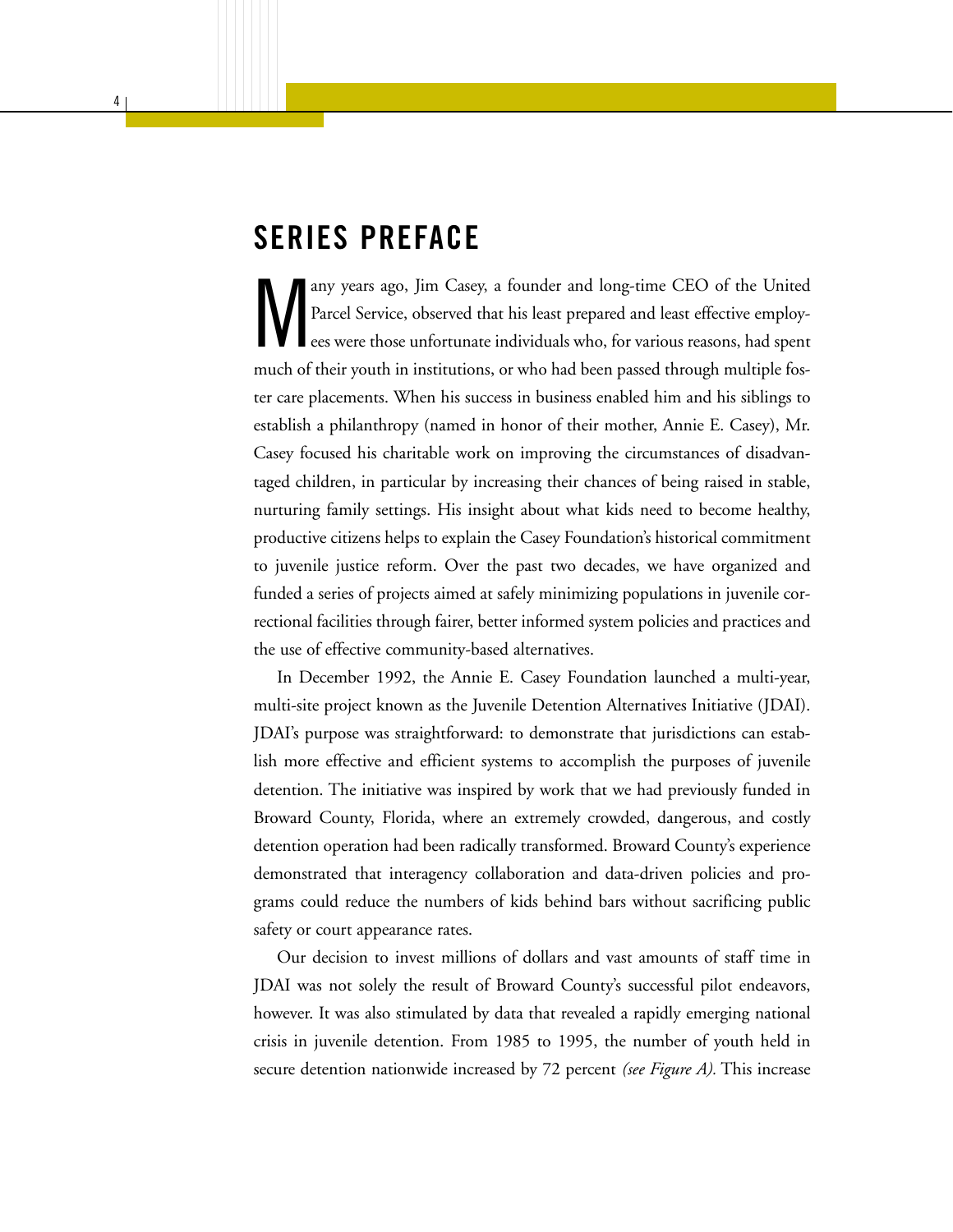## SERIES PREFACE

Many years ago, Jim Casey, a founder and long-time CEO of the United Parcel Service, observed that his least prepared and least effective employees were those unfortunate individuals who, for various reasons, had spent much of their youth in institutions, or who had been passed through multiple foster care placements. When his success in business enabled him and his siblings to establish a philanthropy (named in honor of their mother, Annie E. Casey), Mr. Casey focused his charitable work on improving the circumstances of disadvantaged children, in particular by increasing their chances of being raised in stable, nurturing family settings. His insight about what kids need to become healthy, productive citizens helps to explain the Casey Foundation's historical commitment to juvenile justice reform. Over the past two decades, we have organized and funded a series of projects aimed at safely minimizing populations in juvenile correctional facilities through fairer, better informed system policies and practices and the use of effective community-based alternatives.

In December 1992, the Annie E. Casey Foundation launched a multi-year, multi-site project known as the Juvenile Detention Alternatives Initiative (JDAI). JDAI's purpose was straightforward: to demonstrate that jurisdictions can establish more effective and efficient systems to accomplish the purposes of juvenile detention. The initiative was inspired by work that we had previously funded in Broward County, Florida, where an extremely crowded, dangerous, and costly detention operation had been radically transformed. Broward County's experience demonstrated that interagency collaboration and data-driven policies and programs could reduce the numbers of kids behind bars without sacrificing public safety or court appearance rates.

Our decision to invest millions of dollars and vast amounts of staff time in JDAI was not solely the result of Broward County's successful pilot endeavors, however. It was also stimulated by data that revealed a rapidly emerging national crisis in juvenile detention. From 1985 to 1995, the number of youth held in secure detention nationwide increased by 72 percent *(see Figure A).* This increase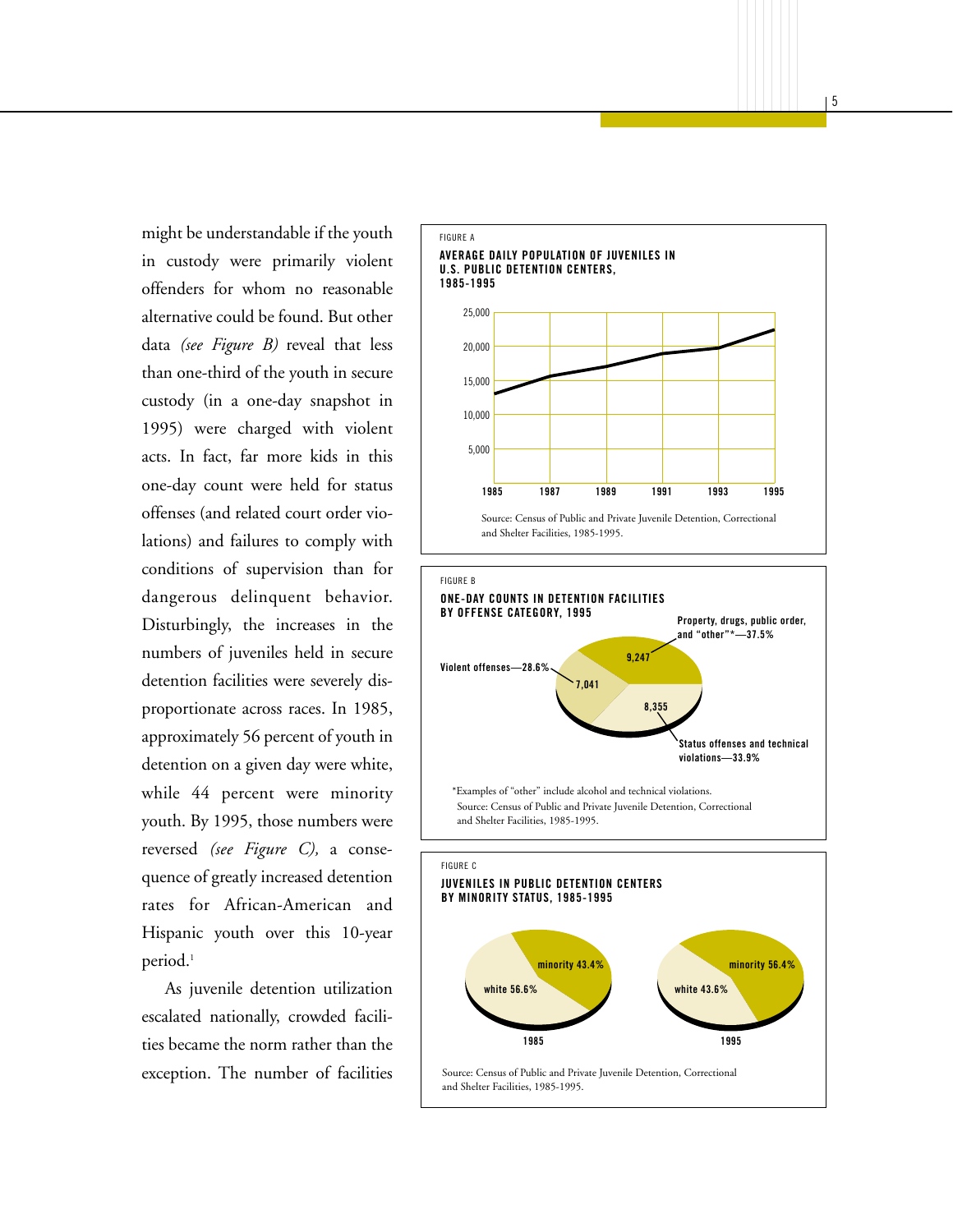might be understandable if the youth in custody were primarily violent offenders for whom no reasonable alternative could be found. But other data *(see Figure B)* reveal that less than one-third of the youth in secure custody (in a one-day snapshot in 1995) were charged with violent acts. In fact, far more kids in this one-day count were held for status offenses (and related court order violations) and failures to comply with conditions of supervision than for dangerous delinquent behavior. Disturbingly, the increases in the numbers of juveniles held in secure detention facilities were severely disproportionate across races. In 1985, approximately 56 percent of youth in detention on a given day were white, while 44 percent were minority youth. By 1995, those numbers were reversed *(see Figure C),* a consequence of greatly increased detention rates for African-American and Hispanic youth over this 10-year period.[1]

As juvenile detention utilization escalated nationally, crowded facilities became the norm rather than the exception. The number of facilities

FIGURE A

**AVERAGE DAILY POPULATION OF JUVENILES IN U.S. PUBLIC DETENTION CENTERS, 1985-1995**

Source: Census of Public and Private Juvenile Detention, Correctional and Shelter Facilities, 1985-1995.

FIGURE B

**ONE-DAY COUNTS IN DETENTION FACILITIES BY OFFENSE CATEGORY, 1995**

| Offense category | Count | Percent |
|---|---|---|
| Property, drugs, public order, and "other"* | 9,247 | 37.5% |
| Status offenses and technical violations | 8,355 | 33.9% |
| Violent offenses | 7,041 | 28.6% |

*Examples of "other" include alcohol and technical violations.
Source: Census of Public and Private Juvenile Detention, Correctional and Shelter Facilities, 1985-1995.

FIGURE C

**JUVENILES IN PUBLIC DETENTION CENTERS BY MINORITY STATUS, 1985-1995**

| | 1985 | 1995 |
|---|---|---|
| white | 56.6% | 43.6% |
| minority | 43.4% | 56.4% |

Source: Census of Public and Private Juvenile Detention, Correctional and Shelter Facilities, 1985-1995.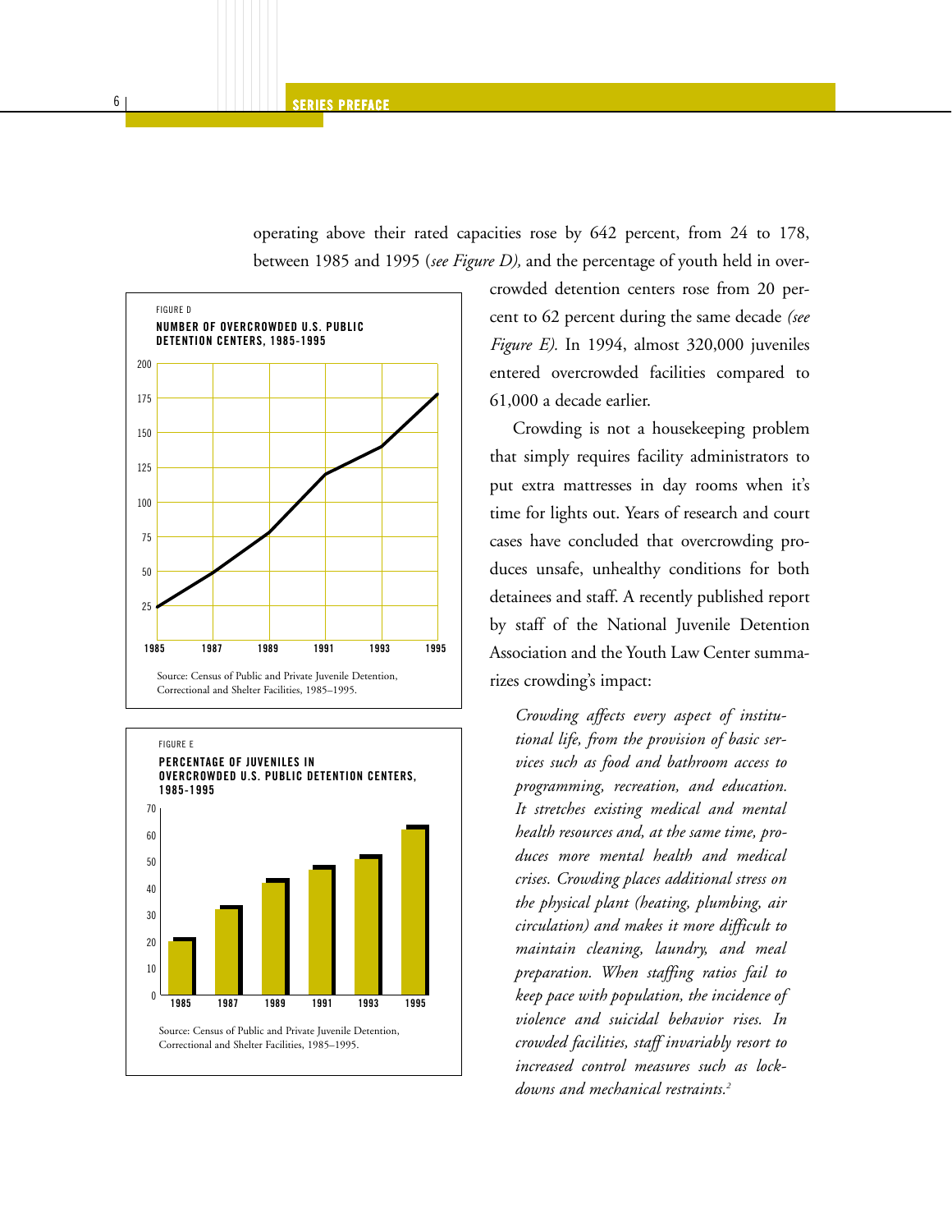operating above their rated capacities rose by 642 percent, from 24 to 178, between 1985 and 1995 (*see Figure D),* and the percentage of youth held in overcrowded detention centers rose from 20 percent to 62 percent during the same decade *(see Figure E).* In 1994, almost 320,000 juveniles entered overcrowded facilities compared to 61,000 a decade earlier.

FIGURE D

**NUMBER OF OVERCROWDED U.S. PUBLIC DETENTION CENTERS, 1985-1995**

Source: Census of Public and Private Juvenile Detention, Correctional and Shelter Facilities, 1985–1995.

FIGURE E

**PERCENTAGE OF JUVENILES IN OVERCROWDED U.S. PUBLIC DETENTION CENTERS, 1985-1995**

Source: Census of Public and Private Juvenile Detention, Correctional and Shelter Facilities, 1985–1995.

Crowding is not a housekeeping problem that simply requires facility administrators to put extra mattresses in day rooms when it's time for lights out. Years of research and court cases have concluded that overcrowding produces unsafe, unhealthy conditions for both detainees and staff. A recently published report by staff of the National Juvenile Detention Association and the Youth Law Center summarizes crowding's impact:

> *Crowding affects every aspect of institutional life, from the provision of basic services such as food and bathroom access to programming, recreation, and education. It stretches existing medical and mental health resources and, at the same time, produces more mental health and medical crises. Crowding places additional stress on the physical plant (heating, plumbing, air circulation) and makes it more difficult to maintain cleaning, laundry, and meal preparation. When staffing ratios fail to keep pace with population, the incidence of violence and suicidal behavior rises. In crowded facilities, staff invariably resort to increased control measures such as lockdowns and mechanical restraints.*[2]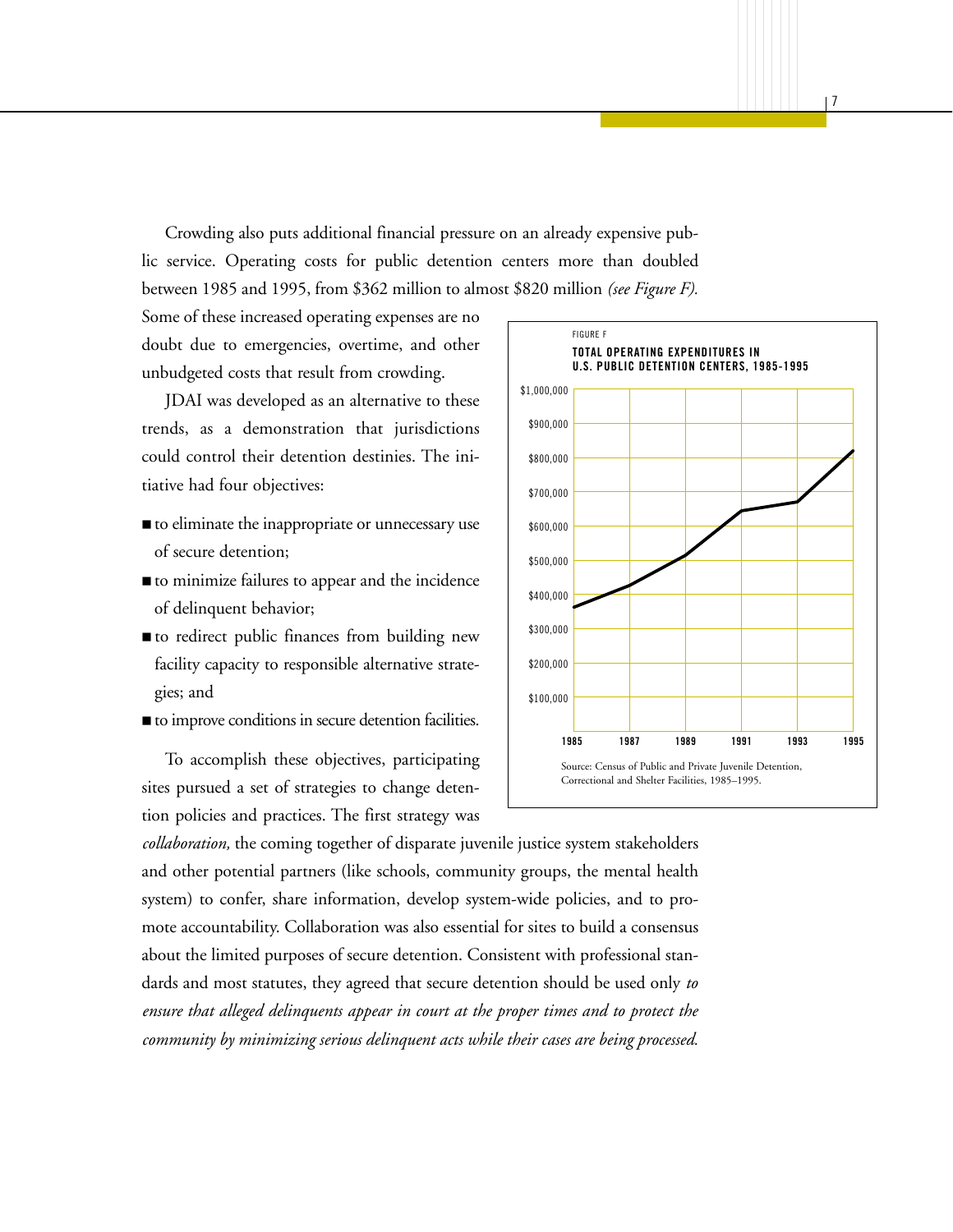Crowding also puts additional financial pressure on an already expensive public service. Operating costs for public detention centers more than doubled between 1985 and 1995, from $362 million to almost $820 million *(see Figure F).* Some of these increased operating expenses are no doubt due to emergencies, overtime, and other unbudgeted costs that result from crowding.

JDAI was developed as an alternative to these trends, as a demonstration that jurisdictions could control their detention destinies. The initiative had four objectives:

- to eliminate the inappropriate or unnecessary use of secure detention;
- to minimize failures to appear and the incidence of delinquent behavior;
- to redirect public finances from building new facility capacity to responsible alternative strategies; and
- to improve conditions in secure detention facilities.

FIGURE F

**TOTAL OPERATING EXPENDITURES IN U.S. PUBLIC DETENTION CENTERS, 1985-1995**

Source: Census of Public and Private Juvenile Detention, Correctional and Shelter Facilities, 1985–1995.

To accomplish these objectives, participating sites pursued a set of strategies to change detention policies and practices. The first strategy was *collaboration,* the coming together of disparate juvenile justice system stakeholders and other potential partners (like schools, community groups, the mental health system) to confer, share information, develop system-wide policies, and to promote accountability. Collaboration was also essential for sites to build a consensus about the limited purposes of secure detention. Consistent with professional standards and most statutes, they agreed that secure detention should be used only *to ensure that alleged delinquents appear in court at the proper times and to protect the community by minimizing serious delinquent acts while their cases are being processed.*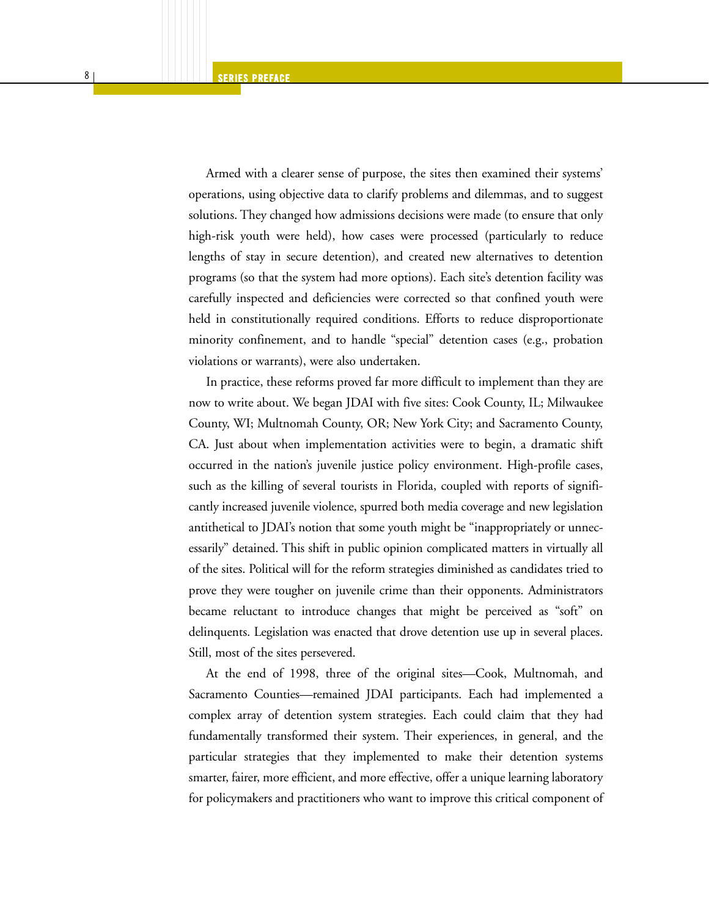Armed with a clearer sense of purpose, the sites then examined their systems' operations, using objective data to clarify problems and dilemmas, and to suggest solutions. They changed how admissions decisions were made (to ensure that only high-risk youth were held), how cases were processed (particularly to reduce lengths of stay in secure detention), and created new alternatives to detention programs (so that the system had more options). Each site's detention facility was carefully inspected and deficiencies were corrected so that confined youth were held in constitutionally required conditions. Efforts to reduce disproportionate minority confinement, and to handle "special" detention cases (e.g., probation violations or warrants), were also undertaken.

In practice, these reforms proved far more difficult to implement than they are now to write about. We began JDAI with five sites: Cook County, IL; Milwaukee County, WI; Multnomah County, OR; New York City; and Sacramento County, CA. Just about when implementation activities were to begin, a dramatic shift occurred in the nation's juvenile justice policy environment. High-profile cases, such as the killing of several tourists in Florida, coupled with reports of significantly increased juvenile violence, spurred both media coverage and new legislation antithetical to JDAI's notion that some youth might be "inappropriately or unnecessarily" detained. This shift in public opinion complicated matters in virtually all of the sites. Political will for the reform strategies diminished as candidates tried to prove they were tougher on juvenile crime than their opponents. Administrators became reluctant to introduce changes that might be perceived as "soft" on delinquents. Legislation was enacted that drove detention use up in several places. Still, most of the sites persevered.

At the end of 1998, three of the original sites—Cook, Multnomah, and Sacramento Counties—remained JDAI participants. Each had implemented a complex array of detention system strategies. Each could claim that they had fundamentally transformed their system. Their experiences, in general, and the particular strategies that they implemented to make their detention systems smarter, fairer, more efficient, and more effective, offer a unique learning laboratory for policymakers and practitioners who want to improve this critical component of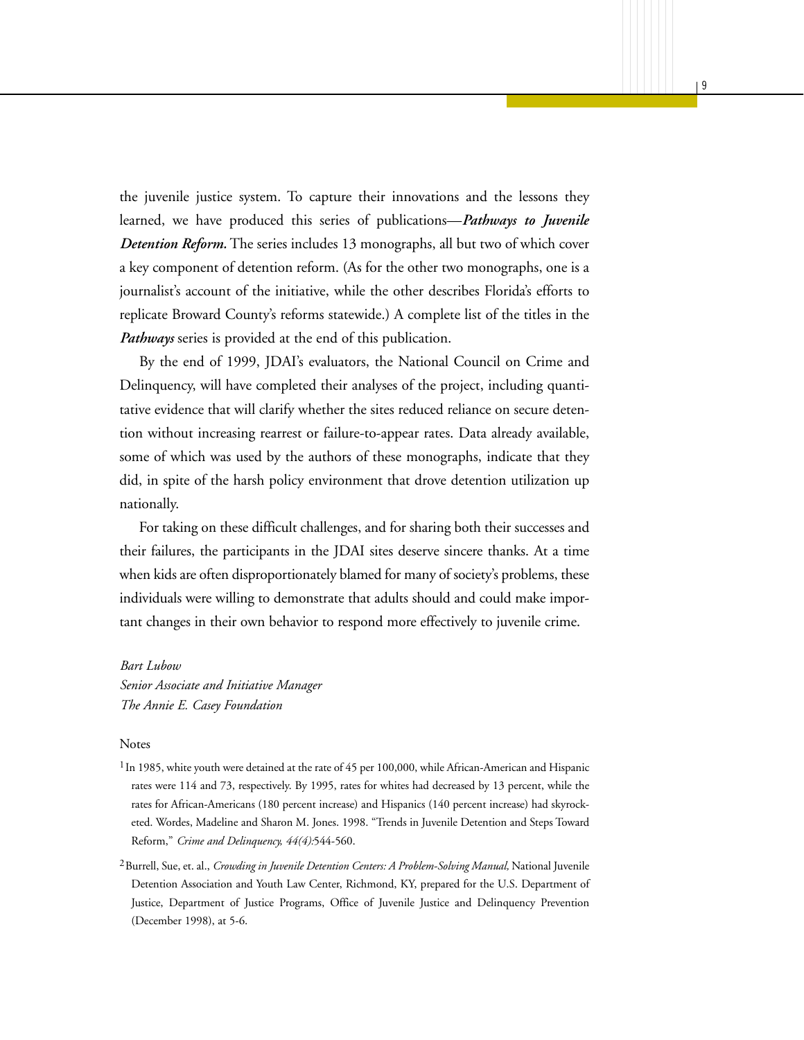the juvenile justice system. To capture their innovations and the lessons they learned, we have produced this series of publications—***Pathways to Juvenile Detention Reform.*** The series includes 13 monographs, all but two of which cover a key component of detention reform. (As for the other two monographs, one is a journalist's account of the initiative, while the other describes Florida's efforts to replicate Broward County's reforms statewide.) A complete list of the titles in the ***Pathways*** series is provided at the end of this publication.

By the end of 1999, JDAI's evaluators, the National Council on Crime and Delinquency, will have completed their analyses of the project, including quantitative evidence that will clarify whether the sites reduced reliance on secure detention without increasing rearrest or failure-to-appear rates. Data already available, some of which was used by the authors of these monographs, indicate that they did, in spite of the harsh policy environment that drove detention utilization up nationally.

For taking on these difficult challenges, and for sharing both their successes and their failures, the participants in the JDAI sites deserve sincere thanks. At a time when kids are often disproportionately blamed for many of society's problems, these individuals were willing to demonstrate that adults should and could make important changes in their own behavior to respond more effectively to juvenile crime.

*Bart Lubow*
*Senior Associate and Initiative Manager*
*The Annie E. Casey Foundation*

Notes

[1] In 1985, white youth were detained at the rate of 45 per 100,000, while African-American and Hispanic rates were 114 and 73, respectively. By 1995, rates for whites had decreased by 13 percent, while the rates for African-Americans (180 percent increase) and Hispanics (140 percent increase) had skyrocketed. Wordes, Madeline and Sharon M. Jones. 1998. "Trends in Juvenile Detention and Steps Toward Reform," *Crime and Delinquency, 44(4):*544-560.

[2] Burrell, Sue, et. al., *Crowding in Juvenile Detention Centers: A Problem-Solving Manual,* National Juvenile Detention Association and Youth Law Center, Richmond, KY, prepared for the U.S. Department of Justice, Department of Justice Programs, Office of Juvenile Justice and Delinquency Prevention (December 1998), at 5-6.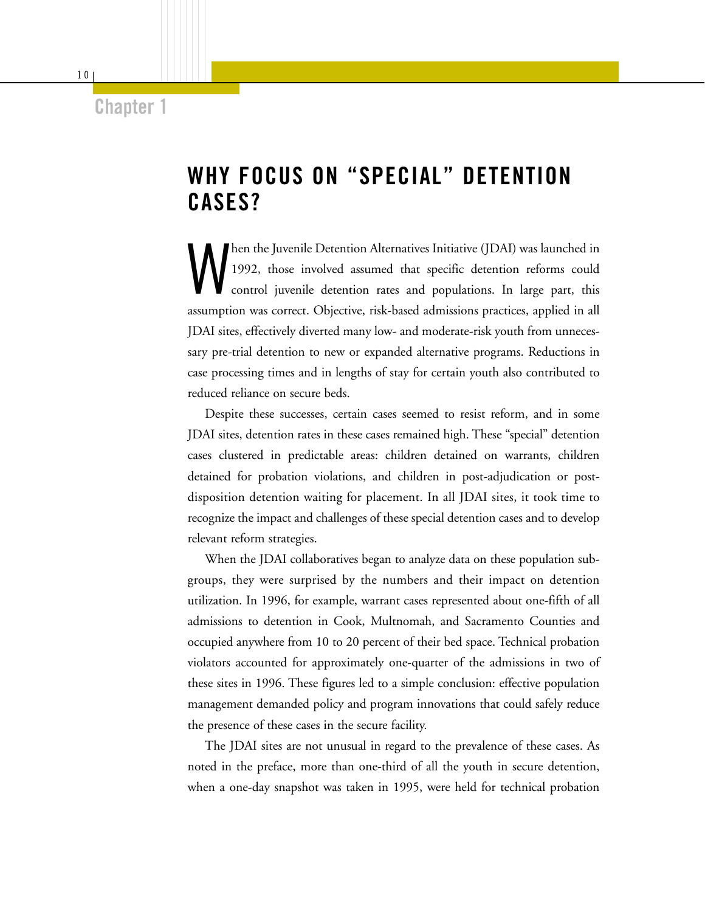# Chapter 1

## WHY FOCUS ON "SPECIAL" DETENTION CASES?

When the Juvenile Detention Alternatives Initiative (JDAI) was launched in 1992, those involved assumed that specific detention reforms could control juvenile detention rates and populations. In large part, this assumption was correct. Objective, risk-based admissions practices, applied in all JDAI sites, effectively diverted many low- and moderate-risk youth from unnecessary pre-trial detention to new or expanded alternative programs. Reductions in case processing times and in lengths of stay for certain youth also contributed to reduced reliance on secure beds.

Despite these successes, certain cases seemed to resist reform, and in some JDAI sites, detention rates in these cases remained high. These "special" detention cases clustered in predictable areas: children detained on warrants, children detained for probation violations, and children in post-adjudication or post-disposition detention waiting for placement. In all JDAI sites, it took time to recognize the impact and challenges of these special detention cases and to develop relevant reform strategies.

When the JDAI collaboratives began to analyze data on these population subgroups, they were surprised by the numbers and their impact on detention utilization. In 1996, for example, warrant cases represented about one-fifth of all admissions to detention in Cook, Multnomah, and Sacramento Counties and occupied anywhere from 10 to 20 percent of their bed space. Technical probation violators accounted for approximately one-quarter of the admissions in two of these sites in 1996. These figures led to a simple conclusion: effective population management demanded policy and program innovations that could safely reduce the presence of these cases in the secure facility.

The JDAI sites are not unusual in regard to the prevalence of these cases. As noted in the preface, more than one-third of all the youth in secure detention, when a one-day snapshot was taken in 1995, were held for technical probation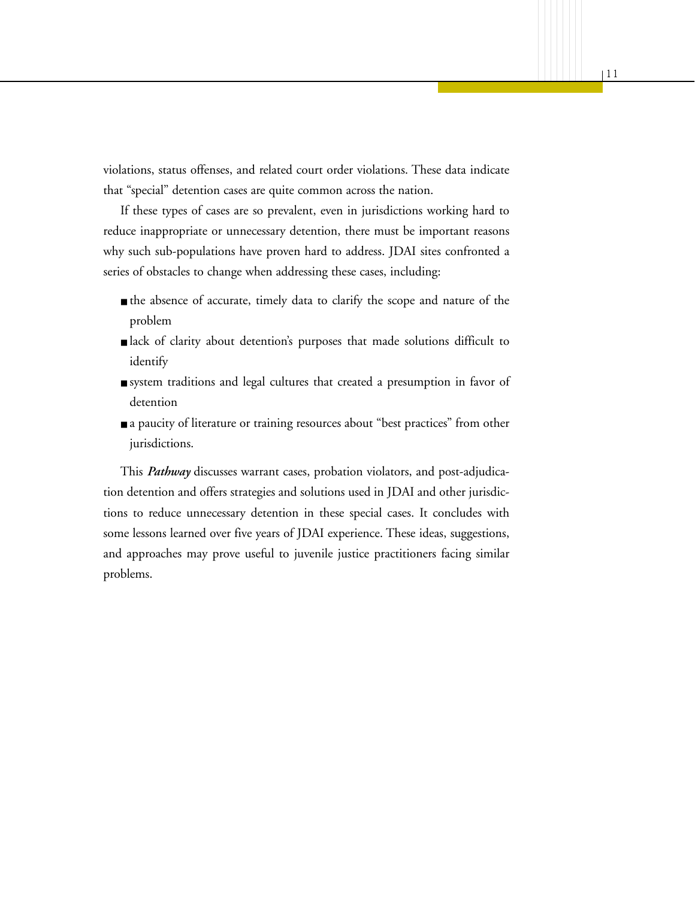violations, status offenses, and related court order violations. These data indicate that "special" detention cases are quite common across the nation.

If these types of cases are so prevalent, even in jurisdictions working hard to reduce inappropriate or unnecessary detention, there must be important reasons why such sub-populations have proven hard to address. JDAI sites confronted a series of obstacles to change when addressing these cases, including:

- the absence of accurate, timely data to clarify the scope and nature of the problem
- lack of clarity about detention's purposes that made solutions difficult to identify
- system traditions and legal cultures that created a presumption in favor of detention
- a paucity of literature or training resources about "best practices" from other jurisdictions.

This ***Pathway*** discusses warrant cases, probation violators, and post-adjudication detention and offers strategies and solutions used in JDAI and other jurisdictions to reduce unnecessary detention in these special cases. It concludes with some lessons learned over five years of JDAI experience. These ideas, suggestions, and approaches may prove useful to juvenile justice practitioners facing similar problems.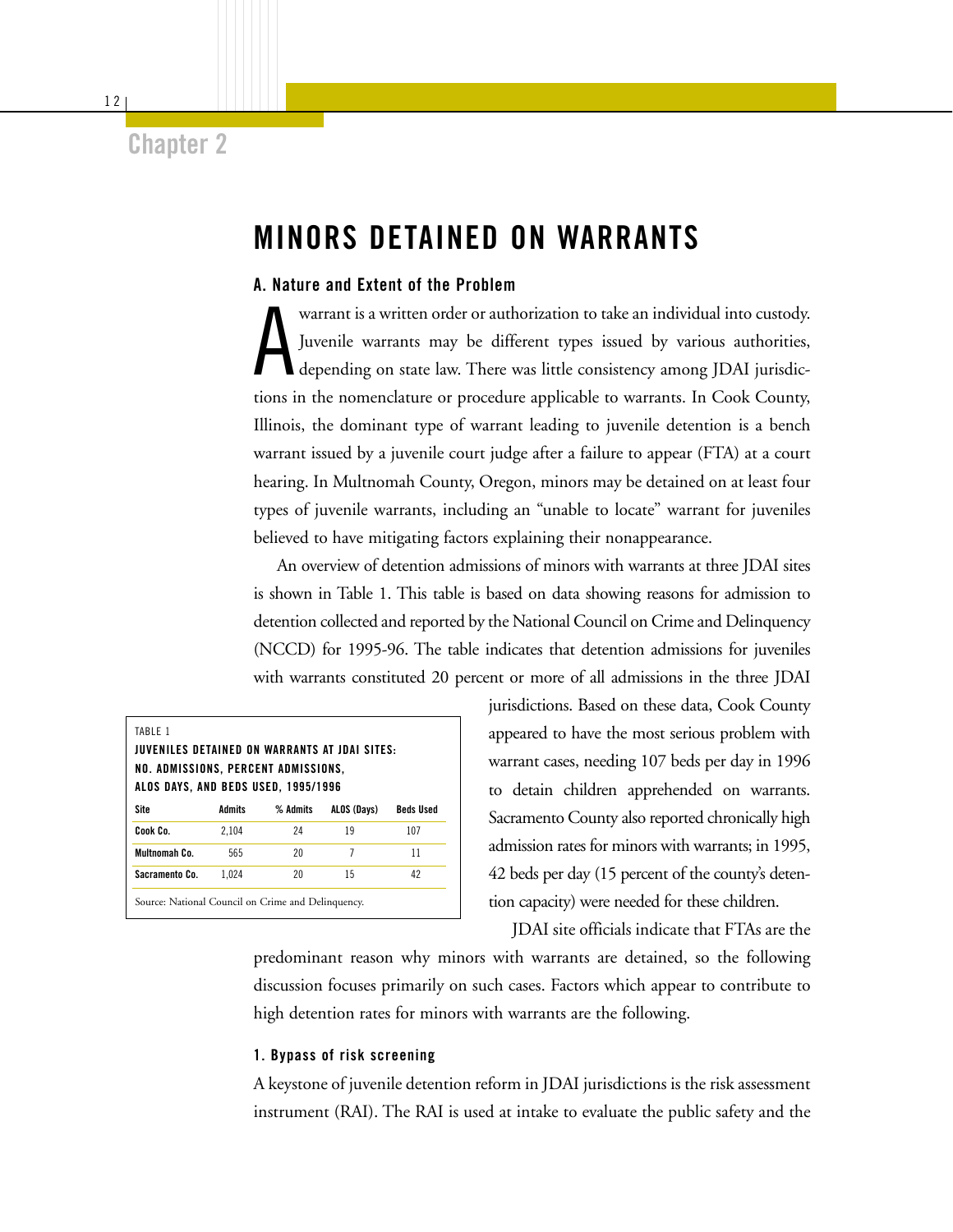Chapter 2

# MINORS DETAINED ON WARRANTS

## A. Nature and Extent of the Problem

A warrant is a written order or authorization to take an individual into custody. Juvenile warrants may be different types issued by various authorities, depending on state law. There was little consistency among JDAI jurisdictions in the nomenclature or procedure applicable to warrants. In Cook County, Illinois, the dominant type of warrant leading to juvenile detention is a bench warrant issued by a juvenile court judge after a failure to appear (FTA) at a court hearing. In Multnomah County, Oregon, minors may be detained on at least four types of juvenile warrants, including an "unable to locate" warrant for juveniles believed to have mitigating factors explaining their nonappearance.

An overview of detention admissions of minors with warrants at three JDAI sites is shown in Table 1. This table is based on data showing reasons for admission to detention collected and reported by the National Council on Crime and Delinquency (NCCD) for 1995-96. The table indicates that detention admissions for juveniles with warrants constituted 20 percent or more of all admissions in the three JDAI jurisdictions. Based on these data, Cook County appeared to have the most serious problem with warrant cases, needing 107 beds per day in 1996 to detain children apprehended on warrants. Sacramento County also reported chronically high admission rates for minors with warrants; in 1995, 42 beds per day (15 percent of the county's detention capacity) were needed for these children.

TABLE 1
**JUVENILES DETAINED ON WARRANTS AT JDAI SITES: NO. ADMISSIONS, PERCENT ADMISSIONS, ALOS DAYS, AND BEDS USED, 1995/1996**

| Site | Admits | % Admits | ALOS (Days) | Beds Used |
|---|---|---|---|---|
| Cook Co. | 2,104 | 24 | 19 | 107 |
| Multnomah Co. | 565 | 20 | 7 | 11 |
| Sacramento Co. | 1,024 | 20 | 15 | 42 |

Source: National Council on Crime and Delinquency.

JDAI site officials indicate that FTAs are the predominant reason why minors with warrants are detained, so the following discussion focuses primarily on such cases. Factors which appear to contribute to high detention rates for minors with warrants are the following.

### 1. Bypass of risk screening

A keystone of juvenile detention reform in JDAI jurisdictions is the risk assessment instrument (RAI). The RAI is used at intake to evaluate the public safety and the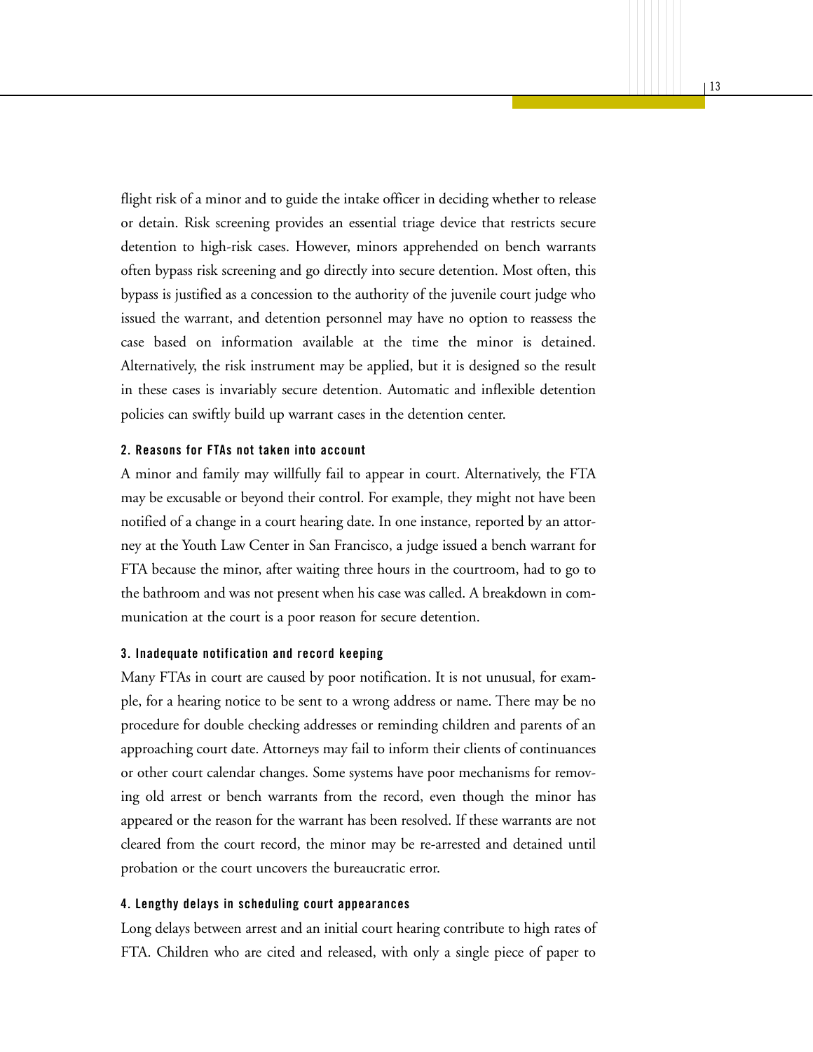flight risk of a minor and to guide the intake officer in deciding whether to release or detain. Risk screening provides an essential triage device that restricts secure detention to high-risk cases. However, minors apprehended on bench warrants often bypass risk screening and go directly into secure detention. Most often, this bypass is justified as a concession to the authority of the juvenile court judge who issued the warrant, and detention personnel may have no option to reassess the case based on information available at the time the minor is detained. Alternatively, the risk instrument may be applied, but it is designed so the result in these cases is invariably secure detention. Automatic and inflexible detention policies can swiftly build up warrant cases in the detention center.

#### 2. Reasons for FTAs not taken into account

A minor and family may willfully fail to appear in court. Alternatively, the FTA may be excusable or beyond their control. For example, they might not have been notified of a change in a court hearing date. In one instance, reported by an attorney at the Youth Law Center in San Francisco, a judge issued a bench warrant for FTA because the minor, after waiting three hours in the courtroom, had to go to the bathroom and was not present when his case was called. A breakdown in communication at the court is a poor reason for secure detention.

#### 3. Inadequate notification and record keeping

Many FTAs in court are caused by poor notification. It is not unusual, for example, for a hearing notice to be sent to a wrong address or name. There may be no procedure for double checking addresses or reminding children and parents of an approaching court date. Attorneys may fail to inform their clients of continuances or other court calendar changes. Some systems have poor mechanisms for removing old arrest or bench warrants from the record, even though the minor has appeared or the reason for the warrant has been resolved. If these warrants are not cleared from the court record, the minor may be re-arrested and detained until probation or the court uncovers the bureaucratic error.

#### 4. Lengthy delays in scheduling court appearances

Long delays between arrest and an initial court hearing contribute to high rates of FTA. Children who are cited and released, with only a single piece of paper to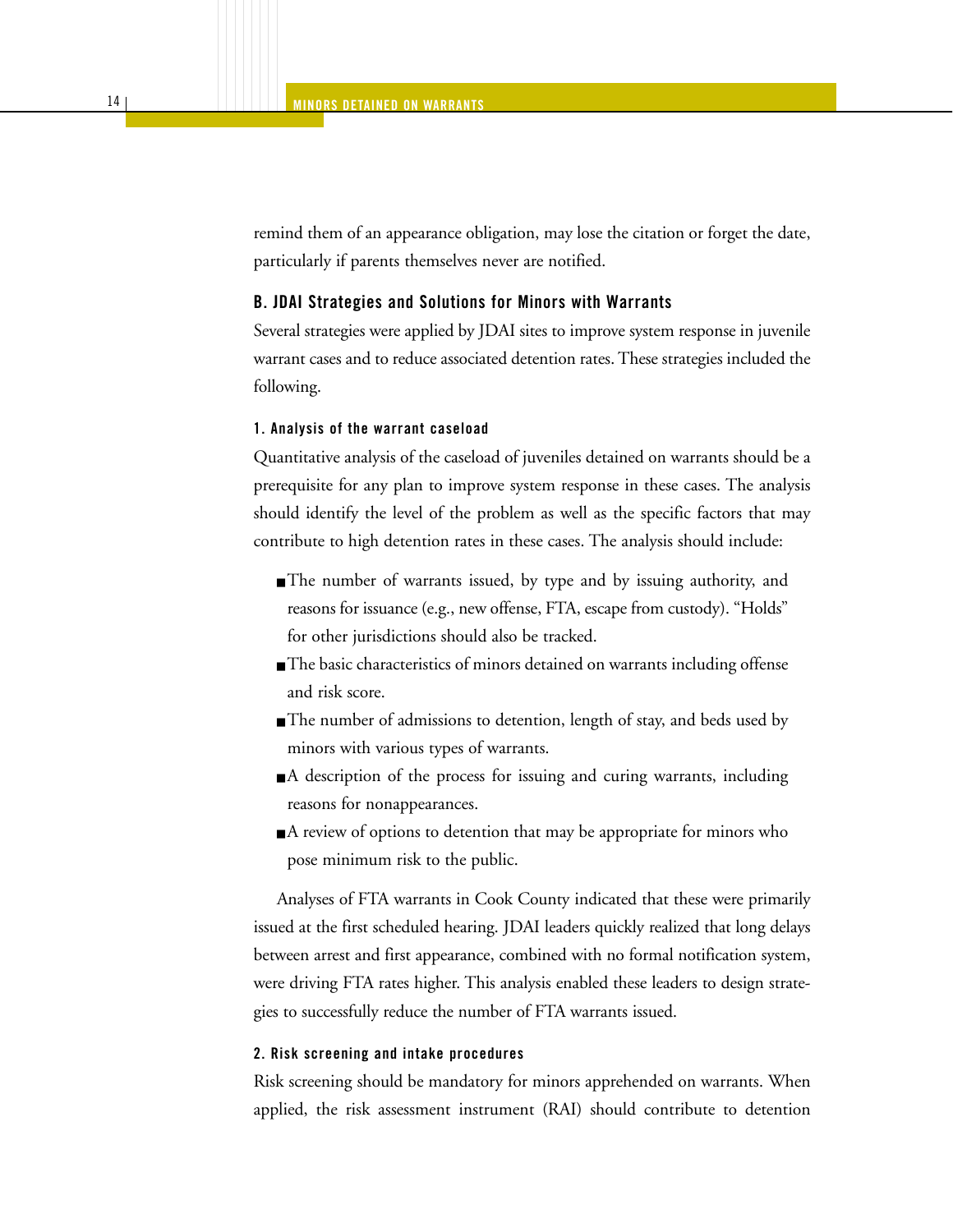remind them of an appearance obligation, may lose the citation or forget the date, particularly if parents themselves never are notified.

### B. JDAI Strategies and Solutions for Minors with Warrants

Several strategies were applied by JDAI sites to improve system response in juvenile warrant cases and to reduce associated detention rates. These strategies included the following.

#### 1. Analysis of the warrant caseload

Quantitative analysis of the caseload of juveniles detained on warrants should be a prerequisite for any plan to improve system response in these cases. The analysis should identify the level of the problem as well as the specific factors that may contribute to high detention rates in these cases. The analysis should include:

- The number of warrants issued, by type and by issuing authority, and reasons for issuance (e.g., new offense, FTA, escape from custody). "Holds" for other jurisdictions should also be tracked.
- The basic characteristics of minors detained on warrants including offense and risk score.
- The number of admissions to detention, length of stay, and beds used by minors with various types of warrants.
- A description of the process for issuing and curing warrants, including reasons for nonappearances.
- A review of options to detention that may be appropriate for minors who pose minimum risk to the public.

Analyses of FTA warrants in Cook County indicated that these were primarily issued at the first scheduled hearing. JDAI leaders quickly realized that long delays between arrest and first appearance, combined with no formal notification system, were driving FTA rates higher. This analysis enabled these leaders to design strategies to successfully reduce the number of FTA warrants issued.

#### 2. Risk screening and intake procedures

Risk screening should be mandatory for minors apprehended on warrants. When applied, the risk assessment instrument (RAI) should contribute to detention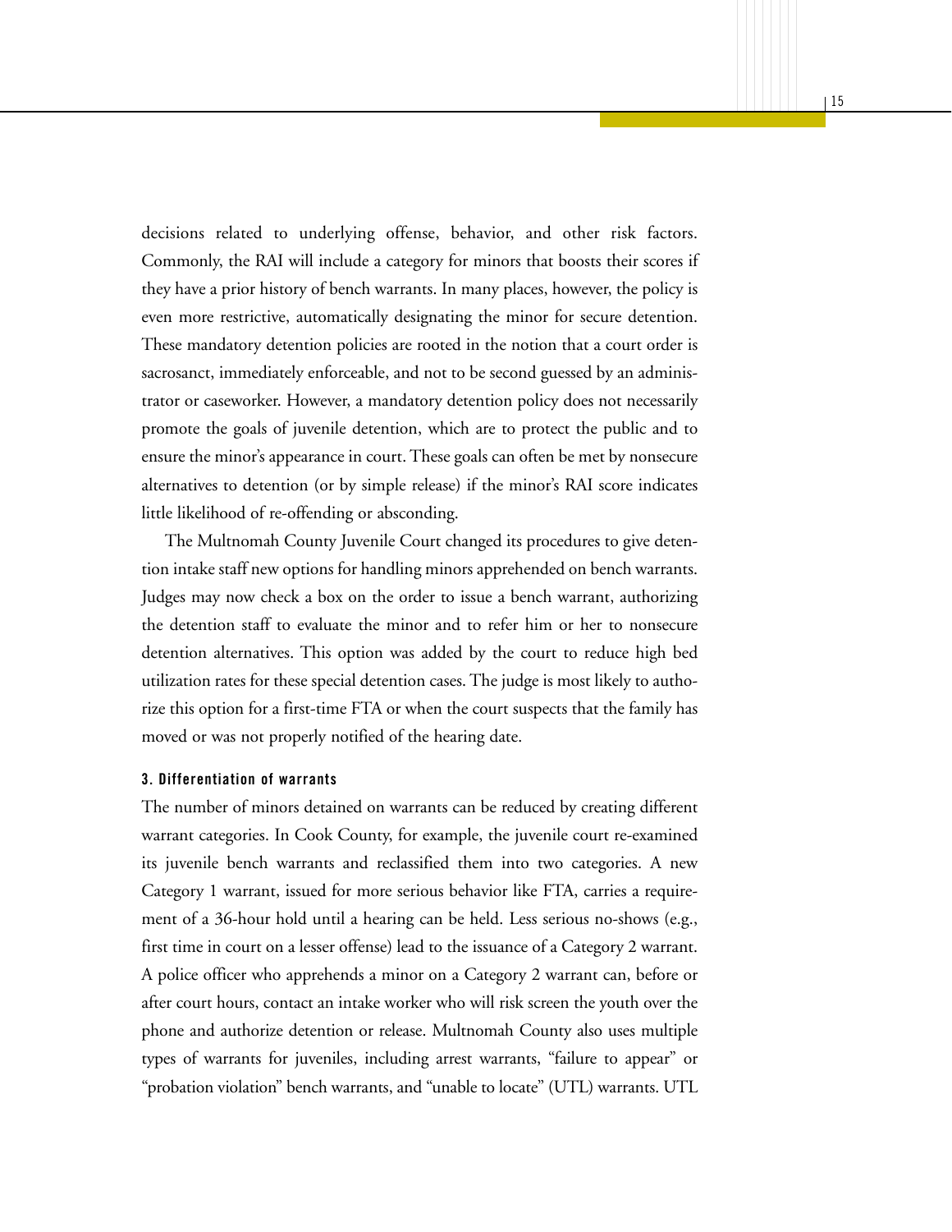decisions related to underlying offense, behavior, and other risk factors. Commonly, the RAI will include a category for minors that boosts their scores if they have a prior history of bench warrants. In many places, however, the policy is even more restrictive, automatically designating the minor for secure detention. These mandatory detention policies are rooted in the notion that a court order is sacrosanct, immediately enforceable, and not to be second guessed by an administrator or caseworker. However, a mandatory detention policy does not necessarily promote the goals of juvenile detention, which are to protect the public and to ensure the minor's appearance in court. These goals can often be met by nonsecure alternatives to detention (or by simple release) if the minor's RAI score indicates little likelihood of re-offending or absconding.

The Multnomah County Juvenile Court changed its procedures to give detention intake staff new options for handling minors apprehended on bench warrants. Judges may now check a box on the order to issue a bench warrant, authorizing the detention staff to evaluate the minor and to refer him or her to nonsecure detention alternatives. This option was added by the court to reduce high bed utilization rates for these special detention cases. The judge is most likely to authorize this option for a first-time FTA or when the court suspects that the family has moved or was not properly notified of the hearing date.

#### 3. Differentiation of warrants

The number of minors detained on warrants can be reduced by creating different warrant categories. In Cook County, for example, the juvenile court re-examined its juvenile bench warrants and reclassified them into two categories. A new Category 1 warrant, issued for more serious behavior like FTA, carries a requirement of a 36-hour hold until a hearing can be held. Less serious no-shows (e.g., first time in court on a lesser offense) lead to the issuance of a Category 2 warrant. A police officer who apprehends a minor on a Category 2 warrant can, before or after court hours, contact an intake worker who will risk screen the youth over the phone and authorize detention or release. Multnomah County also uses multiple types of warrants for juveniles, including arrest warrants, "failure to appear" or "probation violation" bench warrants, and "unable to locate" (UTL) warrants. UTL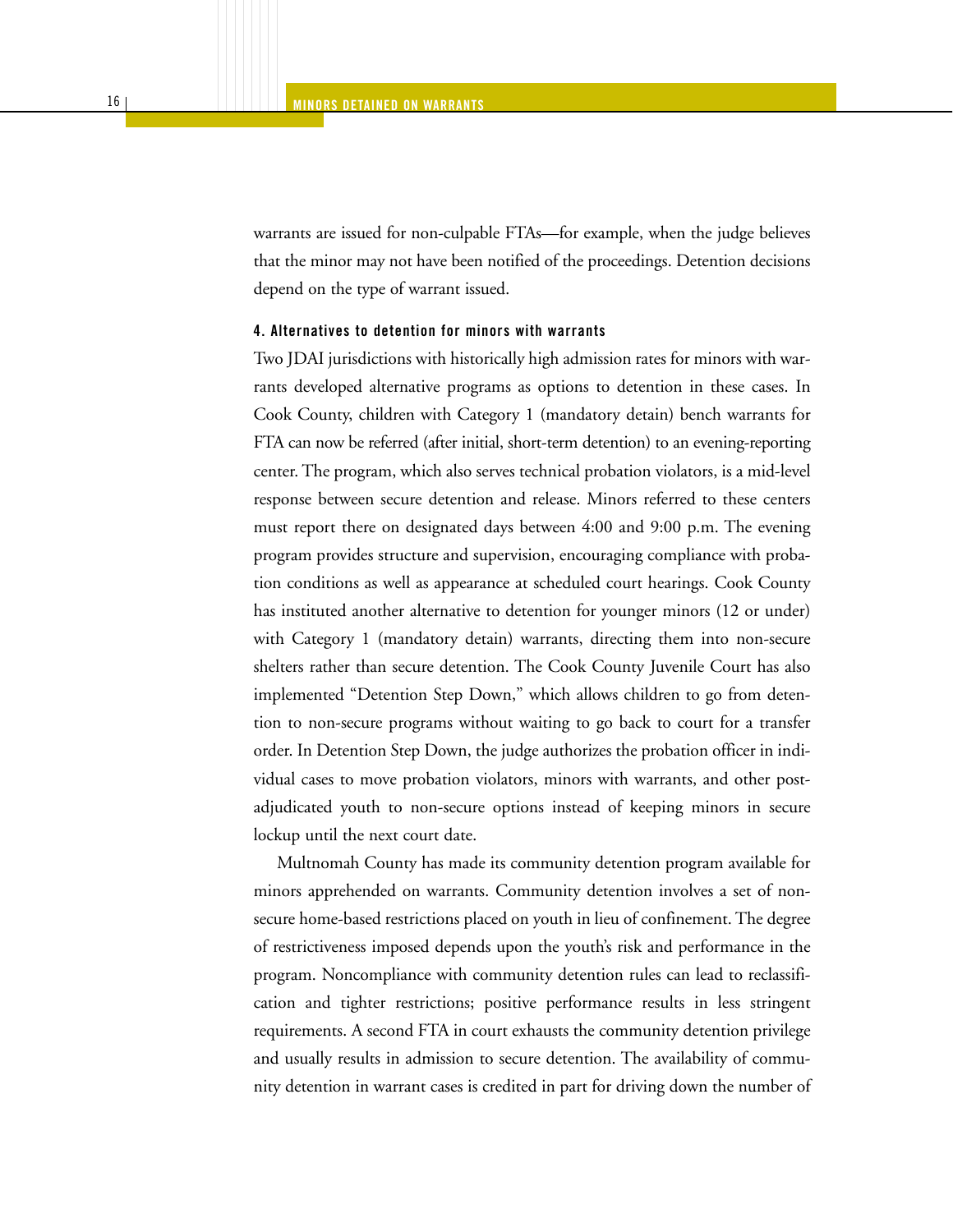warrants are issued for non-culpable FTAs—for example, when the judge believes that the minor may not have been notified of the proceedings. Detention decisions depend on the type of warrant issued.

#### 4. Alternatives to detention for minors with warrants

Two JDAI jurisdictions with historically high admission rates for minors with warrants developed alternative programs as options to detention in these cases. In Cook County, children with Category 1 (mandatory detain) bench warrants for FTA can now be referred (after initial, short-term detention) to an evening-reporting center. The program, which also serves technical probation violators, is a mid-level response between secure detention and release. Minors referred to these centers must report there on designated days between 4:00 and 9:00 p.m. The evening program provides structure and supervision, encouraging compliance with probation conditions as well as appearance at scheduled court hearings. Cook County has instituted another alternative to detention for younger minors (12 or under) with Category 1 (mandatory detain) warrants, directing them into non-secure shelters rather than secure detention. The Cook County Juvenile Court has also implemented "Detention Step Down," which allows children to go from detention to non-secure programs without waiting to go back to court for a transfer order. In Detention Step Down, the judge authorizes the probation officer in individual cases to move probation violators, minors with warrants, and other post-adjudicated youth to non-secure options instead of keeping minors in secure lockup until the next court date.

Multnomah County has made its community detention program available for minors apprehended on warrants. Community detention involves a set of non-secure home-based restrictions placed on youth in lieu of confinement. The degree of restrictiveness imposed depends upon the youth's risk and performance in the program. Noncompliance with community detention rules can lead to reclassification and tighter restrictions; positive performance results in less stringent requirements. A second FTA in court exhausts the community detention privilege and usually results in admission to secure detention. The availability of community detention in warrant cases is credited in part for driving down the number of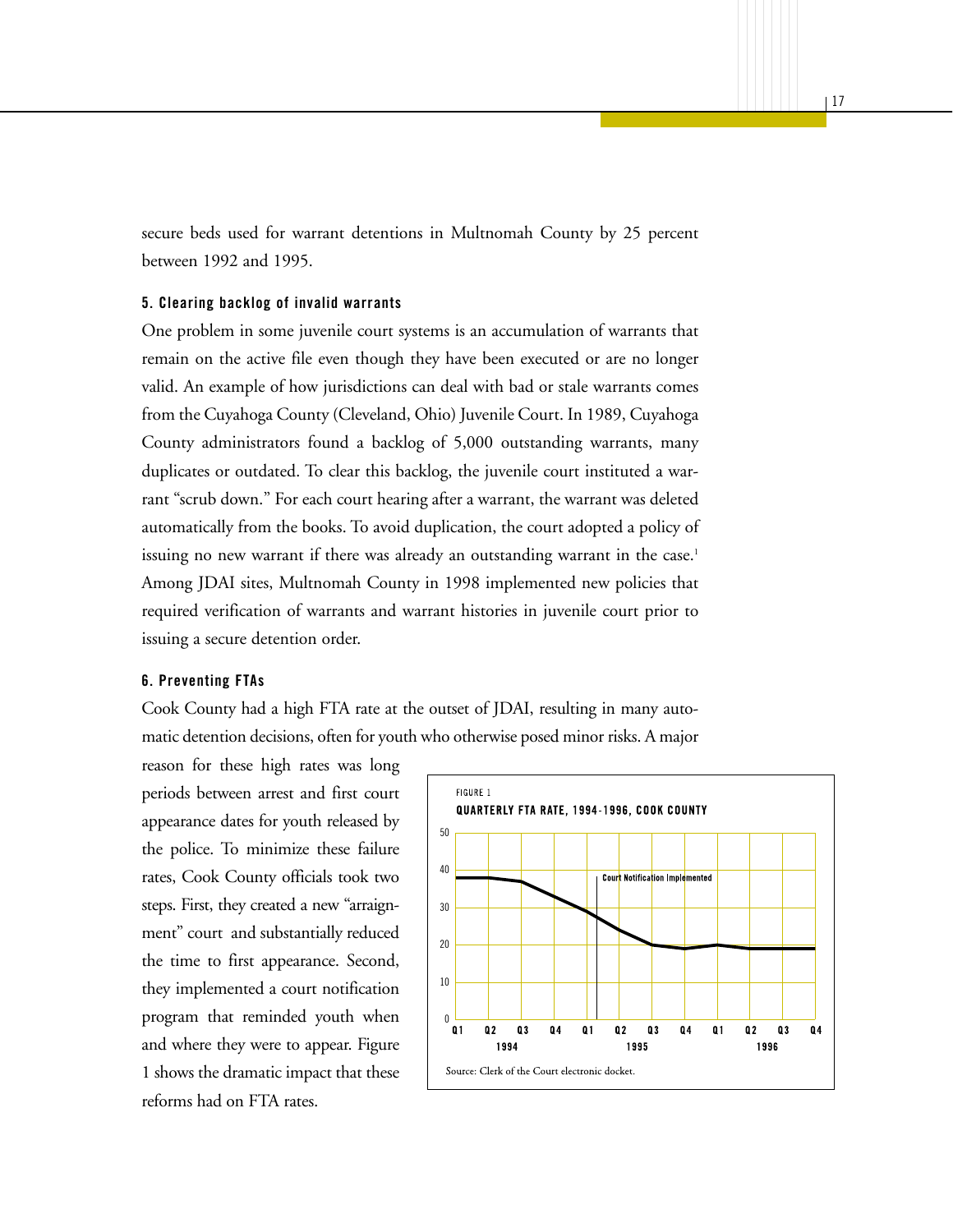secure beds used for warrant detentions in Multnomah County by 25 percent between 1992 and 1995.

#### 5. Clearing backlog of invalid warrants

One problem in some juvenile court systems is an accumulation of warrants that remain on the active file even though they have been executed or are no longer valid. An example of how jurisdictions can deal with bad or stale warrants comes from the Cuyahoga County (Cleveland, Ohio) Juvenile Court. In 1989, Cuyahoga County administrators found a backlog of 5,000 outstanding warrants, many duplicates or outdated. To clear this backlog, the juvenile court instituted a warrant "scrub down." For each court hearing after a warrant, the warrant was deleted automatically from the books. To avoid duplication, the court adopted a policy of issuing no new warrant if there was already an outstanding warrant in the case.[1] Among JDAI sites, Multnomah County in 1998 implemented new policies that required verification of warrants and warrant histories in juvenile court prior to issuing a secure detention order.

#### 6. Preventing FTAs

Cook County had a high FTA rate at the outset of JDAI, resulting in many automatic detention decisions, often for youth who otherwise posed minor risks. A major reason for these high rates was long periods between arrest and first court appearance dates for youth released by the police. To minimize these failure rates, Cook County officials took two steps. First, they created a new "arraignment" court and substantially reduced the time to first appearance. Second, they implemented a court notification program that reminded youth when and where they were to appear. Figure 1 shows the dramatic impact that these reforms had on FTA rates.

FIGURE 1

**QUARTERLY FTA RATE, 1994-1996, COOK COUNTY**

Source: Clerk of the Court electronic docket.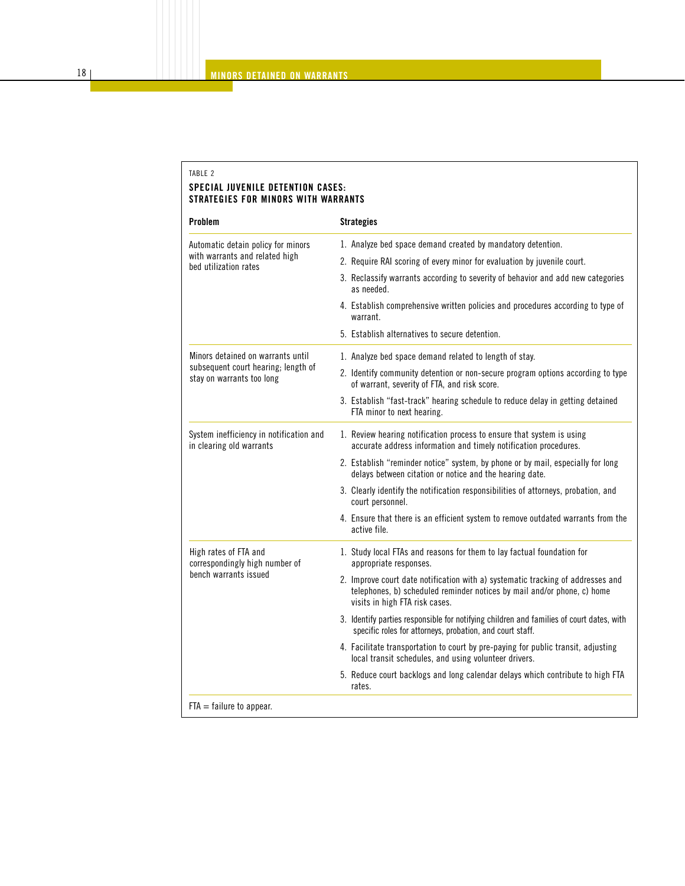TABLE 2

**SPECIAL JUVENILE DETENTION CASES: STRATEGIES FOR MINORS WITH WARRANTS**

| Problem | Strategies |
| --- | --- |
| Automatic detain policy for minors with warrants and related high bed utilization rates | 1. Analyze bed space demand created by mandatory detention.<br>2. Require RAI scoring of every minor for evaluation by juvenile court.<br>3. Reclassify warrants according to severity of behavior and add new categories as needed.<br>4. Establish comprehensive written policies and procedures according to type of warrant.<br>5. Establish alternatives to secure detention. |
| Minors detained on warrants until subsequent court hearing; length of stay on warrants too long | 1. Analyze bed space demand related to length of stay.<br>2. Identify community detention or non-secure program options according to type of warrant, severity of FTA, and risk score.<br>3. Establish "fast-track" hearing schedule to reduce delay in getting detained FTA minor to next hearing. |
| System inefficiency in notification and in clearing old warrants | 1. Review hearing notification process to ensure that system is using accurate address information and timely notification procedures.<br>2. Establish "reminder notice" system, by phone or by mail, especially for long delays between citation or notice and the hearing date.<br>3. Clearly identify the notification responsibilities of attorneys, probation, and court personnel.<br>4. Ensure that there is an efficient system to remove outdated warrants from the active file. |
| High rates of FTA and correspondingly high number of bench warrants issued | 1. Study local FTAs and reasons for them to lay factual foundation for appropriate responses.<br>2. Improve court date notification with a) systematic tracking of addresses and telephones, b) scheduled reminder notices by mail and/or phone, c) home visits in high FTA risk cases.<br>3. Identify parties responsible for notifying children and families of court dates, with specific roles for attorneys, probation, and court staff.<br>4. Facilitate transportation to court by pre-paying for public transit, adjusting local transit schedules, and using volunteer drivers.<br>5. Reduce court backlogs and long calendar delays which contribute to high FTA rates. |

FTA = failure to appear.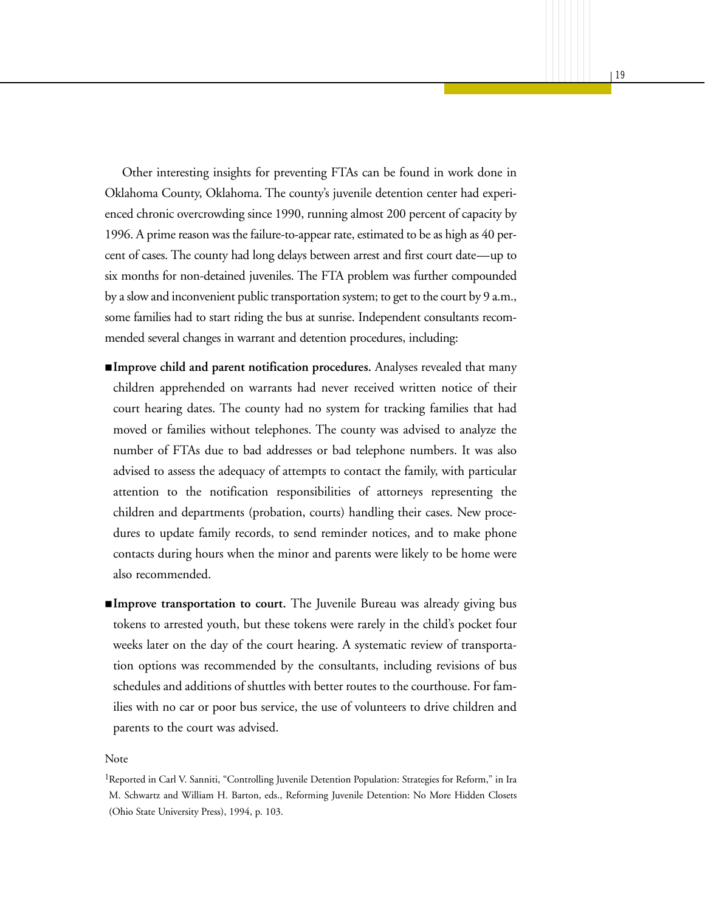Other interesting insights for preventing FTAs can be found in work done in Oklahoma County, Oklahoma. The county's juvenile detention center had experienced chronic overcrowding since 1990, running almost 200 percent of capacity by 1996. A prime reason was the failure-to-appear rate, estimated to be as high as 40 percent of cases. The county had long delays between arrest and first court date—up to six months for non-detained juveniles. The FTA problem was further compounded by a slow and inconvenient public transportation system; to get to the court by 9 a.m., some families had to start riding the bus at sunrise. Independent consultants recommended several changes in warrant and detention procedures, including:

- **Improve child and parent notification procedures.** Analyses revealed that many children apprehended on warrants had never received written notice of their court hearing dates. The county had no system for tracking families that had moved or families without telephones. The county was advised to analyze the number of FTAs due to bad addresses or bad telephone numbers. It was also advised to assess the adequacy of attempts to contact the family, with particular attention to the notification responsibilities of attorneys representing the children and departments (probation, courts) handling their cases. New procedures to update family records, to send reminder notices, and to make phone contacts during hours when the minor and parents were likely to be home were also recommended.

- **Improve transportation to court.** The Juvenile Bureau was already giving bus tokens to arrested youth, but these tokens were rarely in the child's pocket four weeks later on the day of the court hearing. A systematic review of transportation options was recommended by the consultants, including revisions of bus schedules and additions of shuttles with better routes to the courthouse. For families with no car or poor bus service, the use of volunteers to drive children and parents to the court was advised.

Note

[1]Reported in Carl V. Sanniti, "Controlling Juvenile Detention Population: Strategies for Reform," in Ira M. Schwartz and William H. Barton, eds., Reforming Juvenile Detention: No More Hidden Closets (Ohio State University Press), 1994, p. 103.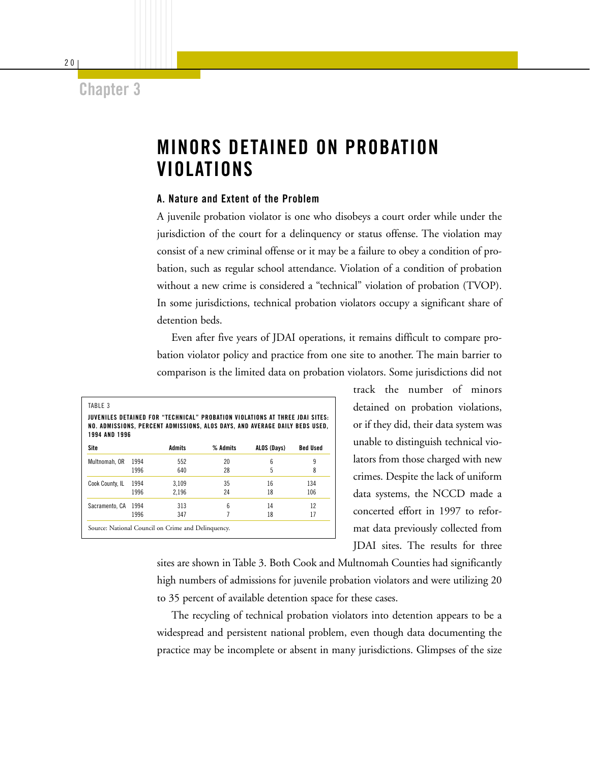Chapter 3

# MINORS DETAINED ON PROBATION VIOLATIONS

### A. Nature and Extent of the Problem

A juvenile probation violator is one who disobeys a court order while under the jurisdiction of the court for a delinquency or status offense. The violation may consist of a new criminal offense or it may be a failure to obey a condition of probation, such as regular school attendance. Violation of a condition of probation without a new crime is considered a "technical" violation of probation (TVOP). In some jurisdictions, technical probation violators occupy a significant share of detention beds.

Even after five years of JDAI operations, it remains difficult to compare probation violator policy and practice from one site to another. The main barrier to comparison is the limited data on probation violators. Some jurisdictions did not track the number of minors detained on probation violations, or if they did, their data system was unable to distinguish technical violators from those charged with new crimes. Despite the lack of uniform data systems, the NCCD made a concerted effort in 1997 to reformat data previously collected from JDAI sites. The results for three sites are shown in Table 3. Both Cook and Multnomah Counties had significantly high numbers of admissions for juvenile probation violators and were utilizing 20 to 35 percent of available detention space for these cases.

TABLE 3

**JUVENILES DETAINED FOR "TECHNICAL" PROBATION VIOLATIONS AT THREE JDAI SITES: NO. ADMISSIONS, PERCENT ADMISSIONS, ALOS DAYS, AND AVERAGE DAILY BEDS USED, 1994 AND 1996**

| Site | | Admits | % Admits | ALOS (Days) | Bed Used |
|---|---|---|---|---|---|
| Multnomah, OR | 1994 | 552 | 20 | 6 | 9 |
| | 1996 | 640 | 28 | 5 | 8 |
| Cook County, IL | 1994 | 3,109 | 35 | 16 | 134 |
| | 1996 | 2,196 | 24 | 18 | 106 |
| Sacramento, CA | 1994 | 313 | 6 | 14 | 12 |
| | 1996 | 347 | 7 | 18 | 17 |

Source: National Council on Crime and Delinquency.

The recycling of technical probation violators into detention appears to be a widespread and persistent national problem, even though data documenting the practice may be incomplete or absent in many jurisdictions. Glimpses of the size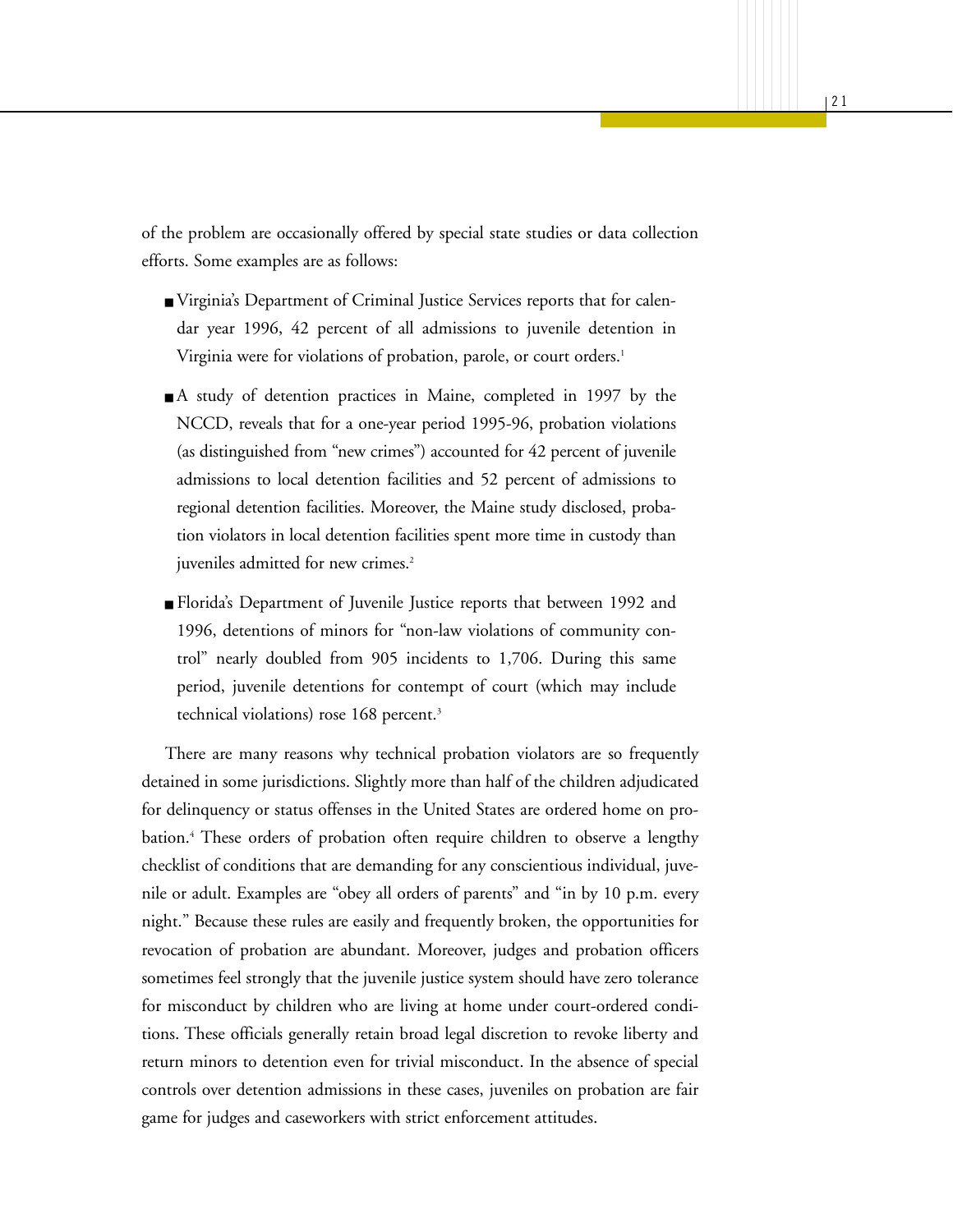of the problem are occasionally offered by special state studies or data collection efforts. Some examples are as follows:

- Virginia's Department of Criminal Justice Services reports that for calendar year 1996, 42 percent of all admissions to juvenile detention in Virginia were for violations of probation, parole, or court orders.[1]

- A study of detention practices in Maine, completed in 1997 by the NCCD, reveals that for a one-year period 1995-96, probation violations (as distinguished from "new crimes") accounted for 42 percent of juvenile admissions to local detention facilities and 52 percent of admissions to regional detention facilities. Moreover, the Maine study disclosed, probation violators in local detention facilities spent more time in custody than juveniles admitted for new crimes.[2]

- Florida's Department of Juvenile Justice reports that between 1992 and 1996, detentions of minors for "non-law violations of community control" nearly doubled from 905 incidents to 1,706. During this same period, juvenile detentions for contempt of court (which may include technical violations) rose 168 percent.[3]

There are many reasons why technical probation violators are so frequently detained in some jurisdictions. Slightly more than half of the children adjudicated for delinquency or status offenses in the United States are ordered home on probation.[4] These orders of probation often require children to observe a lengthy checklist of conditions that are demanding for any conscientious individual, juvenile or adult. Examples are "obey all orders of parents" and "in by 10 p.m. every night." Because these rules are easily and frequently broken, the opportunities for revocation of probation are abundant. Moreover, judges and probation officers sometimes feel strongly that the juvenile justice system should have zero tolerance for misconduct by children who are living at home under court-ordered conditions. These officials generally retain broad legal discretion to revoke liberty and return minors to detention even for trivial misconduct. In the absence of special controls over detention admissions in these cases, juveniles on probation are fair game for judges and caseworkers with strict enforcement attitudes.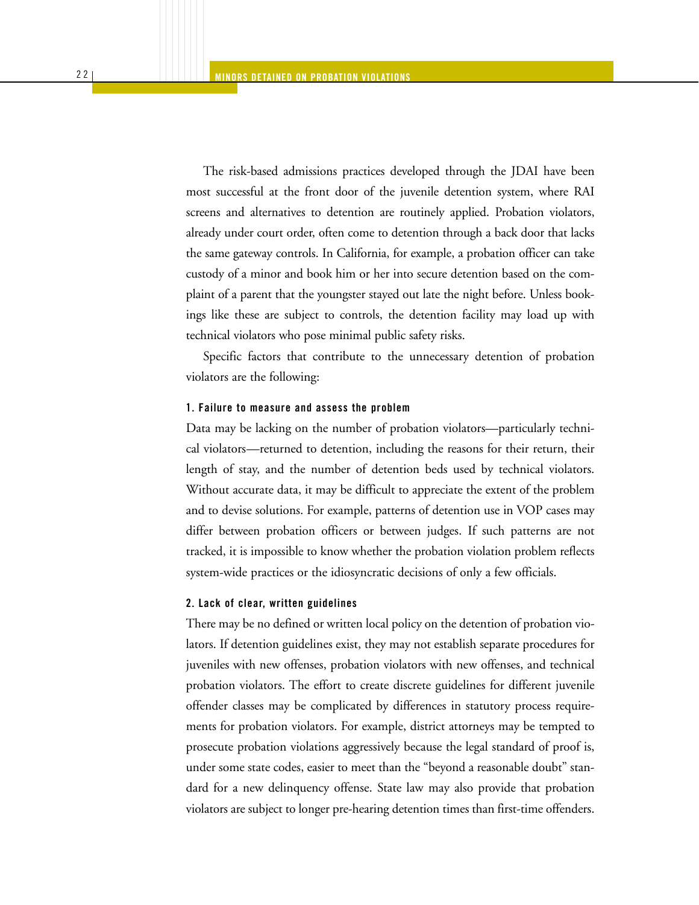The risk-based admissions practices developed through the JDAI have been most successful at the front door of the juvenile detention system, where RAI screens and alternatives to detention are routinely applied. Probation violators, already under court order, often come to detention through a back door that lacks the same gateway controls. In California, for example, a probation officer can take custody of a minor and book him or her into secure detention based on the complaint of a parent that the youngster stayed out late the night before. Unless bookings like these are subject to controls, the detention facility may load up with technical violators who pose minimal public safety risks.

Specific factors that contribute to the unnecessary detention of probation violators are the following:

#### 1. Failure to measure and assess the problem

Data may be lacking on the number of probation violators—particularly technical violators—returned to detention, including the reasons for their return, their length of stay, and the number of detention beds used by technical violators. Without accurate data, it may be difficult to appreciate the extent of the problem and to devise solutions. For example, patterns of detention use in VOP cases may differ between probation officers or between judges. If such patterns are not tracked, it is impossible to know whether the probation violation problem reflects system-wide practices or the idiosyncratic decisions of only a few officials.

#### 2. Lack of clear, written guidelines

There may be no defined or written local policy on the detention of probation violators. If detention guidelines exist, they may not establish separate procedures for juveniles with new offenses, probation violators with new offenses, and technical probation violators. The effort to create discrete guidelines for different juvenile offender classes may be complicated by differences in statutory process requirements for probation violators. For example, district attorneys may be tempted to prosecute probation violations aggressively because the legal standard of proof is, under some state codes, easier to meet than the "beyond a reasonable doubt" standard for a new delinquency offense. State law may also provide that probation violators are subject to longer pre-hearing detention times than first-time offenders.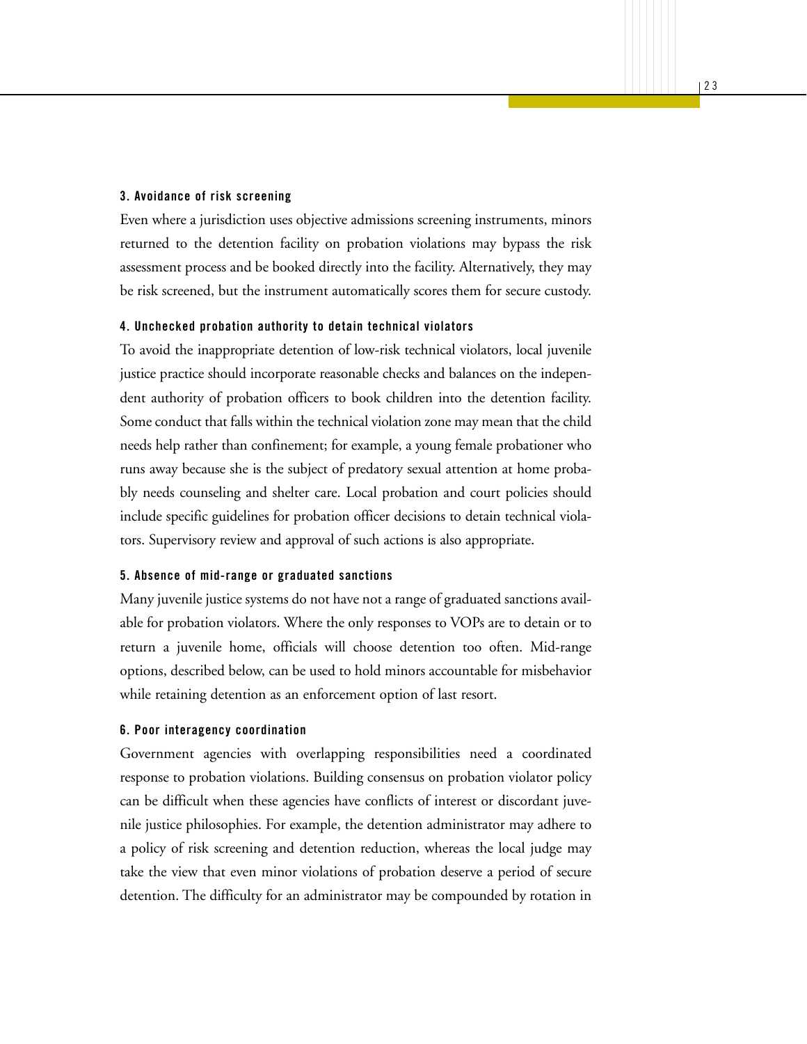#### 3. Avoidance of risk screening

Even where a jurisdiction uses objective admissions screening instruments, minors returned to the detention facility on probation violations may bypass the risk assessment process and be booked directly into the facility. Alternatively, they may be risk screened, but the instrument automatically scores them for secure custody.

#### 4. Unchecked probation authority to detain technical violators

To avoid the inappropriate detention of low-risk technical violators, local juvenile justice practice should incorporate reasonable checks and balances on the independent authority of probation officers to book children into the detention facility. Some conduct that falls within the technical violation zone may mean that the child needs help rather than confinement; for example, a young female probationer who runs away because she is the subject of predatory sexual attention at home probably needs counseling and shelter care. Local probation and court policies should include specific guidelines for probation officer decisions to detain technical violators. Supervisory review and approval of such actions is also appropriate.

#### 5. Absence of mid-range or graduated sanctions

Many juvenile justice systems do not have not a range of graduated sanctions available for probation violators. Where the only responses to VOPs are to detain or to return a juvenile home, officials will choose detention too often. Mid-range options, described below, can be used to hold minors accountable for misbehavior while retaining detention as an enforcement option of last resort.

#### 6. Poor interagency coordination

Government agencies with overlapping responsibilities need a coordinated response to probation violations. Building consensus on probation violator policy can be difficult when these agencies have conflicts of interest or discordant juvenile justice philosophies. For example, the detention administrator may adhere to a policy of risk screening and detention reduction, whereas the local judge may take the view that even minor violations of probation deserve a period of secure detention. The difficulty for an administrator may be compounded by rotation in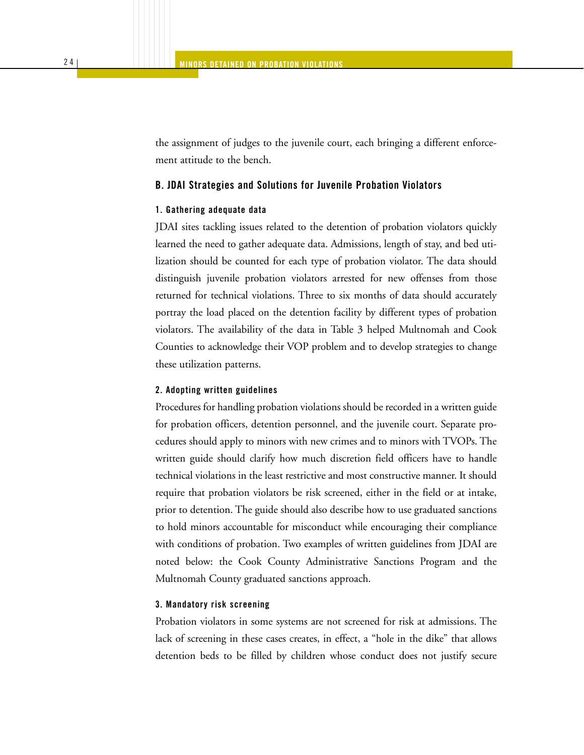the assignment of judges to the juvenile court, each bringing a different enforcement attitude to the bench.

## B. JDAI Strategies and Solutions for Juvenile Probation Violators

### 1. Gathering adequate data

JDAI sites tackling issues related to the detention of probation violators quickly learned the need to gather adequate data. Admissions, length of stay, and bed utilization should be counted for each type of probation violator. The data should distinguish juvenile probation violators arrested for new offenses from those returned for technical violations. Three to six months of data should accurately portray the load placed on the detention facility by different types of probation violators. The availability of the data in Table 3 helped Multnomah and Cook Counties to acknowledge their VOP problem and to develop strategies to change these utilization patterns.

### 2. Adopting written guidelines

Procedures for handling probation violations should be recorded in a written guide for probation officers, detention personnel, and the juvenile court. Separate procedures should apply to minors with new crimes and to minors with TVOPs. The written guide should clarify how much discretion field officers have to handle technical violations in the least restrictive and most constructive manner. It should require that probation violators be risk screened, either in the field or at intake, prior to detention. The guide should also describe how to use graduated sanctions to hold minors accountable for misconduct while encouraging their compliance with conditions of probation. Two examples of written guidelines from JDAI are noted below: the Cook County Administrative Sanctions Program and the Multnomah County graduated sanctions approach.

### 3. Mandatory risk screening

Probation violators in some systems are not screened for risk at admissions. The lack of screening in these cases creates, in effect, a "hole in the dike" that allows detention beds to be filled by children whose conduct does not justify secure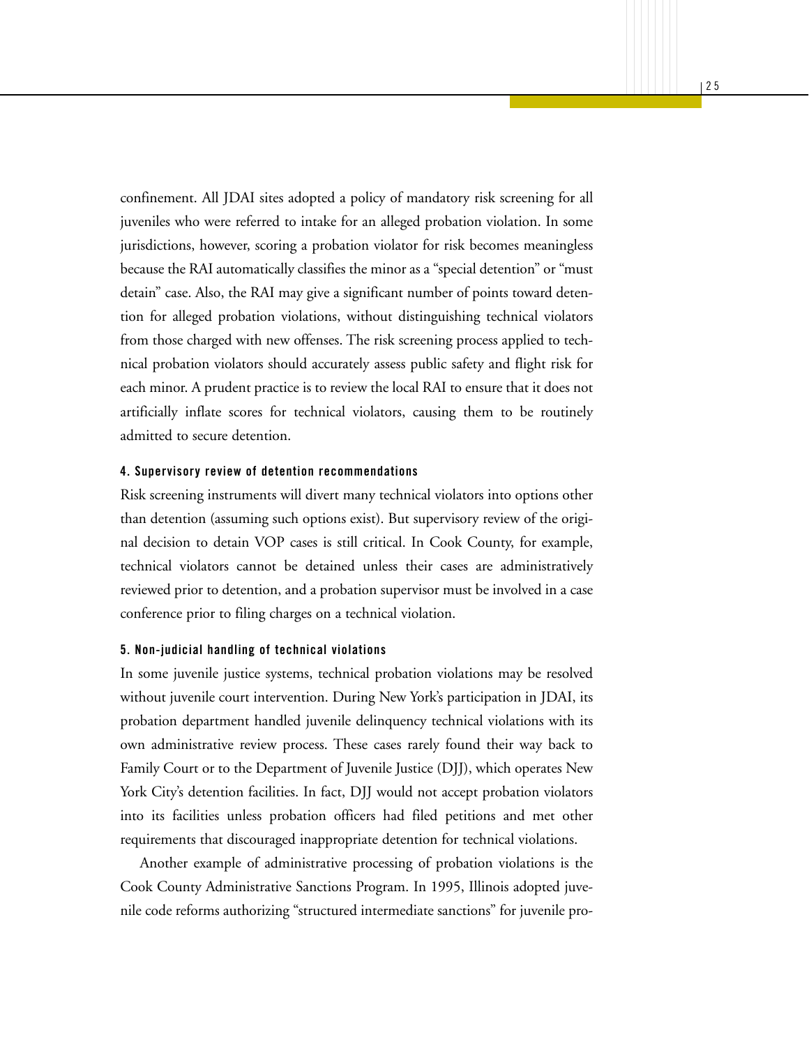confinement. All JDAI sites adopted a policy of mandatory risk screening for all juveniles who were referred to intake for an alleged probation violation. In some jurisdictions, however, scoring a probation violator for risk becomes meaningless because the RAI automatically classifies the minor as a "special detention" or "must detain" case. Also, the RAI may give a significant number of points toward detention for alleged probation violations, without distinguishing technical violators from those charged with new offenses. The risk screening process applied to technical probation violators should accurately assess public safety and flight risk for each minor. A prudent practice is to review the local RAI to ensure that it does not artificially inflate scores for technical violators, causing them to be routinely admitted to secure detention.

#### 4. Supervisory review of detention recommendations

Risk screening instruments will divert many technical violators into options other than detention (assuming such options exist). But supervisory review of the original decision to detain VOP cases is still critical. In Cook County, for example, technical violators cannot be detained unless their cases are administratively reviewed prior to detention, and a probation supervisor must be involved in a case conference prior to filing charges on a technical violation.

#### 5. Non-judicial handling of technical violations

In some juvenile justice systems, technical probation violations may be resolved without juvenile court intervention. During New York's participation in JDAI, its probation department handled juvenile delinquency technical violations with its own administrative review process. These cases rarely found their way back to Family Court or to the Department of Juvenile Justice (DJJ), which operates New York City's detention facilities. In fact, DJJ would not accept probation violators into its facilities unless probation officers had filed petitions and met other requirements that discouraged inappropriate detention for technical violations.

Another example of administrative processing of probation violations is the Cook County Administrative Sanctions Program. In 1995, Illinois adopted juvenile code reforms authorizing "structured intermediate sanctions" for juvenile pro-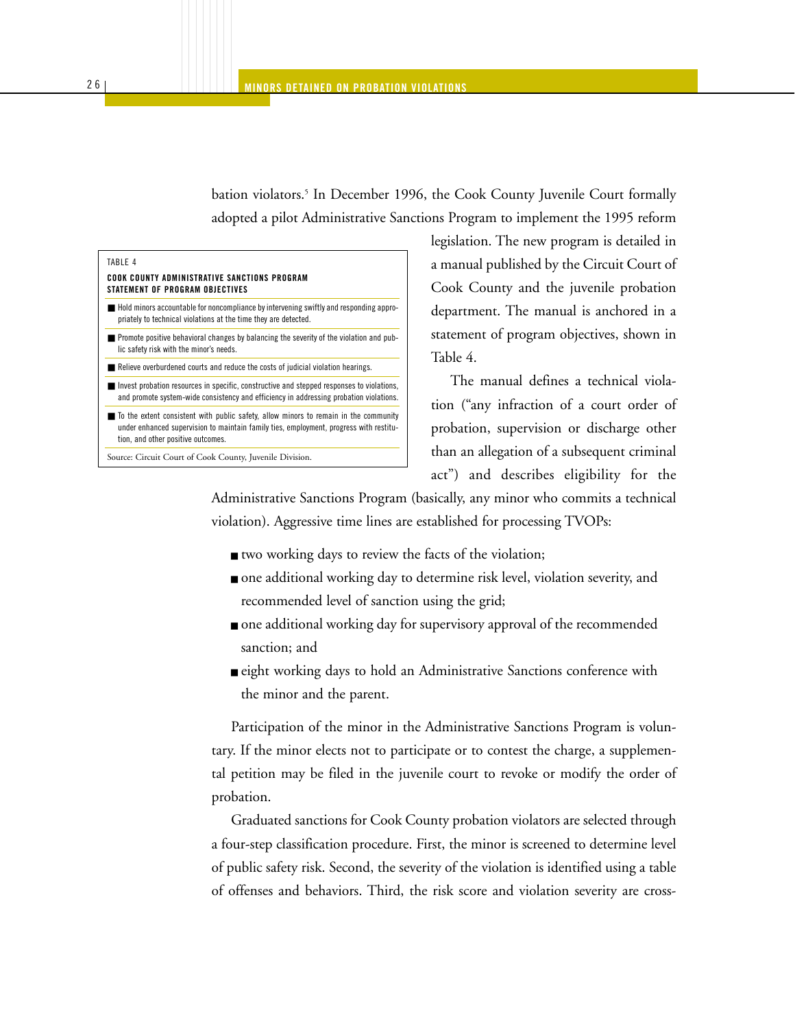bation violators.[5] In December 1996, the Cook County Juvenile Court formally adopted a pilot Administrative Sanctions Program to implement the 1995 reform legislation. The new program is detailed in a manual published by the Circuit Court of Cook County and the juvenile probation department. The manual is anchored in a statement of program objectives, shown in Table 4.

TABLE 4

**COOK COUNTY ADMINISTRATIVE SANCTIONS PROGRAM STATEMENT OF PROGRAM OBJECTIVES**

- Hold minors accountable for noncompliance by intervening swiftly and responding appropriately to technical violations at the time they are detected.
- Promote positive behavioral changes by balancing the severity of the violation and public safety risk with the minor's needs.
- Relieve overburdened courts and reduce the costs of judicial violation hearings.
- Invest probation resources in specific, constructive and stepped responses to violations, and promote system-wide consistency and efficiency in addressing probation violations.
- To the extent consistent with public safety, allow minors to remain in the community under enhanced supervision to maintain family ties, employment, progress with restitution, and other positive outcomes.

Source: Circuit Court of Cook County, Juvenile Division.

The manual defines a technical violation ("any infraction of a court order of probation, supervision or discharge other than an allegation of a subsequent criminal act") and describes eligibility for the Administrative Sanctions Program (basically, any minor who commits a technical violation). Aggressive time lines are established for processing TVOPs:

- two working days to review the facts of the violation;
- one additional working day to determine risk level, violation severity, and recommended level of sanction using the grid;
- one additional working day for supervisory approval of the recommended sanction; and
- eight working days to hold an Administrative Sanctions conference with the minor and the parent.

Participation of the minor in the Administrative Sanctions Program is voluntary. If the minor elects not to participate or to contest the charge, a supplemental petition may be filed in the juvenile court to revoke or modify the order of probation.

Graduated sanctions for Cook County probation violators are selected through a four-step classification procedure. First, the minor is screened to determine level of public safety risk. Second, the severity of the violation is identified using a table of offenses and behaviors. Third, the risk score and violation severity are cross-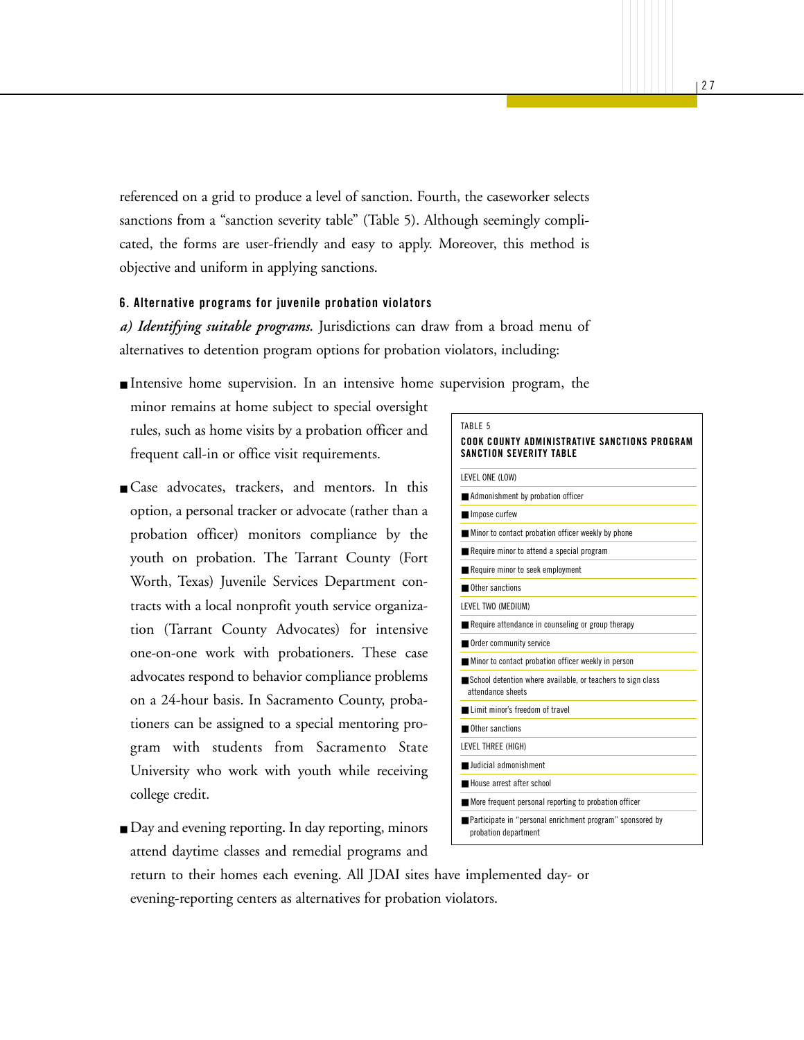referenced on a grid to produce a level of sanction. Fourth, the caseworker selects sanctions from a "sanction severity table" (Table 5). Although seemingly complicated, the forms are user-friendly and easy to apply. Moreover, this method is objective and uniform in applying sanctions.

#### 6. Alternative programs for juvenile probation violators

***a) Identifying suitable programs.*** Jurisdictions can draw from a broad menu of alternatives to detention program options for probation violators, including:

- Intensive home supervision. In an intensive home supervision program, the minor remains at home subject to special oversight rules, such as home visits by a probation officer and frequent call-in or office visit requirements.

- Case advocates, trackers, and mentors. In this option, a personal tracker or advocate (rather than a probation officer) monitors compliance by the youth on probation. The Tarrant County (Fort Worth, Texas) Juvenile Services Department contracts with a local nonprofit youth service organization (Tarrant County Advocates) for intensive one-on-one work with probationers. These case advocates respond to behavior compliance problems on a 24-hour basis. In Sacramento County, probationers can be assigned to a special mentoring program with students from Sacramento State University who work with youth while receiving college credit.

- Day and evening reporting. In day reporting, minors attend daytime classes and remedial programs and return to their homes each evening. All JDAI sites have implemented day- or evening-reporting centers as alternatives for probation violators.

TABLE 5

**COOK COUNTY ADMINISTRATIVE SANCTIONS PROGRAM SANCTION SEVERITY TABLE**

| LEVEL ONE (LOW) |
|---|
| Admonishment by probation officer |
| Impose curfew |
| Minor to contact probation officer weekly by phone |
| Require minor to attend a special program |
| Require minor to seek employment |
| Other sanctions |
| **LEVEL TWO (MEDIUM)** |
| Require attendance in counseling or group therapy |
| Order community service |
| Minor to contact probation officer weekly in person |
| School detention where available, or teachers to sign class attendance sheets |
| Limit minor's freedom of travel |
| Other sanctions |
| **LEVEL THREE (HIGH)** |
| Judicial admonishment |
| House arrest after school |
| More frequent personal reporting to probation officer |
| Participate in "personal enrichment program" sponsored by probation department |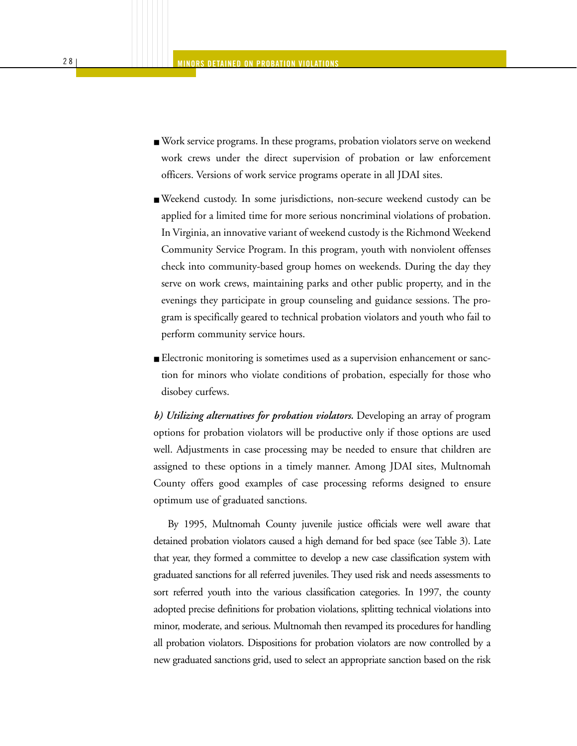- Work service programs. In these programs, probation violators serve on weekend work crews under the direct supervision of probation or law enforcement officers. Versions of work service programs operate in all JDAI sites.

- Weekend custody. In some jurisdictions, non-secure weekend custody can be applied for a limited time for more serious noncriminal violations of probation. In Virginia, an innovative variant of weekend custody is the Richmond Weekend Community Service Program. In this program, youth with nonviolent offenses check into community-based group homes on weekends. During the day they serve on work crews, maintaining parks and other public property, and in the evenings they participate in group counseling and guidance sessions. The program is specifically geared to technical probation violators and youth who fail to perform community service hours.

- Electronic monitoring is sometimes used as a supervision enhancement or sanction for minors who violate conditions of probation, especially for those who disobey curfews.

***b) Utilizing alternatives for probation violators.*** Developing an array of program options for probation violators will be productive only if those options are used well. Adjustments in case processing may be needed to ensure that children are assigned to these options in a timely manner. Among JDAI sites, Multnomah County offers good examples of case processing reforms designed to ensure optimum use of graduated sanctions.

By 1995, Multnomah County juvenile justice officials were well aware that detained probation violators caused a high demand for bed space (see Table 3). Late that year, they formed a committee to develop a new case classification system with graduated sanctions for all referred juveniles. They used risk and needs assessments to sort referred youth into the various classification categories. In 1997, the county adopted precise definitions for probation violations, splitting technical violations into minor, moderate, and serious. Multnomah then revamped its procedures for handling all probation violators. Dispositions for probation violators are now controlled by a new graduated sanctions grid, used to select an appropriate sanction based on the risk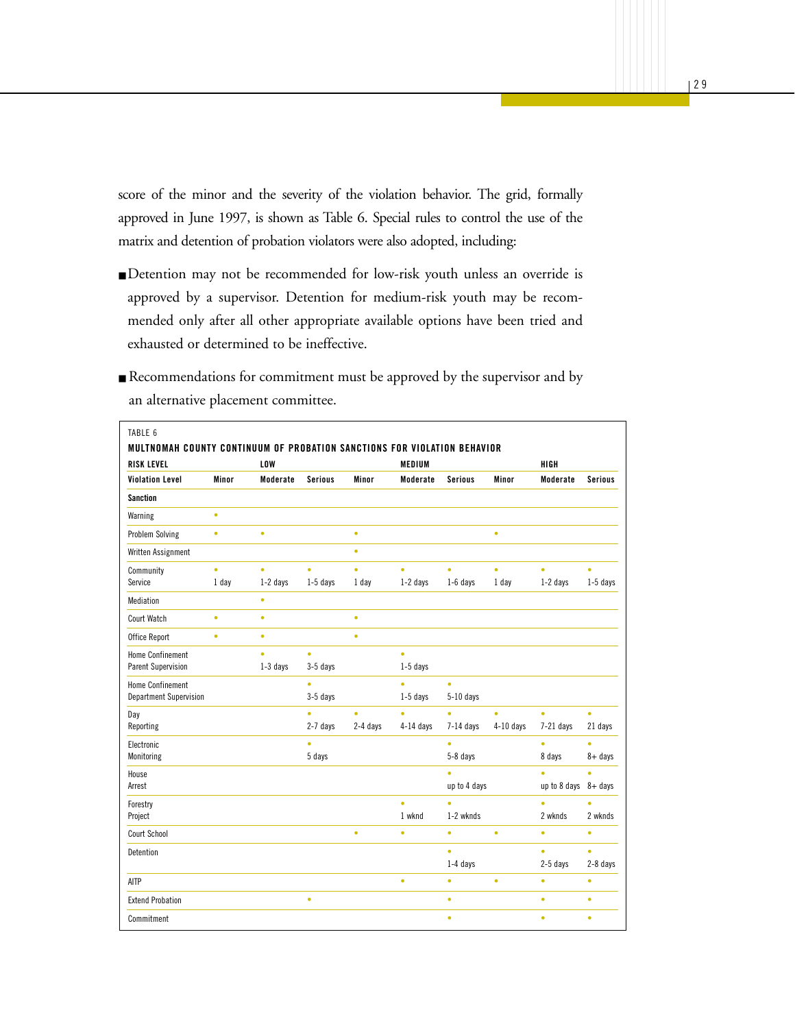score of the minor and the severity of the violation behavior. The grid, formally approved in June 1997, is shown as Table 6. Special rules to control the use of the matrix and detention of probation violators were also adopted, including:

- Detention may not be recommended for low-risk youth unless an override is approved by a supervisor. Detention for medium-risk youth may be recommended only after all other appropriate available options have been tried and exhausted or determined to be ineffective.

- Recommendations for commitment must be approved by the supervisor and by an alternative placement committee.

TABLE 6

**MULTNOMAH COUNTY CONTINUUM OF PROBATION SANCTIONS FOR VIOLATION BEHAVIOR**

| RISK LEVEL | LOW | | | MEDIUM | | | HIGH | | |
|---|---|---|---|---|---|---|---|---|---|
| **Violation Level** | **Minor** | **Moderate** | **Serious** | **Minor** | **Moderate** | **Serious** | **Minor** | **Moderate** | **Serious** |
| **Sanction** | | | | | | | | | |
| Warning | • | | | | | | | | |
| Problem Solving | • | • | | • | | | • | | |
| Written Assignment | | | | • | | | | | |
| Community Service | • 1 day | • 1-2 days | • 1-5 days | • 1 day | • 1-2 days | • 1-6 days | • 1 day | • 1-2 days | • 1-5 days |
| Mediation | | • | | | | | | | |
| Court Watch | • | • | | • | | | | | |
| Office Report | • | • | | • | | | | | |
| Home Confinement Parent Supervision | | • 1-3 days | • 3-5 days | | • 1-5 days | | | | |
| Home Confinement Department Supervision | | | • 3-5 days | | • 1-5 days | • 5-10 days | | | |
| Day Reporting | | | • 2-7 days | • 2-4 days | • 4-14 days | • 7-14 days | • 4-10 days | • 7-21 days | • 21 days |
| Electronic Monitoring | | | • 5 days | | | • 5-8 days | | • 8 days | • 8+ days |
| House Arrest | | | | | | • up to 4 days | | • up to 8 days | • 8+ days |
| Forestry Project | | | | | • 1 wknd | • 1-2 wknds | | • 2 wknds | • 2 wknds |
| Court School | | | | • | • | • | • | • | • |
| Detention | | | | | | • 1-4 days | | • 2-5 days | • 2-8 days |
| AITP | | | | | • | • | • | • | • |
| Extend Probation | | | • | | | • | | • | • |
| Commitment | | | | | | • | | • | • |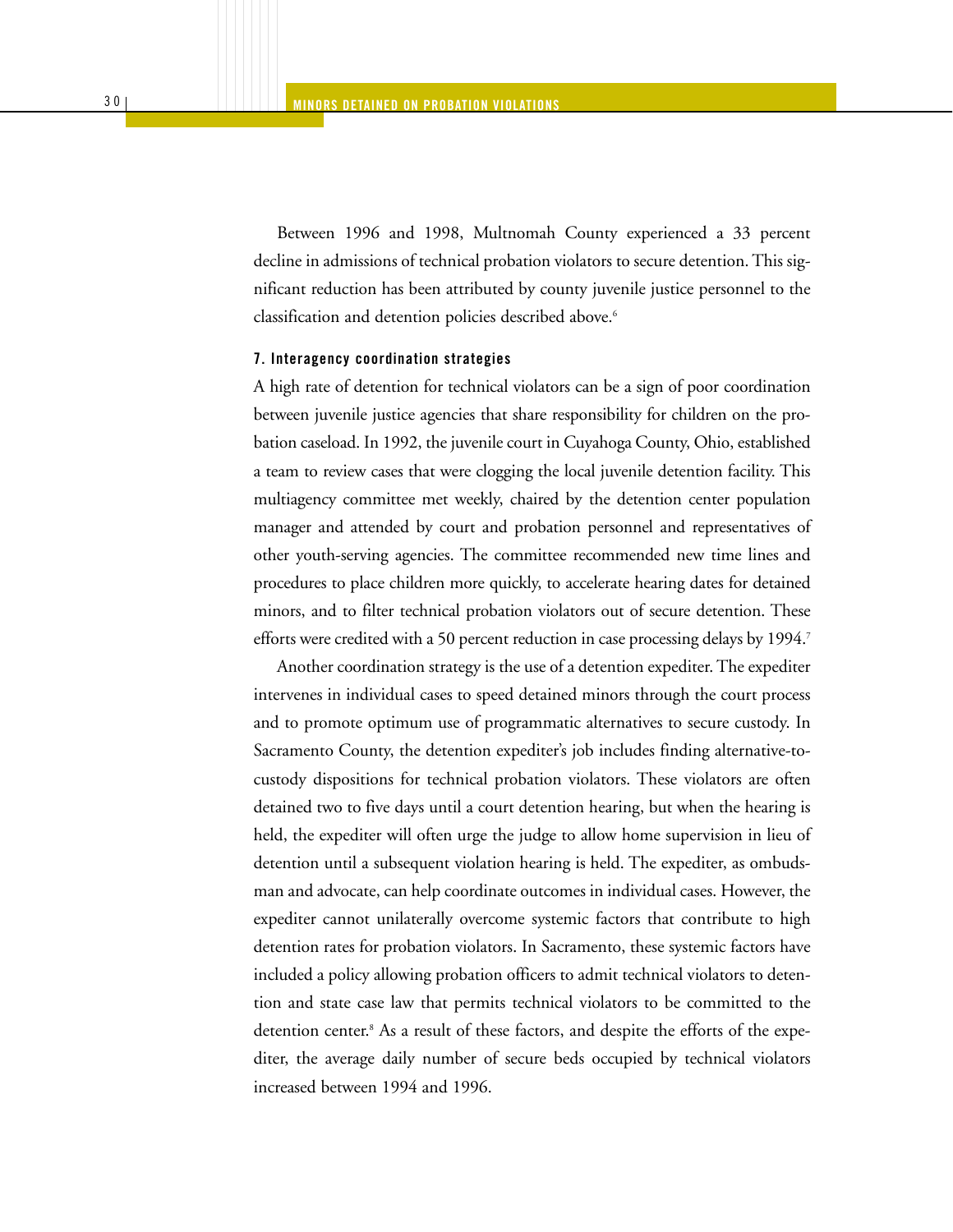Between 1996 and 1998, Multnomah County experienced a 33 percent decline in admissions of technical probation violators to secure detention. This significant reduction has been attributed by county juvenile justice personnel to the classification and detention policies described above.[6]

#### 7. Interagency coordination strategies

A high rate of detention for technical violators can be a sign of poor coordination between juvenile justice agencies that share responsibility for children on the probation caseload. In 1992, the juvenile court in Cuyahoga County, Ohio, established a team to review cases that were clogging the local juvenile detention facility. This multiagency committee met weekly, chaired by the detention center population manager and attended by court and probation personnel and representatives of other youth-serving agencies. The committee recommended new time lines and procedures to place children more quickly, to accelerate hearing dates for detained minors, and to filter technical probation violators out of secure detention. These efforts were credited with a 50 percent reduction in case processing delays by 1994.[7]

Another coordination strategy is the use of a detention expediter. The expediter intervenes in individual cases to speed detained minors through the court process and to promote optimum use of programmatic alternatives to secure custody. In Sacramento County, the detention expediter's job includes finding alternative-to-custody dispositions for technical probation violators. These violators are often detained two to five days until a court detention hearing, but when the hearing is held, the expediter will often urge the judge to allow home supervision in lieu of detention until a subsequent violation hearing is held. The expediter, as ombudsman and advocate, can help coordinate outcomes in individual cases. However, the expediter cannot unilaterally overcome systemic factors that contribute to high detention rates for probation violators. In Sacramento, these systemic factors have included a policy allowing probation officers to admit technical violators to detention and state case law that permits technical violators to be committed to the detention center.[8] As a result of these factors, and despite the efforts of the expediter, the average daily number of secure beds occupied by technical violators increased between 1994 and 1996.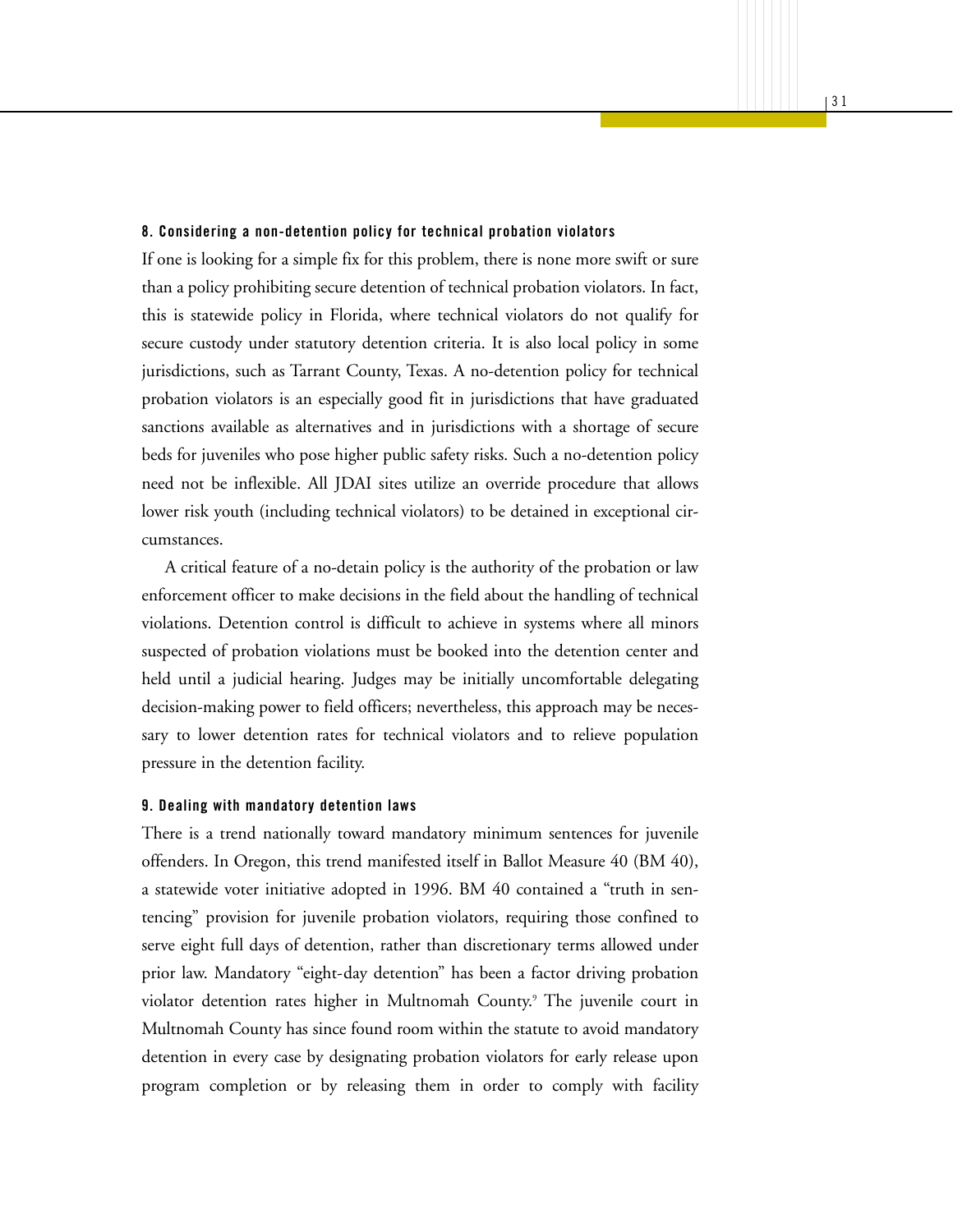#### 8. Considering a non-detention policy for technical probation violators

If one is looking for a simple fix for this problem, there is none more swift or sure than a policy prohibiting secure detention of technical probation violators. In fact, this is statewide policy in Florida, where technical violators do not qualify for secure custody under statutory detention criteria. It is also local policy in some jurisdictions, such as Tarrant County, Texas. A no-detention policy for technical probation violators is an especially good fit in jurisdictions that have graduated sanctions available as alternatives and in jurisdictions with a shortage of secure beds for juveniles who pose higher public safety risks. Such a no-detention policy need not be inflexible. All JDAI sites utilize an override procedure that allows lower risk youth (including technical violators) to be detained in exceptional circumstances.

A critical feature of a no-detain policy is the authority of the probation or law enforcement officer to make decisions in the field about the handling of technical violations. Detention control is difficult to achieve in systems where all minors suspected of probation violations must be booked into the detention center and held until a judicial hearing. Judges may be initially uncomfortable delegating decision-making power to field officers; nevertheless, this approach may be necessary to lower detention rates for technical violators and to relieve population pressure in the detention facility.

#### 9. Dealing with mandatory detention laws

There is a trend nationally toward mandatory minimum sentences for juvenile offenders. In Oregon, this trend manifested itself in Ballot Measure 40 (BM 40), a statewide voter initiative adopted in 1996. BM 40 contained a "truth in sentencing" provision for juvenile probation violators, requiring those confined to serve eight full days of detention, rather than discretionary terms allowed under prior law. Mandatory "eight-day detention" has been a factor driving probation violator detention rates higher in Multnomah County.[9] The juvenile court in Multnomah County has since found room within the statute to avoid mandatory detention in every case by designating probation violators for early release upon program completion or by releasing them in order to comply with facility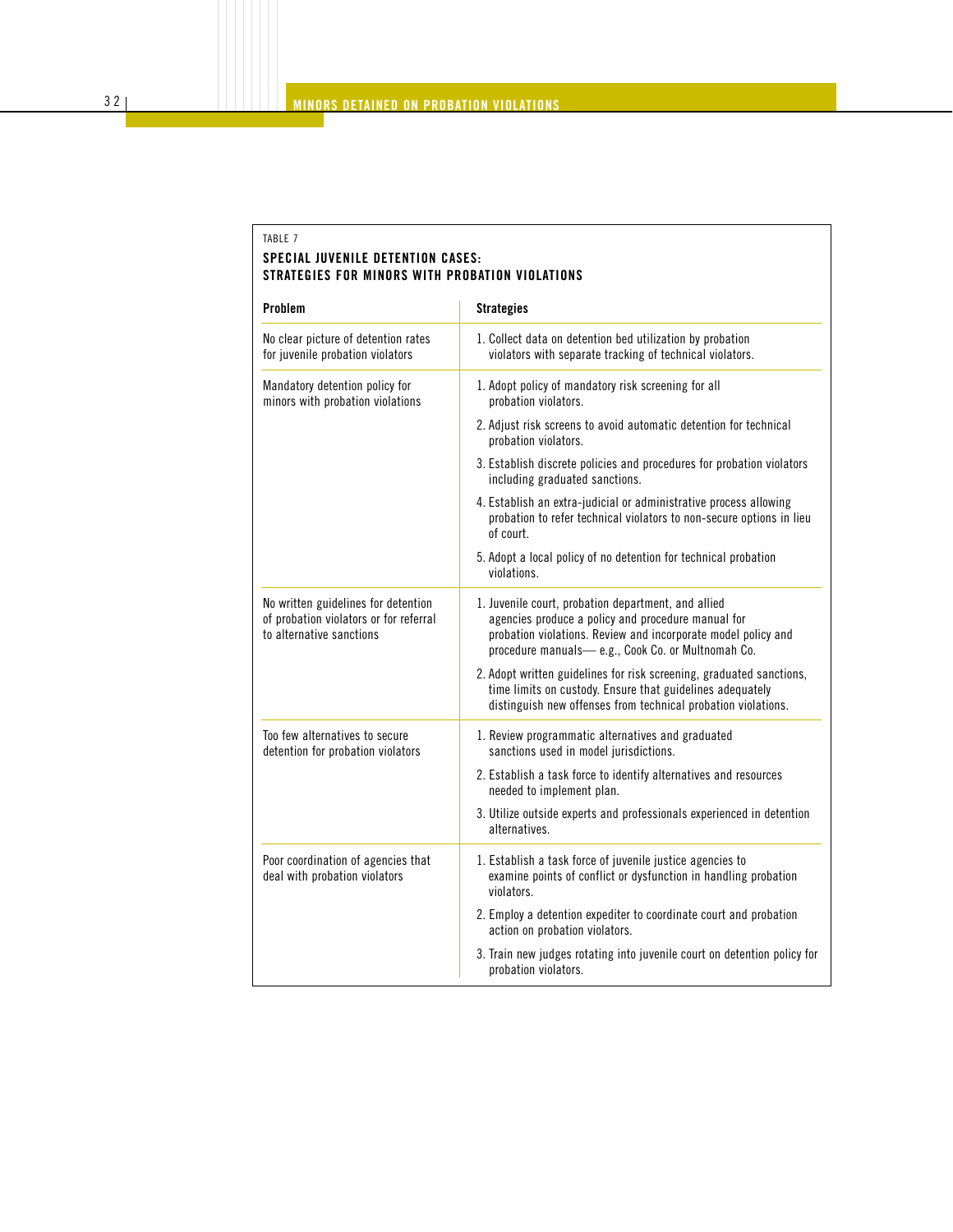TABLE 7

**SPECIAL JUVENILE DETENTION CASES: STRATEGIES FOR MINORS WITH PROBATION VIOLATIONS**

| Problem | Strategies |
|---|---|
| No clear picture of detention rates for juvenile probation violators | 1. Collect data on detention bed utilization by probation violators with separate tracking of technical violators. |
| Mandatory detention policy for minors with probation violations | 1. Adopt policy of mandatory risk screening for all probation violators. |
| | 2. Adjust risk screens to avoid automatic detention for technical probation violators. |
| | 3. Establish discrete policies and procedures for probation violators including graduated sanctions. |
| | 4. Establish an extra-judicial or administrative process allowing probation to refer technical violators to non-secure options in lieu of court. |
| | 5. Adopt a local policy of no detention for technical probation violations. |
| No written guidelines for detention of probation violators or for referral to alternative sanctions | 1. Juvenile court, probation department, and allied agencies produce a policy and procedure manual for probation violations. Review and incorporate model policy and procedure manuals— e.g., Cook Co. or Multnomah Co. |
| | 2. Adopt written guidelines for risk screening, graduated sanctions, time limits on custody. Ensure that guidelines adequately distinguish new offenses from technical probation violations. |
| Too few alternatives to secure detention for probation violators | 1. Review programmatic alternatives and graduated sanctions used in model jurisdictions. |
| | 2. Establish a task force to identify alternatives and resources needed to implement plan. |
| | 3. Utilize outside experts and professionals experienced in detention alternatives. |
| Poor coordination of agencies that deal with probation violators | 1. Establish a task force of juvenile justice agencies to examine points of conflict or dysfunction in handling probation violators. |
| | 2. Employ a detention expediter to coordinate court and probation action on probation violators. |
| | 3. Train new judges rotating into juvenile court on detention policy for probation violators. |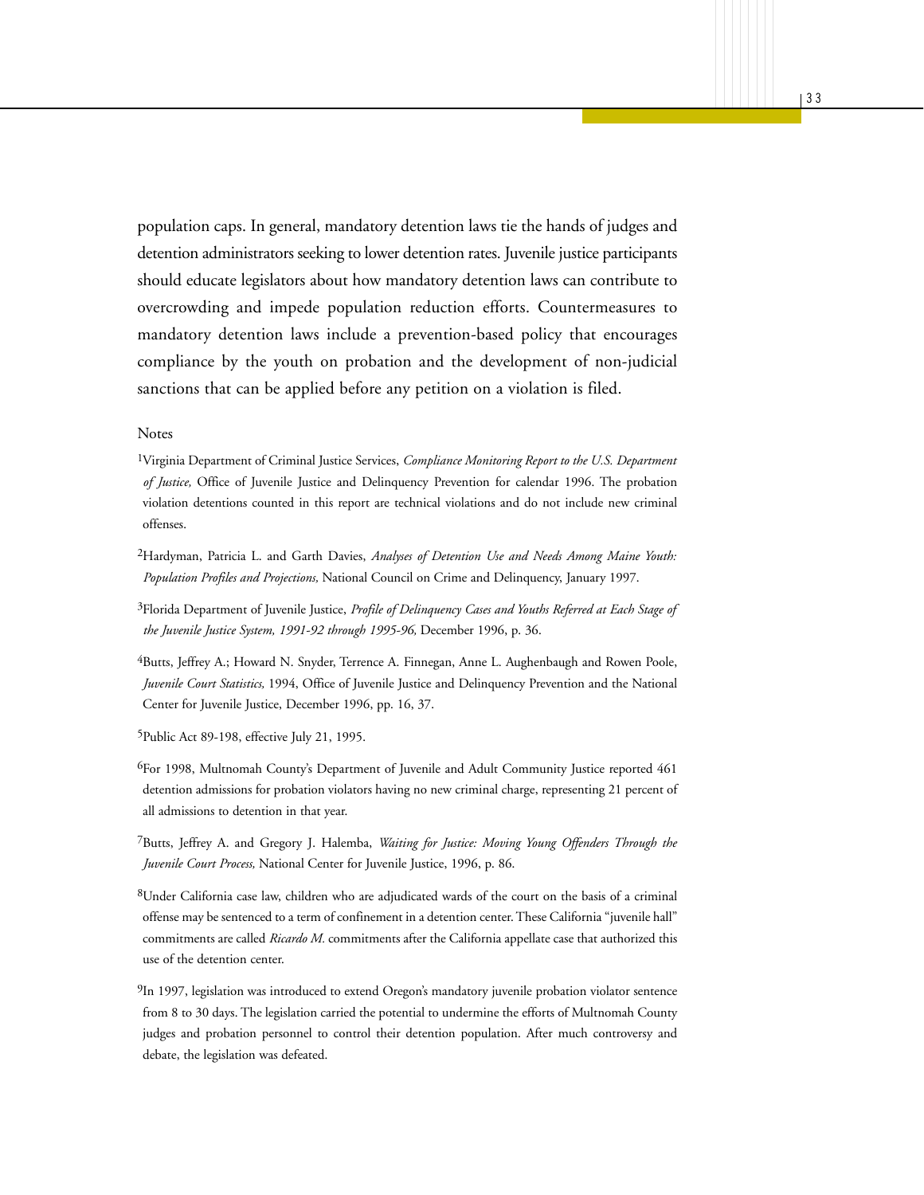population caps. In general, mandatory detention laws tie the hands of judges and detention administrators seeking to lower detention rates. Juvenile justice participants should educate legislators about how mandatory detention laws can contribute to overcrowding and impede population reduction efforts. Countermeasures to mandatory detention laws include a prevention-based policy that encourages compliance by the youth on probation and the development of non-judicial sanctions that can be applied before any petition on a violation is filed.

Notes

[1]Virginia Department of Criminal Justice Services, *Compliance Monitoring Report to the U.S. Department of Justice,* Office of Juvenile Justice and Delinquency Prevention for calendar 1996. The probation violation detentions counted in this report are technical violations and do not include new criminal offenses.

[2]Hardyman, Patricia L. and Garth Davies, *Analyses of Detention Use and Needs Among Maine Youth: Population Profiles and Projections,* National Council on Crime and Delinquency, January 1997.

[3]Florida Department of Juvenile Justice, *Profile of Delinquency Cases and Youths Referred at Each Stage of the Juvenile Justice System, 1991-92 through 1995-96,* December 1996, p. 36.

[4]Butts, Jeffrey A.; Howard N. Snyder, Terrence A. Finnegan, Anne L. Aughenbaugh and Rowen Poole, *Juvenile Court Statistics,* 1994, Office of Juvenile Justice and Delinquency Prevention and the National Center for Juvenile Justice, December 1996, pp. 16, 37.

[5]Public Act 89-198, effective July 21, 1995.

[6]For 1998, Multnomah County's Department of Juvenile and Adult Community Justice reported 461 detention admissions for probation violators having no new criminal charge, representing 21 percent of all admissions to detention in that year.

[7]Butts, Jeffrey A. and Gregory J. Halemba, *Waiting for Justice: Moving Young Offenders Through the Juvenile Court Process,* National Center for Juvenile Justice, 1996, p. 86.

[8]Under California case law, children who are adjudicated wards of the court on the basis of a criminal offense may be sentenced to a term of confinement in a detention center. These California "juvenile hall" commitments are called *Ricardo M.* commitments after the California appellate case that authorized this use of the detention center.

[9]In 1997, legislation was introduced to extend Oregon's mandatory juvenile probation violator sentence from 8 to 30 days. The legislation carried the potential to undermine the efforts of Multnomah County judges and probation personnel to control their detention population. After much controversy and debate, the legislation was defeated.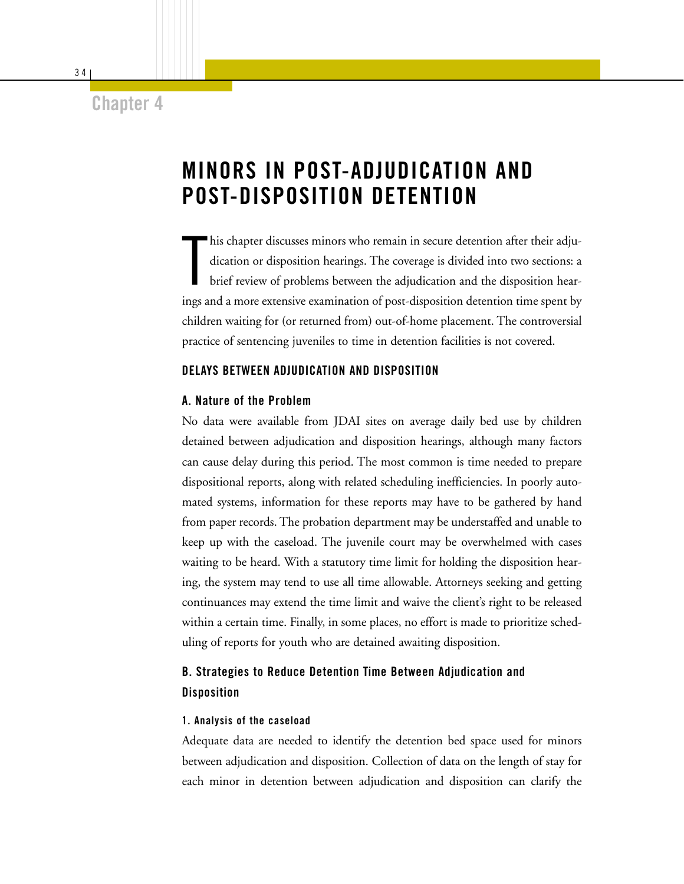Chapter 4

# MINORS IN POST-ADJUDICATION AND POST-DISPOSITION DETENTION

This chapter discusses minors who remain in secure detention after their adjudication or disposition hearings. The coverage is divided into two sections: a brief review of problems between the adjudication and the disposition hearings and a more extensive examination of post-disposition detention time spent by children waiting for (or returned from) out-of-home placement. The controversial practice of sentencing juveniles to time in detention facilities is not covered.

## DELAYS BETWEEN ADJUDICATION AND DISPOSITION

### A. Nature of the Problem

No data were available from JDAI sites on average daily bed use by children detained between adjudication and disposition hearings, although many factors can cause delay during this period. The most common is time needed to prepare dispositional reports, along with related scheduling inefficiencies. In poorly automated systems, information for these reports may have to be gathered by hand from paper records. The probation department may be understaffed and unable to keep up with the caseload. The juvenile court may be overwhelmed with cases waiting to be heard. With a statutory time limit for holding the disposition hearing, the system may tend to use all time allowable. Attorneys seeking and getting continuances may extend the time limit and waive the client's right to be released within a certain time. Finally, in some places, no effort is made to prioritize scheduling of reports for youth who are detained awaiting disposition.

### B. Strategies to Reduce Detention Time Between Adjudication and Disposition

#### 1. Analysis of the caseload

Adequate data are needed to identify the detention bed space used for minors between adjudication and disposition. Collection of data on the length of stay for each minor in detention between adjudication and disposition can clarify the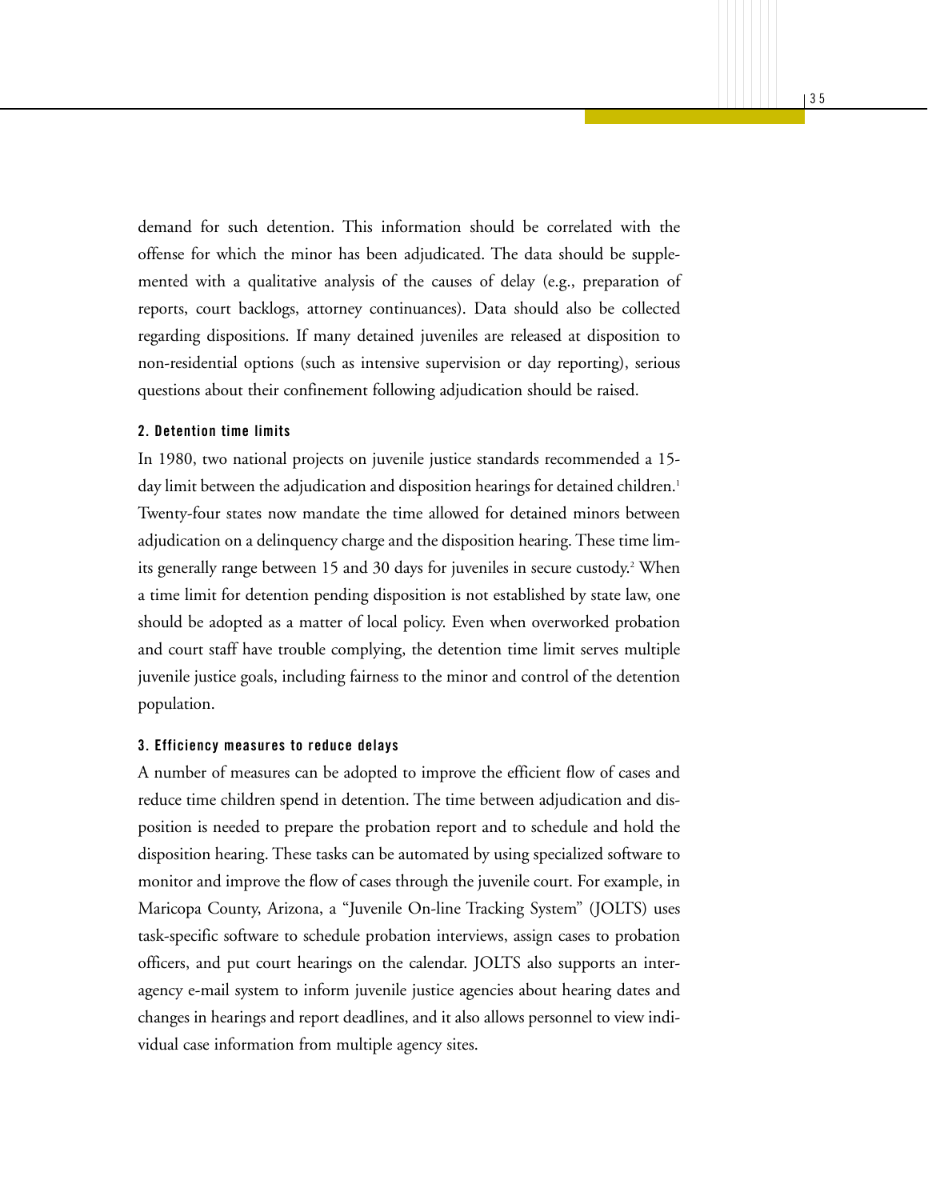demand for such detention. This information should be correlated with the offense for which the minor has been adjudicated. The data should be supplemented with a qualitative analysis of the causes of delay (e.g., preparation of reports, court backlogs, attorney continuances). Data should also be collected regarding dispositions. If many detained juveniles are released at disposition to non-residential options (such as intensive supervision or day reporting), serious questions about their confinement following adjudication should be raised.

#### 2. Detention time limits

In 1980, two national projects on juvenile justice standards recommended a 15-day limit between the adjudication and disposition hearings for detained children.[1] Twenty-four states now mandate the time allowed for detained minors between adjudication on a delinquency charge and the disposition hearing. These time limits generally range between 15 and 30 days for juveniles in secure custody.[2] When a time limit for detention pending disposition is not established by state law, one should be adopted as a matter of local policy. Even when overworked probation and court staff have trouble complying, the detention time limit serves multiple juvenile justice goals, including fairness to the minor and control of the detention population.

#### 3. Efficiency measures to reduce delays

A number of measures can be adopted to improve the efficient flow of cases and reduce time children spend in detention. The time between adjudication and disposition is needed to prepare the probation report and to schedule and hold the disposition hearing. These tasks can be automated by using specialized software to monitor and improve the flow of cases through the juvenile court. For example, in Maricopa County, Arizona, a "Juvenile On-line Tracking System" (JOLTS) uses task-specific software to schedule probation interviews, assign cases to probation officers, and put court hearings on the calendar. JOLTS also supports an inter-agency e-mail system to inform juvenile justice agencies about hearing dates and changes in hearings and report deadlines, and it also allows personnel to view individual case information from multiple agency sites.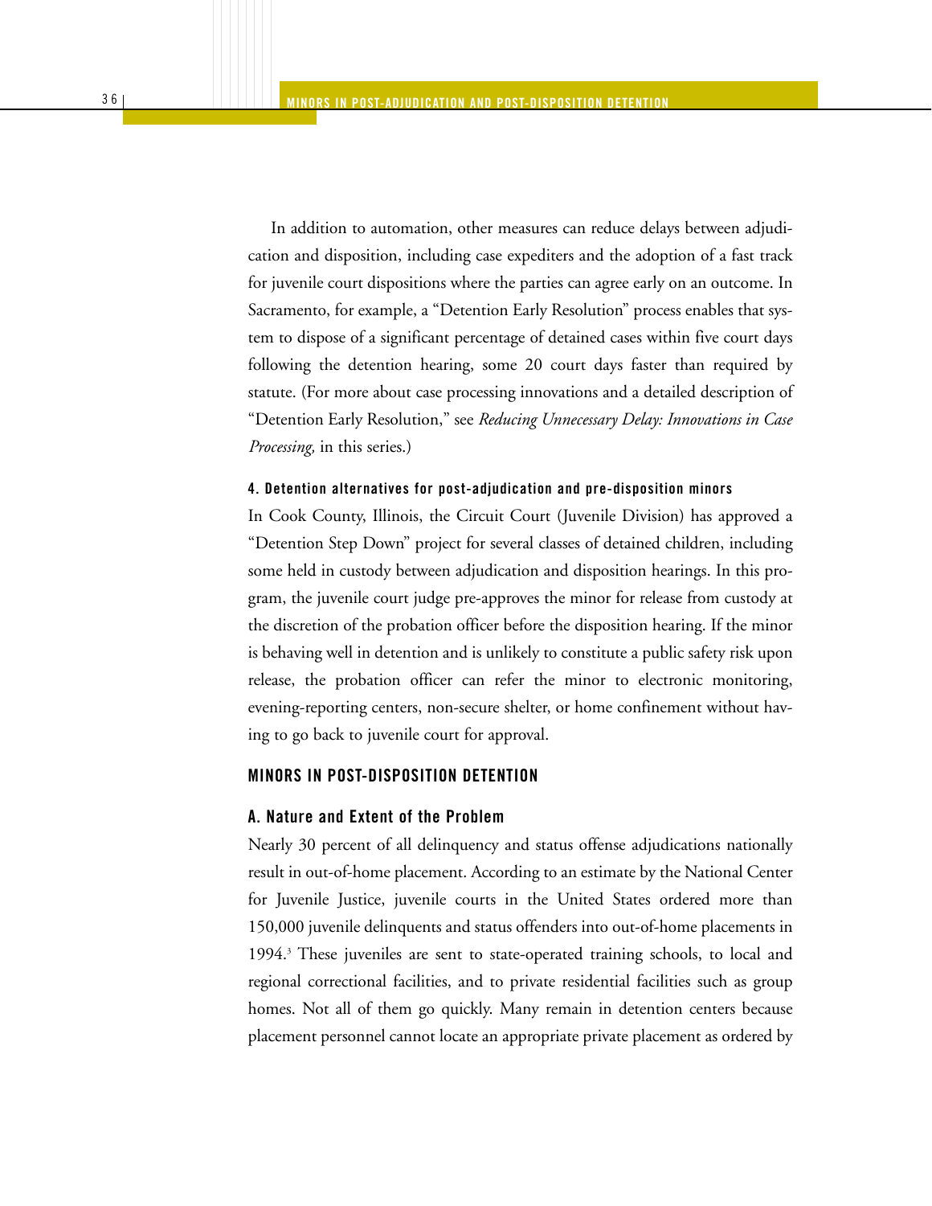In addition to automation, other measures can reduce delays between adjudication and disposition, including case expediters and the adoption of a fast track for juvenile court dispositions where the parties can agree early on an outcome. In Sacramento, for example, a "Detention Early Resolution" process enables that system to dispose of a significant percentage of detained cases within five court days following the detention hearing, some 20 court days faster than required by statute. (For more about case processing innovations and a detailed description of "Detention Early Resolution," see *Reducing Unnecessary Delay: Innovations in Case Processing,* in this series.)

#### 4. Detention alternatives for post-adjudication and pre-disposition minors

In Cook County, Illinois, the Circuit Court (Juvenile Division) has approved a "Detention Step Down" project for several classes of detained children, including some held in custody between adjudication and disposition hearings. In this program, the juvenile court judge pre-approves the minor for release from custody at the discretion of the probation officer before the disposition hearing. If the minor is behaving well in detention and is unlikely to constitute a public safety risk upon release, the probation officer can refer the minor to electronic monitoring, evening-reporting centers, non-secure shelter, or home confinement without having to go back to juvenile court for approval.

## MINORS IN POST-DISPOSITION DETENTION

### A. Nature and Extent of the Problem

Nearly 30 percent of all delinquency and status offense adjudications nationally result in out-of-home placement. According to an estimate by the National Center for Juvenile Justice, juvenile courts in the United States ordered more than 150,000 juvenile delinquents and status offenders into out-of-home placements in 1994.[3] These juveniles are sent to state-operated training schools, to local and regional correctional facilities, and to private residential facilities such as group homes. Not all of them go quickly. Many remain in detention centers because placement personnel cannot locate an appropriate private placement as ordered by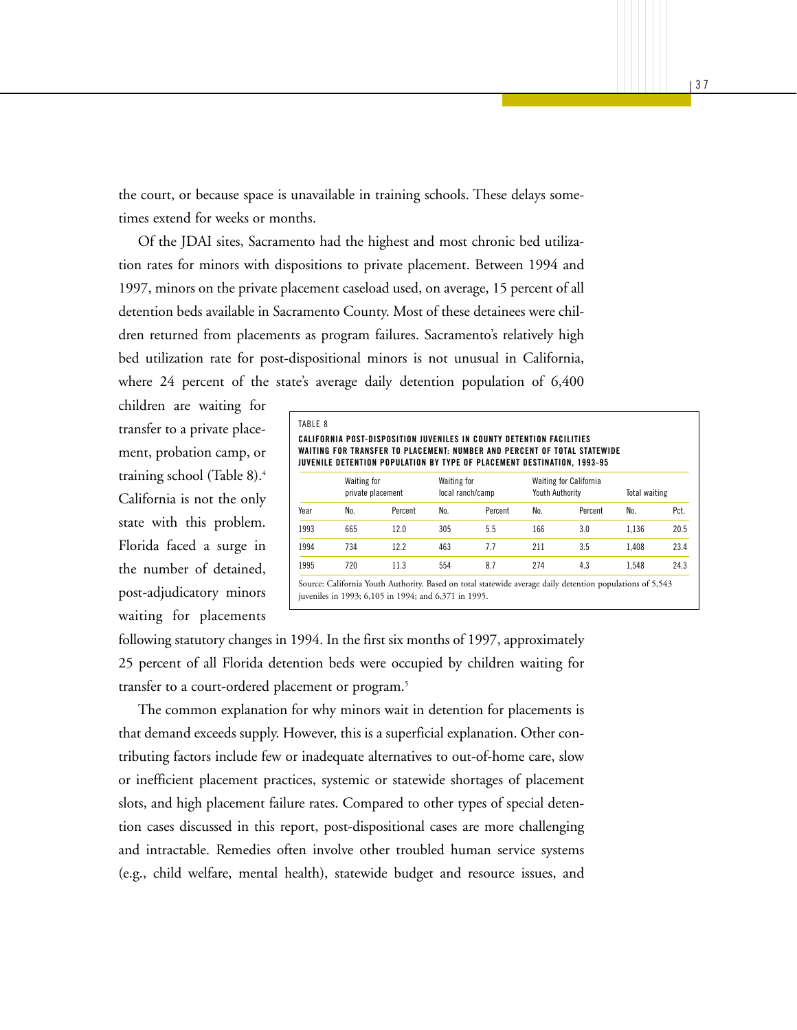the court, or because space is unavailable in training schools. These delays sometimes extend for weeks or months.

Of the JDAI sites, Sacramento had the highest and most chronic bed utilization rates for minors with dispositions to private placement. Between 1994 and 1997, minors on the private placement caseload used, on average, 15 percent of all detention beds available in Sacramento County. Most of these detainees were children returned from placements as program failures. Sacramento's relatively high bed utilization rate for post-dispositional minors is not unusual in California, where 24 percent of the state's average daily detention population of 6,400 children are waiting for transfer to a private placement, probation camp, or training school (Table 8).[4] California is not the only state with this problem. Florida faced a surge in the number of detained, post-adjudicatory minors waiting for placements following statutory changes in 1994. In the first six months of 1997, approximately 25 percent of all Florida detention beds were occupied by children waiting for transfer to a court-ordered placement or program.[5]

TABLE 8

**CALIFORNIA POST-DISPOSITION JUVENILES IN COUNTY DETENTION FACILITIES WAITING FOR TRANSFER TO PLACEMENT: NUMBER AND PERCENT OF TOTAL STATEWIDE JUVENILE DETENTION POPULATION BY TYPE OF PLACEMENT DESTINATION, 1993-95**

| | Waiting for private placement | | Waiting for local ranch/camp | | Waiting for California Youth Authority | | Total waiting | |
|---|---|---|---|---|---|---|---|---|
| Year | No. | Percent | No. | Percent | No. | Percent | No. | Pct. |
| 1993 | 665 | 12.0 | 305 | 5.5 | 166 | 3.0 | 1,136 | 20.5 |
| 1994 | 734 | 12.2 | 463 | 7.7 | 211 | 3.5 | 1,408 | 23.4 |
| 1995 | 720 | 11.3 | 554 | 8.7 | 274 | 4.3 | 1,548 | 24.3 |

Source: California Youth Authority. Based on total statewide average daily detention populations of 5,543 juveniles in 1993; 6,105 in 1994; and 6,371 in 1995.

The common explanation for why minors wait in detention for placements is that demand exceeds supply. However, this is a superficial explanation. Other contributing factors include few or inadequate alternatives to out-of-home care, slow or inefficient placement practices, systemic or statewide shortages of placement slots, and high placement failure rates. Compared to other types of special detention cases discussed in this report, post-dispositional cases are more challenging and intractable. Remedies often involve other troubled human service systems (e.g., child welfare, mental health), statewide budget and resource issues, and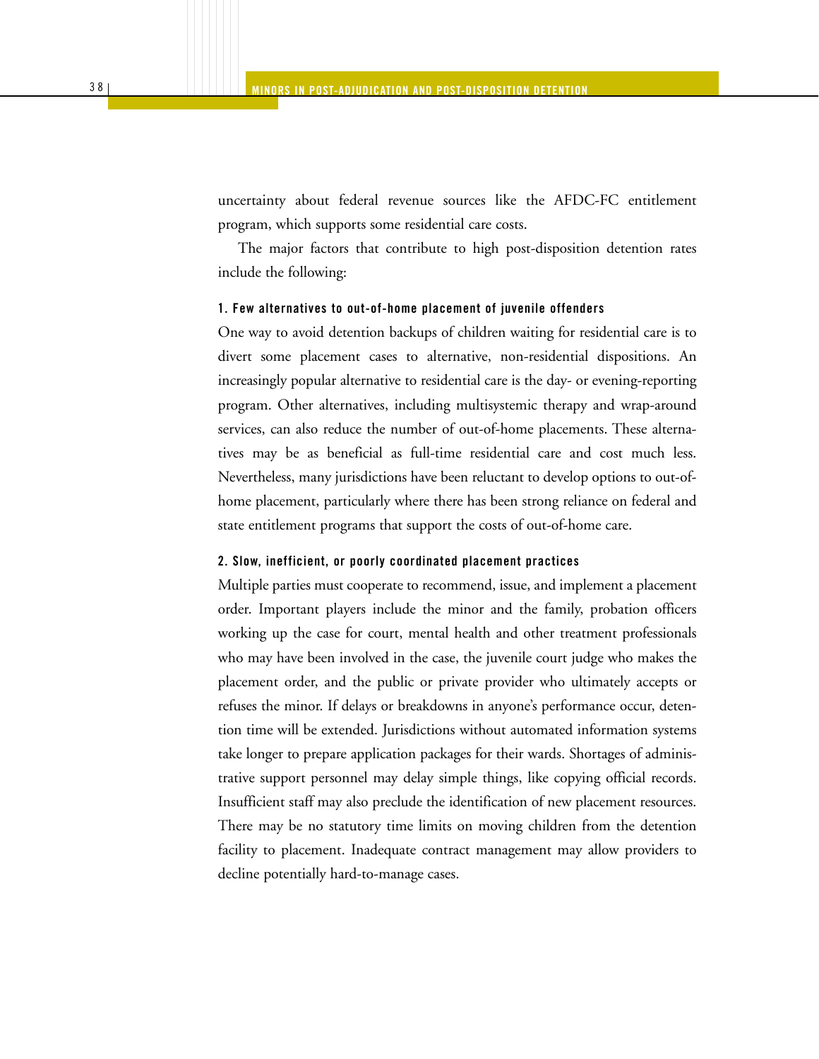uncertainty about federal revenue sources like the AFDC-FC entitlement program, which supports some residential care costs.

The major factors that contribute to high post-disposition detention rates include the following:

#### 1. Few alternatives to out-of-home placement of juvenile offenders

One way to avoid detention backups of children waiting for residential care is to divert some placement cases to alternative, non-residential dispositions. An increasingly popular alternative to residential care is the day- or evening-reporting program. Other alternatives, including multisystemic therapy and wrap-around services, can also reduce the number of out-of-home placements. These alternatives may be as beneficial as full-time residential care and cost much less. Nevertheless, many jurisdictions have been reluctant to develop options to out-of-home placement, particularly where there has been strong reliance on federal and state entitlement programs that support the costs of out-of-home care.

#### 2. Slow, inefficient, or poorly coordinated placement practices

Multiple parties must cooperate to recommend, issue, and implement a placement order. Important players include the minor and the family, probation officers working up the case for court, mental health and other treatment professionals who may have been involved in the case, the juvenile court judge who makes the placement order, and the public or private provider who ultimately accepts or refuses the minor. If delays or breakdowns in anyone's performance occur, detention time will be extended. Jurisdictions without automated information systems take longer to prepare application packages for their wards. Shortages of administrative support personnel may delay simple things, like copying official records. Insufficient staff may also preclude the identification of new placement resources. There may be no statutory time limits on moving children from the detention facility to placement. Inadequate contract management may allow providers to decline potentially hard-to-manage cases.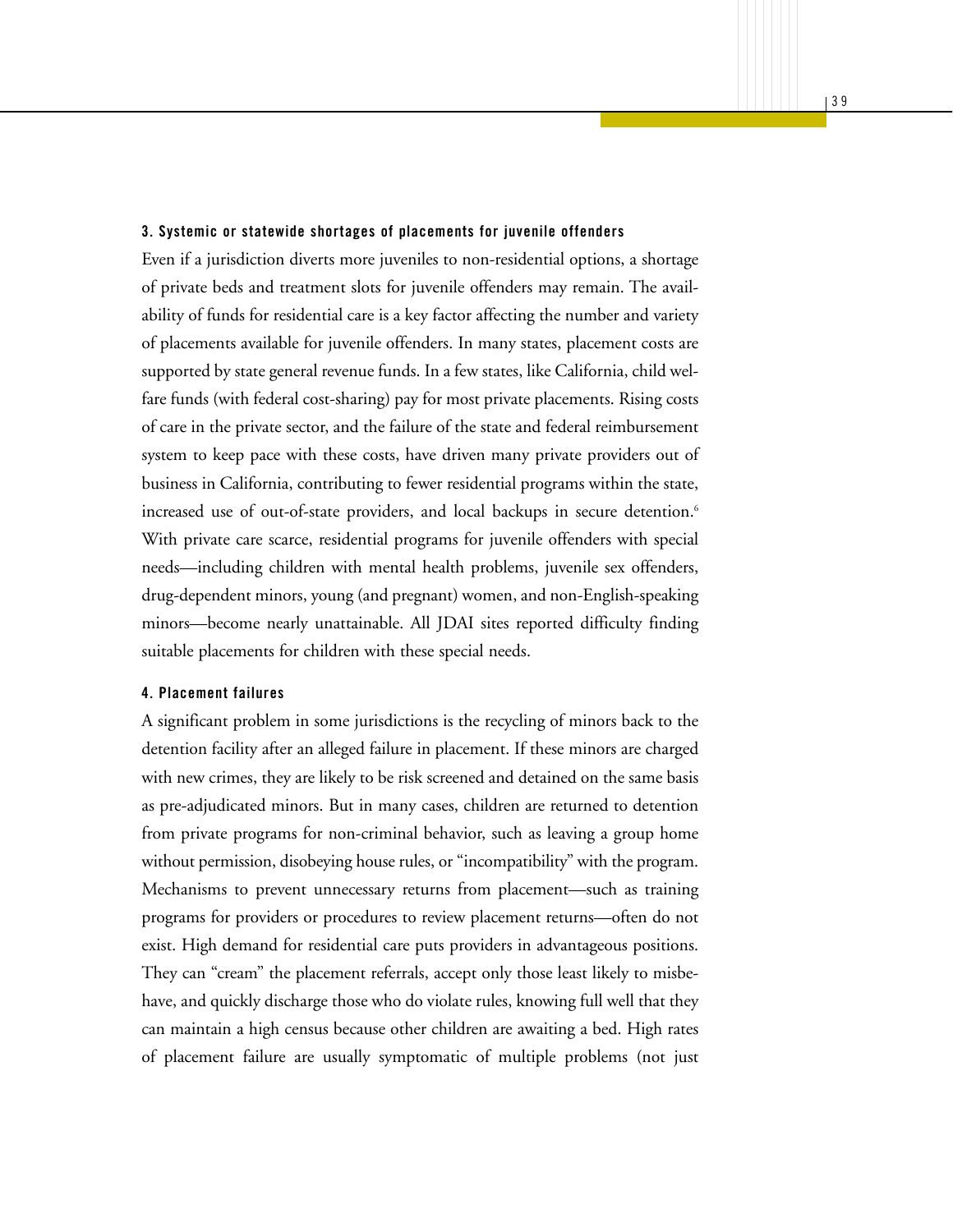### 3. Systemic or statewide shortages of placements for juvenile offenders

Even if a jurisdiction diverts more juveniles to non-residential options, a shortage of private beds and treatment slots for juvenile offenders may remain. The availability of funds for residential care is a key factor affecting the number and variety of placements available for juvenile offenders. In many states, placement costs are supported by state general revenue funds. In a few states, like California, child welfare funds (with federal cost-sharing) pay for most private placements. Rising costs of care in the private sector, and the failure of the state and federal reimbursement system to keep pace with these costs, have driven many private providers out of business in California, contributing to fewer residential programs within the state, increased use of out-of-state providers, and local backups in secure detention.[6] With private care scarce, residential programs for juvenile offenders with special needs—including children with mental health problems, juvenile sex offenders, drug-dependent minors, young (and pregnant) women, and non-English-speaking minors—become nearly unattainable. All JDAI sites reported difficulty finding suitable placements for children with these special needs.

### 4. Placement failures

A significant problem in some jurisdictions is the recycling of minors back to the detention facility after an alleged failure in placement. If these minors are charged with new crimes, they are likely to be risk screened and detained on the same basis as pre-adjudicated minors. But in many cases, children are returned to detention from private programs for non-criminal behavior, such as leaving a group home without permission, disobeying house rules, or "incompatibility" with the program. Mechanisms to prevent unnecessary returns from placement—such as training programs for providers or procedures to review placement returns—often do not exist. High demand for residential care puts providers in advantageous positions. They can "cream" the placement referrals, accept only those least likely to misbehave, and quickly discharge those who do violate rules, knowing full well that they can maintain a high census because other children are awaiting a bed. High rates of placement failure are usually symptomatic of multiple problems (not just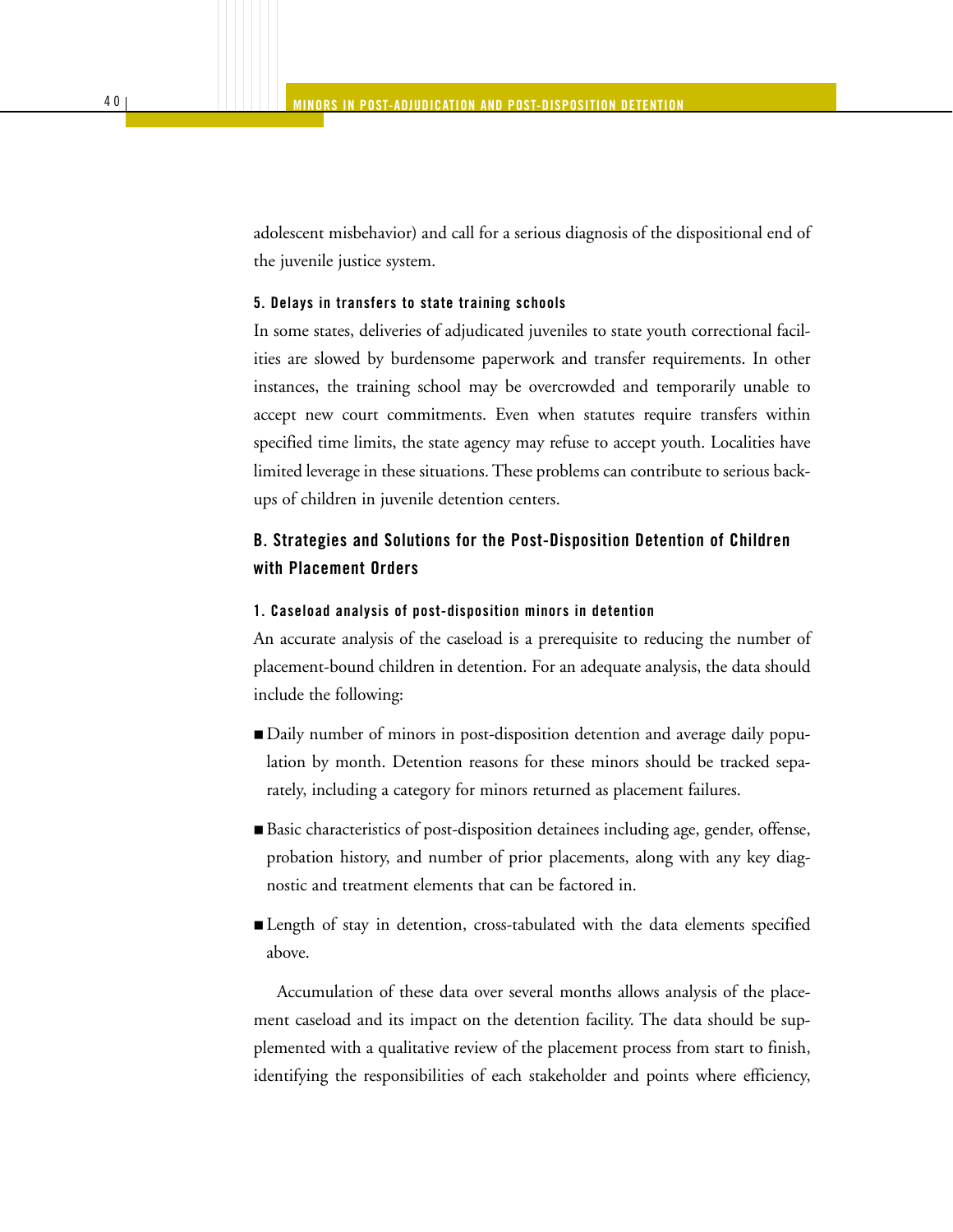adolescent misbehavior) and call for a serious diagnosis of the dispositional end of the juvenile justice system.

#### 5. Delays in transfers to state training schools

In some states, deliveries of adjudicated juveniles to state youth correctional facilities are slowed by burdensome paperwork and transfer requirements. In other instances, the training school may be overcrowded and temporarily unable to accept new court commitments. Even when statutes require transfers within specified time limits, the state agency may refuse to accept youth. Localities have limited leverage in these situations. These problems can contribute to serious backups of children in juvenile detention centers.

### B. Strategies and Solutions for the Post-Disposition Detention of Children with Placement Orders

#### 1. Caseload analysis of post-disposition minors in detention

An accurate analysis of the caseload is a prerequisite to reducing the number of placement-bound children in detention. For an adequate analysis, the data should include the following:

- Daily number of minors in post-disposition detention and average daily population by month. Detention reasons for these minors should be tracked separately, including a category for minors returned as placement failures.
- Basic characteristics of post-disposition detainees including age, gender, offense, probation history, and number of prior placements, along with any key diagnostic and treatment elements that can be factored in.
- Length of stay in detention, cross-tabulated with the data elements specified above.

Accumulation of these data over several months allows analysis of the placement caseload and its impact on the detention facility. The data should be supplemented with a qualitative review of the placement process from start to finish, identifying the responsibilities of each stakeholder and points where efficiency,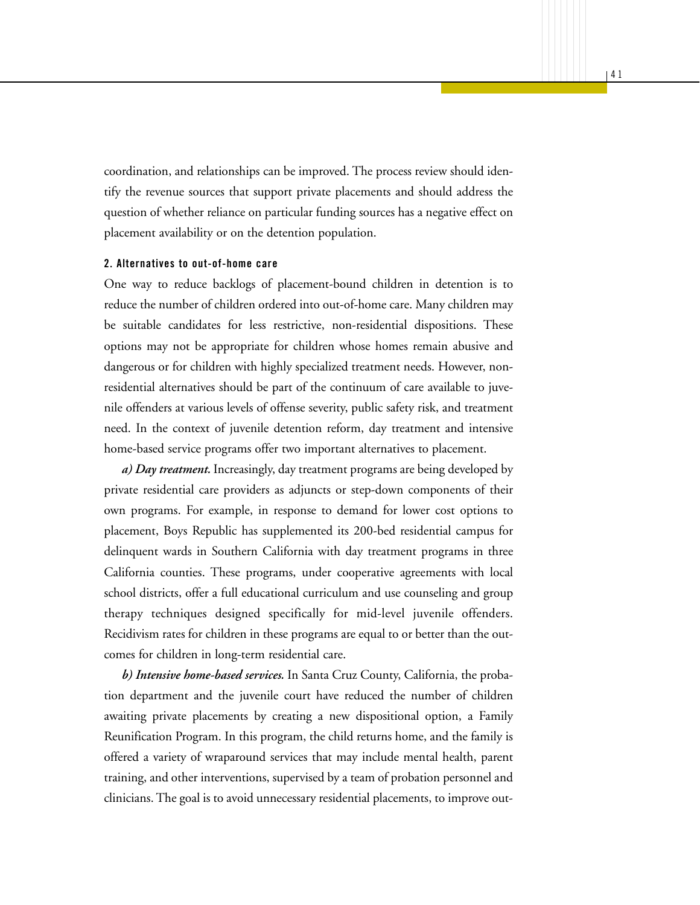coordination, and relationships can be improved. The process review should identify the revenue sources that support private placements and should address the question of whether reliance on particular funding sources has a negative effect on placement availability or on the detention population.

#### 2. Alternatives to out-of-home care

One way to reduce backlogs of placement-bound children in detention is to reduce the number of children ordered into out-of-home care. Many children may be suitable candidates for less restrictive, non-residential dispositions. These options may not be appropriate for children whose homes remain abusive and dangerous or for children with highly specialized treatment needs. However, non-residential alternatives should be part of the continuum of care available to juvenile offenders at various levels of offense severity, public safety risk, and treatment need. In the context of juvenile detention reform, day treatment and intensive home-based service programs offer two important alternatives to placement.

***a) Day treatment.*** Increasingly, day treatment programs are being developed by private residential care providers as adjuncts or step-down components of their own programs. For example, in response to demand for lower cost options to placement, Boys Republic has supplemented its 200-bed residential campus for delinquent wards in Southern California with day treatment programs in three California counties. These programs, under cooperative agreements with local school districts, offer a full educational curriculum and use counseling and group therapy techniques designed specifically for mid-level juvenile offenders. Recidivism rates for children in these programs are equal to or better than the outcomes for children in long-term residential care.

***b) Intensive home-based services.*** In Santa Cruz County, California, the probation department and the juvenile court have reduced the number of children awaiting private placements by creating a new dispositional option, a Family Reunification Program. In this program, the child returns home, and the family is offered a variety of wraparound services that may include mental health, parent training, and other interventions, supervised by a team of probation personnel and clinicians. The goal is to avoid unnecessary residential placements, to improve out-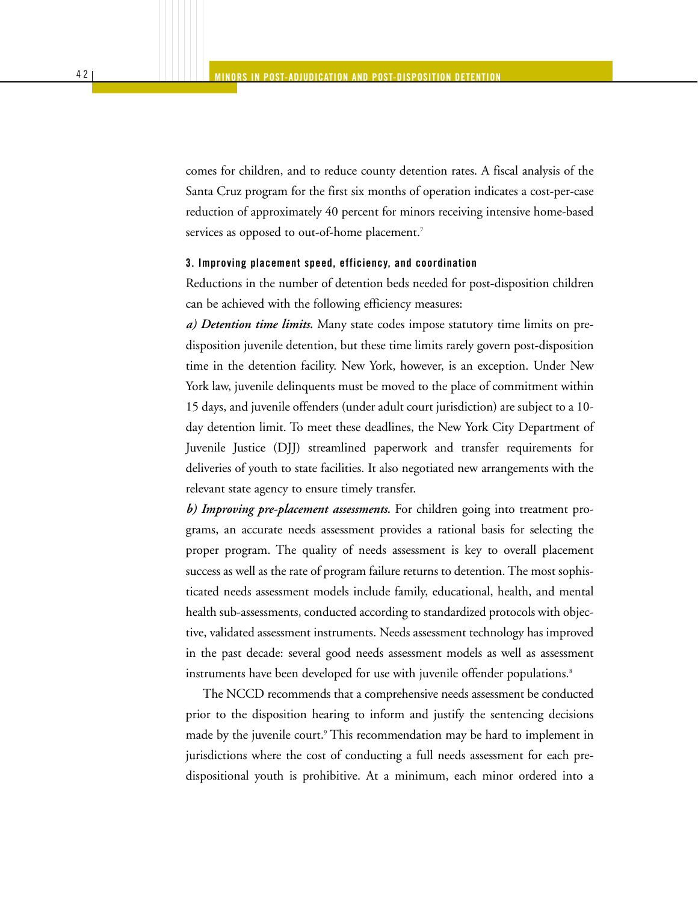comes for children, and to reduce county detention rates. A fiscal analysis of the Santa Cruz program for the first six months of operation indicates a cost-per-case reduction of approximately 40 percent for minors receiving intensive home-based services as opposed to out-of-home placement.[7]

#### 3. Improving placement speed, efficiency, and coordination

Reductions in the number of detention beds needed for post-disposition children can be achieved with the following efficiency measures:

***a) Detention time limits.*** Many state codes impose statutory time limits on pre-disposition juvenile detention, but these time limits rarely govern post-disposition time in the detention facility. New York, however, is an exception. Under New York law, juvenile delinquents must be moved to the place of commitment within 15 days, and juvenile offenders (under adult court jurisdiction) are subject to a 10-day detention limit. To meet these deadlines, the New York City Department of Juvenile Justice (DJJ) streamlined paperwork and transfer requirements for deliveries of youth to state facilities. It also negotiated new arrangements with the relevant state agency to ensure timely transfer.

***b) Improving pre-placement assessments.*** For children going into treatment programs, an accurate needs assessment provides a rational basis for selecting the proper program. The quality of needs assessment is key to overall placement success as well as the rate of program failure returns to detention. The most sophisticated needs assessment models include family, educational, health, and mental health sub-assessments, conducted according to standardized protocols with objective, validated assessment instruments. Needs assessment technology has improved in the past decade: several good needs assessment models as well as assessment instruments have been developed for use with juvenile offender populations.[8]

The NCCD recommends that a comprehensive needs assessment be conducted prior to the disposition hearing to inform and justify the sentencing decisions made by the juvenile court.[9] This recommendation may be hard to implement in jurisdictions where the cost of conducting a full needs assessment for each pre-dispositional youth is prohibitive. At a minimum, each minor ordered into a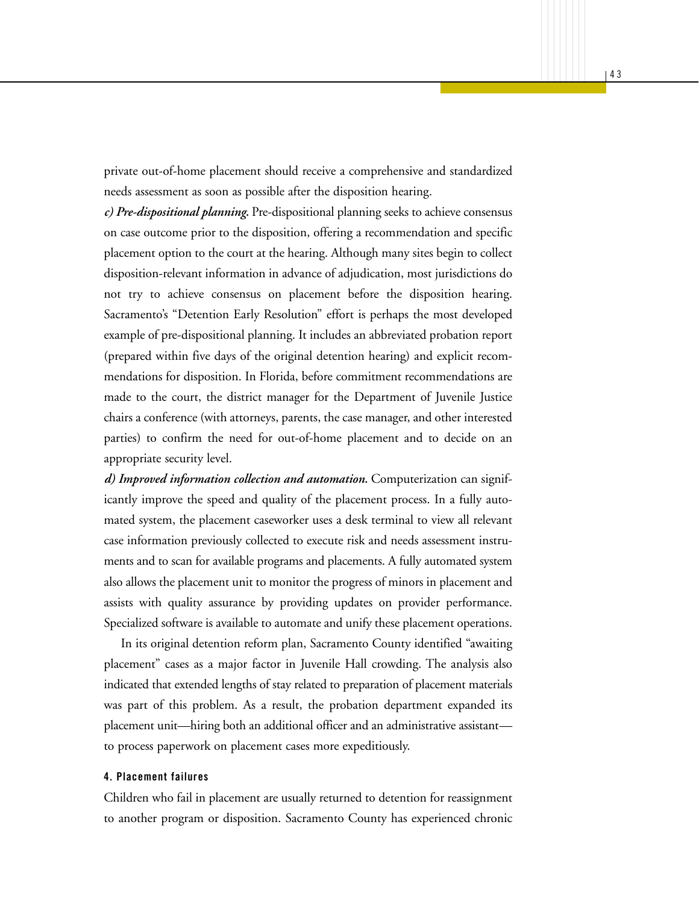private out-of-home placement should receive a comprehensive and standardized needs assessment as soon as possible after the disposition hearing.

***c) Pre-dispositional planning.*** Pre-dispositional planning seeks to achieve consensus on case outcome prior to the disposition, offering a recommendation and specific placement option to the court at the hearing. Although many sites begin to collect disposition-relevant information in advance of adjudication, most jurisdictions do not try to achieve consensus on placement before the disposition hearing. Sacramento's "Detention Early Resolution" effort is perhaps the most developed example of pre-dispositional planning. It includes an abbreviated probation report (prepared within five days of the original detention hearing) and explicit recommendations for disposition. In Florida, before commitment recommendations are made to the court, the district manager for the Department of Juvenile Justice chairs a conference (with attorneys, parents, the case manager, and other interested parties) to confirm the need for out-of-home placement and to decide on an appropriate security level.

***d) Improved information collection and automation.*** Computerization can significantly improve the speed and quality of the placement process. In a fully automated system, the placement caseworker uses a desk terminal to view all relevant case information previously collected to execute risk and needs assessment instruments and to scan for available programs and placements. A fully automated system also allows the placement unit to monitor the progress of minors in placement and assists with quality assurance by providing updates on provider performance. Specialized software is available to automate and unify these placement operations.

In its original detention reform plan, Sacramento County identified "awaiting placement" cases as a major factor in Juvenile Hall crowding. The analysis also indicated that extended lengths of stay related to preparation of placement materials was part of this problem. As a result, the probation department expanded its placement unit—hiring both an additional officer and an administrative assistant—to process paperwork on placement cases more expeditiously.

#### 4. Placement failures

Children who fail in placement are usually returned to detention for reassignment to another program or disposition. Sacramento County has experienced chronic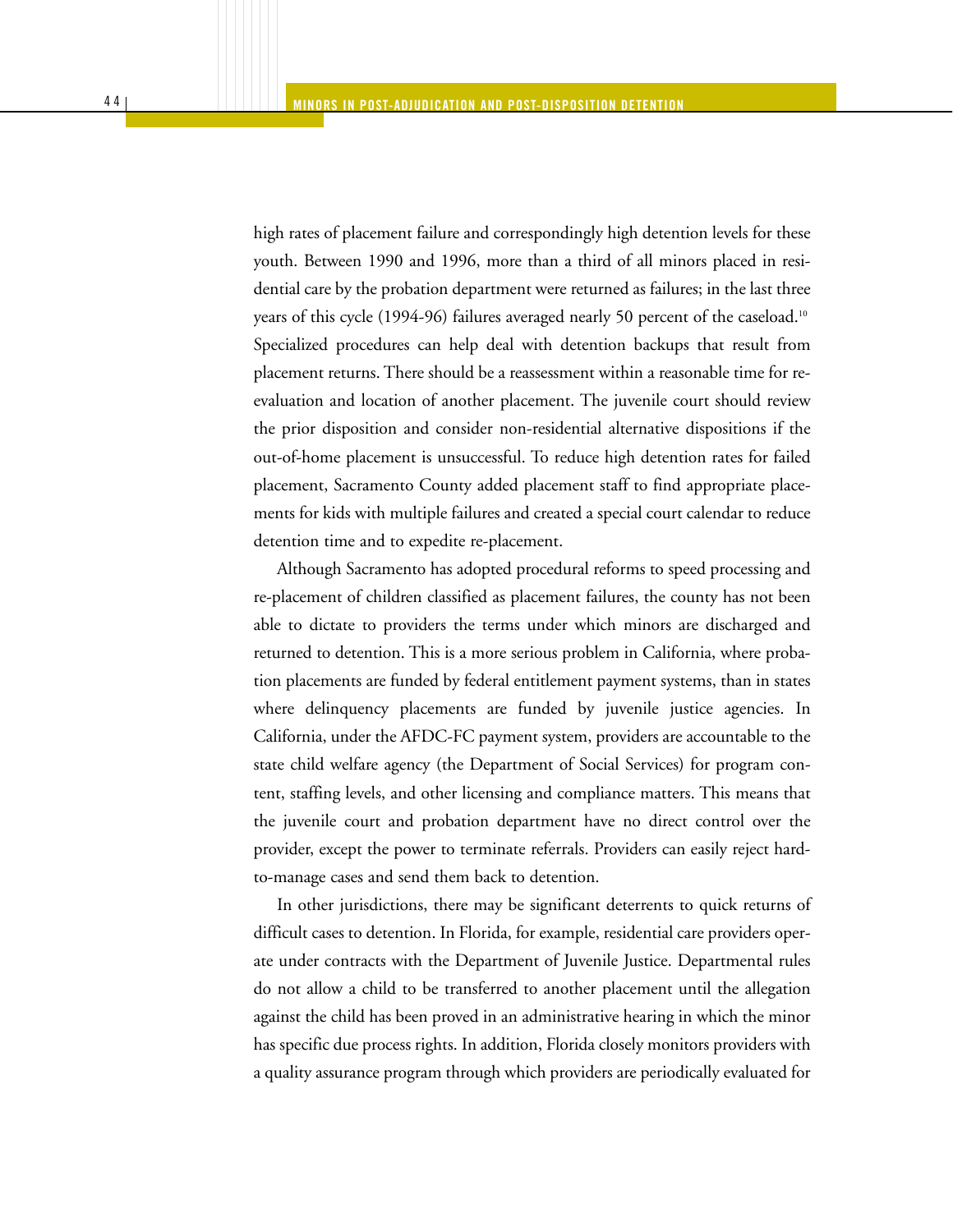high rates of placement failure and correspondingly high detention levels for these youth. Between 1990 and 1996, more than a third of all minors placed in residential care by the probation department were returned as failures; in the last three years of this cycle (1994-96) failures averaged nearly 50 percent of the caseload.[10] Specialized procedures can help deal with detention backups that result from placement returns. There should be a reassessment within a reasonable time for re-evaluation and location of another placement. The juvenile court should review the prior disposition and consider non-residential alternative dispositions if the out-of-home placement is unsuccessful. To reduce high detention rates for failed placement, Sacramento County added placement staff to find appropriate placements for kids with multiple failures and created a special court calendar to reduce detention time and to expedite re-placement.

Although Sacramento has adopted procedural reforms to speed processing and re-placement of children classified as placement failures, the county has not been able to dictate to providers the terms under which minors are discharged and returned to detention. This is a more serious problem in California, where probation placements are funded by federal entitlement payment systems, than in states where delinquency placements are funded by juvenile justice agencies. In California, under the AFDC-FC payment system, providers are accountable to the state child welfare agency (the Department of Social Services) for program content, staffing levels, and other licensing and compliance matters. This means that the juvenile court and probation department have no direct control over the provider, except the power to terminate referrals. Providers can easily reject hard-to-manage cases and send them back to detention.

In other jurisdictions, there may be significant deterrents to quick returns of difficult cases to detention. In Florida, for example, residential care providers operate under contracts with the Department of Juvenile Justice. Departmental rules do not allow a child to be transferred to another placement until the allegation against the child has been proved in an administrative hearing in which the minor has specific due process rights. In addition, Florida closely monitors providers with a quality assurance program through which providers are periodically evaluated for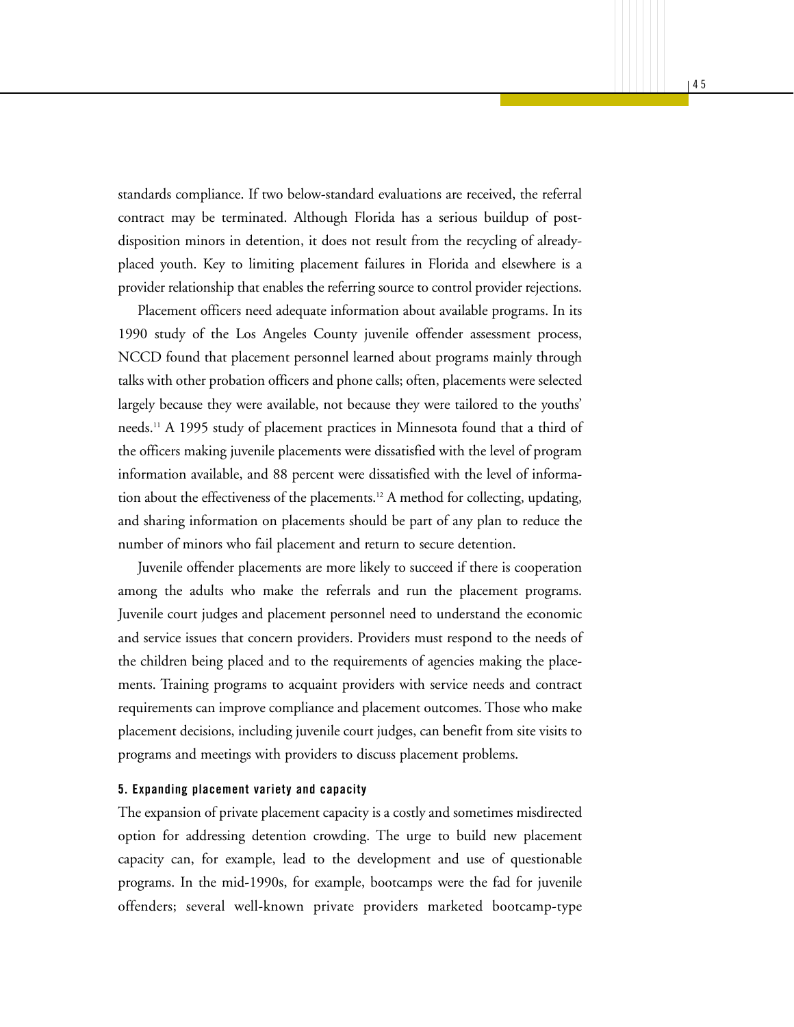standards compliance. If two below-standard evaluations are received, the referral contract may be terminated. Although Florida has a serious buildup of post-disposition minors in detention, it does not result from the recycling of already-placed youth. Key to limiting placement failures in Florida and elsewhere is a provider relationship that enables the referring source to control provider rejections.

Placement officers need adequate information about available programs. In its 1990 study of the Los Angeles County juvenile offender assessment process, NCCD found that placement personnel learned about programs mainly through talks with other probation officers and phone calls; often, placements were selected largely because they were available, not because they were tailored to the youths' needs.[11] A 1995 study of placement practices in Minnesota found that a third of the officers making juvenile placements were dissatisfied with the level of program information available, and 88 percent were dissatisfied with the level of information about the effectiveness of the placements.[12] A method for collecting, updating, and sharing information on placements should be part of any plan to reduce the number of minors who fail placement and return to secure detention.

Juvenile offender placements are more likely to succeed if there is cooperation among the adults who make the referrals and run the placement programs. Juvenile court judges and placement personnel need to understand the economic and service issues that concern providers. Providers must respond to the needs of the children being placed and to the requirements of agencies making the placements. Training programs to acquaint providers with service needs and contract requirements can improve compliance and placement outcomes. Those who make placement decisions, including juvenile court judges, can benefit from site visits to programs and meetings with providers to discuss placement problems.

#### 5. Expanding placement variety and capacity

The expansion of private placement capacity is a costly and sometimes misdirected option for addressing detention crowding. The urge to build new placement capacity can, for example, lead to the development and use of questionable programs. In the mid-1990s, for example, bootcamps were the fad for juvenile offenders; several well-known private providers marketed bootcamp-type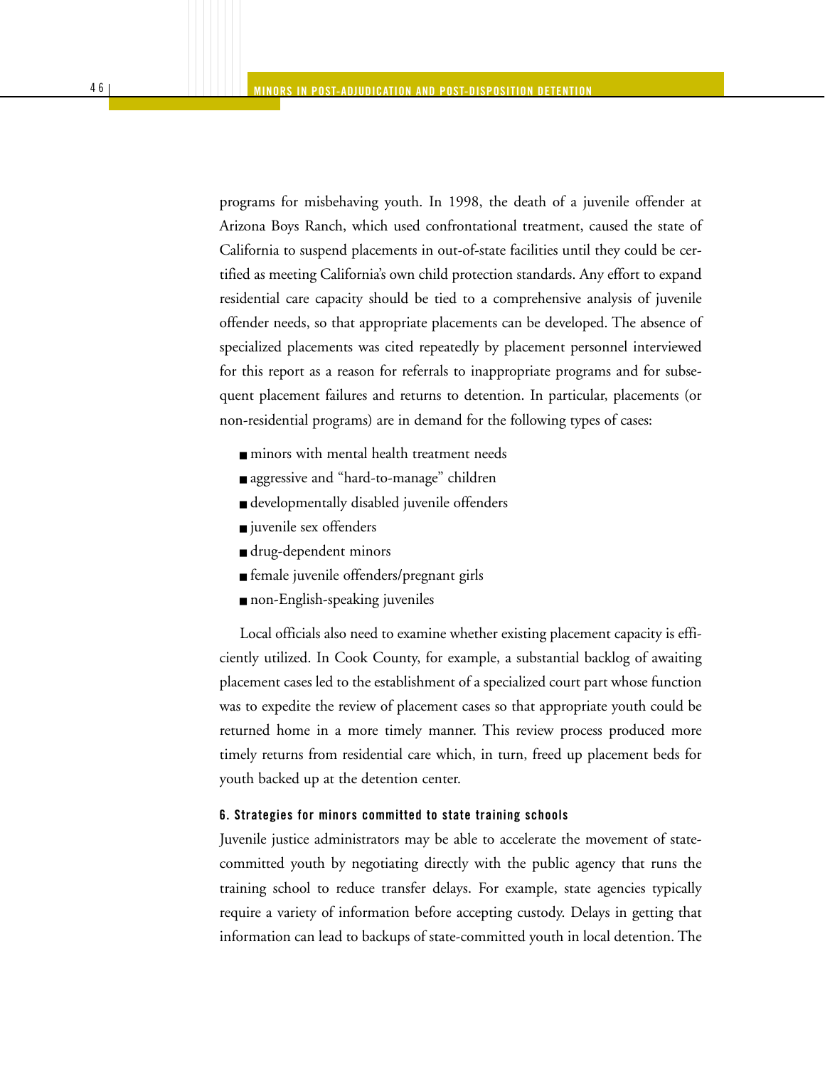programs for misbehaving youth. In 1998, the death of a juvenile offender at Arizona Boys Ranch, which used confrontational treatment, caused the state of California to suspend placements in out-of-state facilities until they could be certified as meeting California's own child protection standards. Any effort to expand residential care capacity should be tied to a comprehensive analysis of juvenile offender needs, so that appropriate placements can be developed. The absence of specialized placements was cited repeatedly by placement personnel interviewed for this report as a reason for referrals to inappropriate programs and for subsequent placement failures and returns to detention. In particular, placements (or non-residential programs) are in demand for the following types of cases:

- minors with mental health treatment needs
- aggressive and "hard-to-manage" children
- developmentally disabled juvenile offenders
- juvenile sex offenders
- drug-dependent minors
- female juvenile offenders/pregnant girls
- non-English-speaking juveniles

Local officials also need to examine whether existing placement capacity is efficiently utilized. In Cook County, for example, a substantial backlog of awaiting placement cases led to the establishment of a specialized court part whose function was to expedite the review of placement cases so that appropriate youth could be returned home in a more timely manner. This review process produced more timely returns from residential care which, in turn, freed up placement beds for youth backed up at the detention center.

#### 6. Strategies for minors committed to state training schools

Juvenile justice administrators may be able to accelerate the movement of state-committed youth by negotiating directly with the public agency that runs the training school to reduce transfer delays. For example, state agencies typically require a variety of information before accepting custody. Delays in getting that information can lead to backups of state-committed youth in local detention. The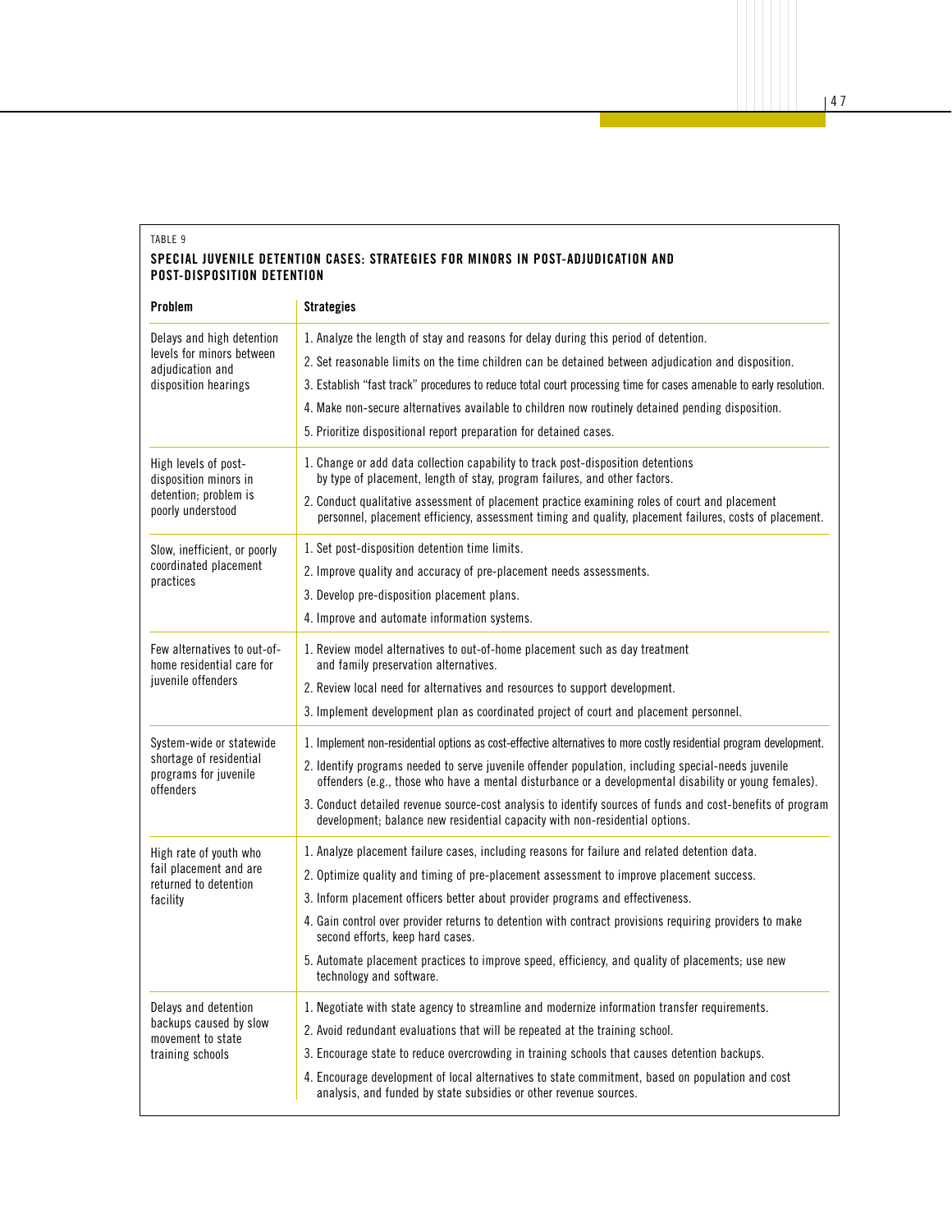TABLE 9

**SPECIAL JUVENILE DETENTION CASES: STRATEGIES FOR MINORS IN POST-ADJUDICATION AND POST-DISPOSITION DETENTION**

| Problem | Strategies |
|---|---|
| Delays and high detention levels for minors between adjudication and disposition hearings | 1. Analyze the length of stay and reasons for delay during this period of detention.<br>2. Set reasonable limits on the time children can be detained between adjudication and disposition.<br>3. Establish "fast track" procedures to reduce total court processing time for cases amenable to early resolution.<br>4. Make non-secure alternatives available to children now routinely detained pending disposition.<br>5. Prioritize dispositional report preparation for detained cases. |
| High levels of post-disposition minors in detention; problem is poorly understood | 1. Change or add data collection capability to track post-disposition detentions by type of placement, length of stay, program failures, and other factors.<br>2. Conduct qualitative assessment of placement practice examining roles of court and placement personnel, placement efficiency, assessment timing and quality, placement failures, costs of placement. |
| Slow, inefficient, or poorly coordinated placement practices | 1. Set post-disposition detention time limits.<br>2. Improve quality and accuracy of pre-placement needs assessments.<br>3. Develop pre-disposition placement plans.<br>4. Improve and automate information systems. |
| Few alternatives to out-of-home residential care for juvenile offenders | 1. Review model alternatives to out-of-home placement such as day treatment and family preservation alternatives.<br>2. Review local need for alternatives and resources to support development.<br>3. Implement development plan as coordinated project of court and placement personnel. |
| System-wide or statewide shortage of residential programs for juvenile offenders | 1. Implement non-residential options as cost-effective alternatives to more costly residential program development.<br>2. Identify programs needed to serve juvenile offender population, including special-needs juvenile offenders (e.g., those who have a mental disturbance or a developmental disability or young females).<br>3. Conduct detailed revenue source-cost analysis to identify sources of funds and cost-benefits of program development; balance new residential capacity with non-residential options. |
| High rate of youth who fail placement and are returned to detention facility | 1. Analyze placement failure cases, including reasons for failure and related detention data.<br>2. Optimize quality and timing of pre-placement assessment to improve placement success.<br>3. Inform placement officers better about provider programs and effectiveness.<br>4. Gain control over provider returns to detention with contract provisions requiring providers to make second efforts, keep hard cases.<br>5. Automate placement practices to improve speed, efficiency, and quality of placements; use new technology and software. |
| Delays and detention backups caused by slow movement to state training schools | 1. Negotiate with state agency to streamline and modernize information transfer requirements.<br>2. Avoid redundant evaluations that will be repeated at the training school.<br>3. Encourage state to reduce overcrowding in training schools that causes detention backups.<br>4. Encourage development of local alternatives to state commitment, based on population and cost analysis, and funded by state subsidies or other revenue sources. |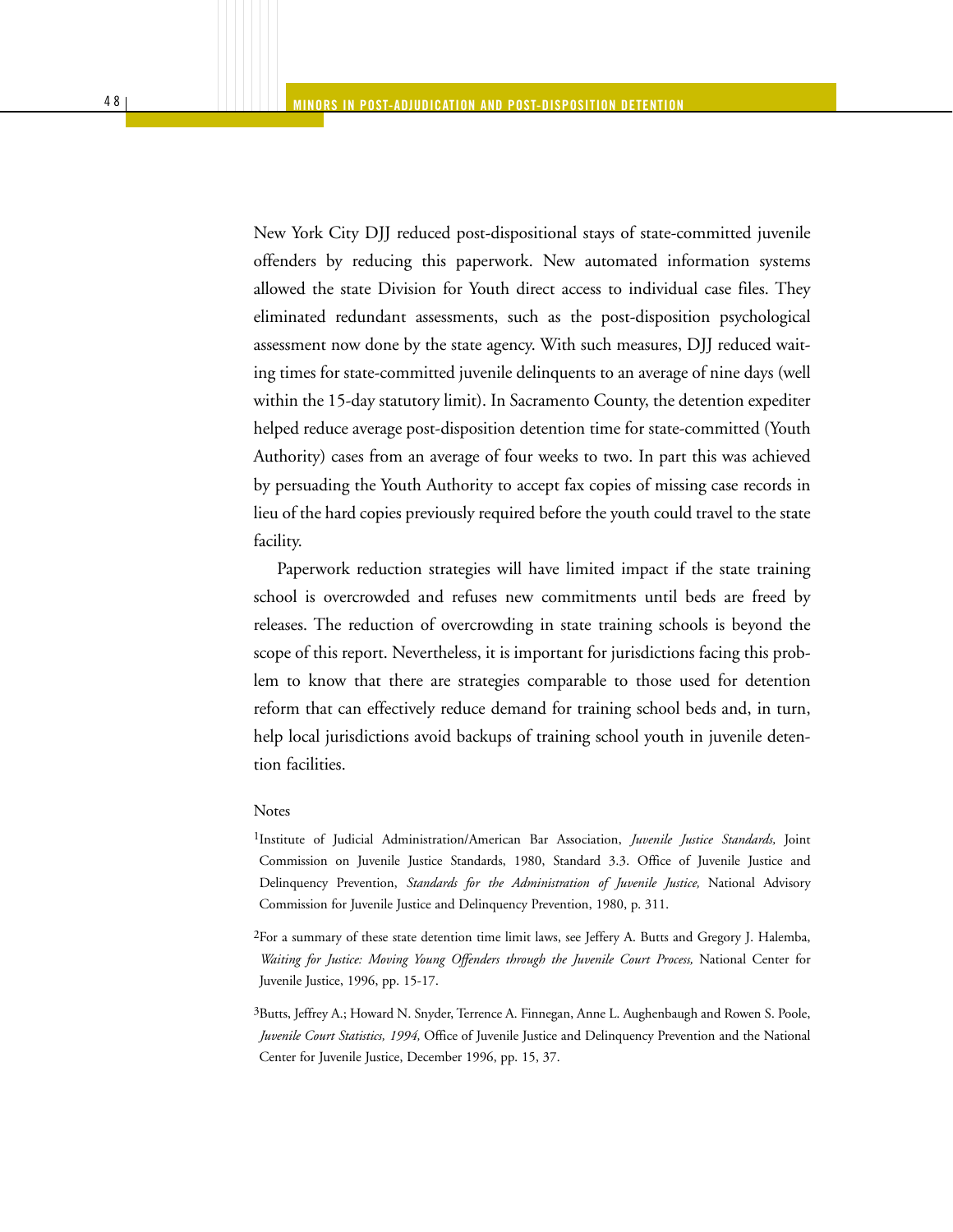New York City DJJ reduced post-dispositional stays of state-committed juvenile offenders by reducing this paperwork. New automated information systems allowed the state Division for Youth direct access to individual case files. They eliminated redundant assessments, such as the post-disposition psychological assessment now done by the state agency. With such measures, DJJ reduced waiting times for state-committed juvenile delinquents to an average of nine days (well within the 15-day statutory limit). In Sacramento County, the detention expediter helped reduce average post-disposition detention time for state-committed (Youth Authority) cases from an average of four weeks to two. In part this was achieved by persuading the Youth Authority to accept fax copies of missing case records in lieu of the hard copies previously required before the youth could travel to the state facility.

Paperwork reduction strategies will have limited impact if the state training school is overcrowded and refuses new commitments until beds are freed by releases. The reduction of overcrowding in state training schools is beyond the scope of this report. Nevertheless, it is important for jurisdictions facing this problem to know that there are strategies comparable to those used for detention reform that can effectively reduce demand for training school beds and, in turn, help local jurisdictions avoid backups of training school youth in juvenile detention facilities.

Notes

[1]Institute of Judicial Administration/American Bar Association, *Juvenile Justice Standards,* Joint Commission on Juvenile Justice Standards, 1980, Standard 3.3. Office of Juvenile Justice and Delinquency Prevention, *Standards for the Administration of Juvenile Justice,* National Advisory Commission for Juvenile Justice and Delinquency Prevention, 1980, p. 311.

[2]For a summary of these state detention time limit laws, see Jeffery A. Butts and Gregory J. Halemba, *Waiting for Justice: Moving Young Offenders through the Juvenile Court Process,* National Center for Juvenile Justice, 1996, pp. 15-17.

[3]Butts, Jeffrey A.; Howard N. Snyder, Terrence A. Finnegan, Anne L. Aughenbaugh and Rowen S. Poole, *Juvenile Court Statistics, 1994,* Office of Juvenile Justice and Delinquency Prevention and the National Center for Juvenile Justice, December 1996, pp. 15, 37.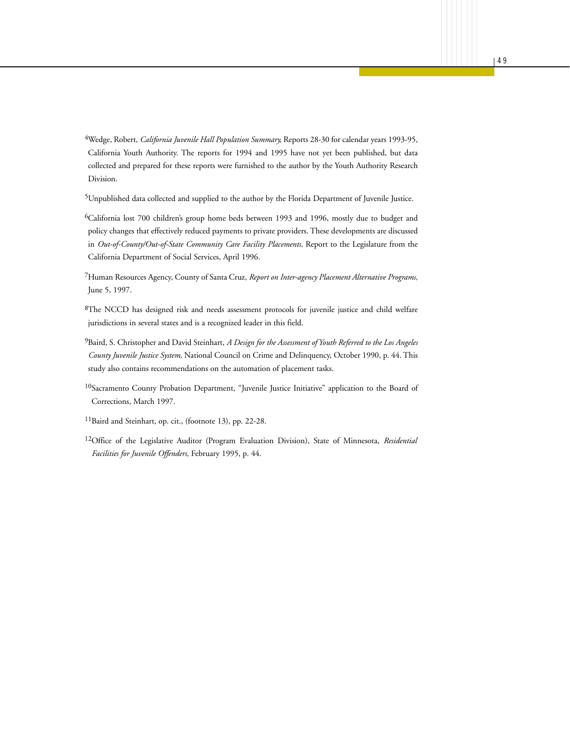[4]Wedge, Robert, *California Juvenile Hall Population Summary,* Reports 28-30 for calendar years 1993-95, California Youth Authority. The reports for 1994 and 1995 have not yet been published, but data collected and prepared for these reports were furnished to the author by the Youth Authority Research Division.

[5]Unpublished data collected and supplied to the author by the Florida Department of Juvenile Justice.

[6]California lost 700 children's group home beds between 1993 and 1996, mostly due to budget and policy changes that effectively reduced payments to private providers. These developments are discussed in *Out-of-County/Out-of-State Community Care Facility Placements,* Report to the Legislature from the California Department of Social Services, April 1996.

[7]Human Resources Agency, County of Santa Cruz, *Report on Inter-agency Placement Alternative Programs,* June 5, 1997.

[8]The NCCD has designed risk and needs assessment protocols for juvenile justice and child welfare jurisdictions in several states and is a recognized leader in this field.

[9]Baird, S. Christopher and David Steinhart, *A Design for the Assessment of Youth Referred to the Los Angeles County Juvenile Justice System,* National Council on Crime and Delinquency, October 1990, p. 44. This study also contains recommendations on the automation of placement tasks.

[10]Sacramento County Probation Department, "Juvenile Justice Initiative" application to the Board of Corrections, March 1997.

[11]Baird and Steinhart, op. cit., (footnote 13), pp. 22-28.

[12]Office of the Legislative Auditor (Program Evaluation Division), State of Minnesota, *Residential Facilities for Juvenile Offenders,* February 1995, p. 44.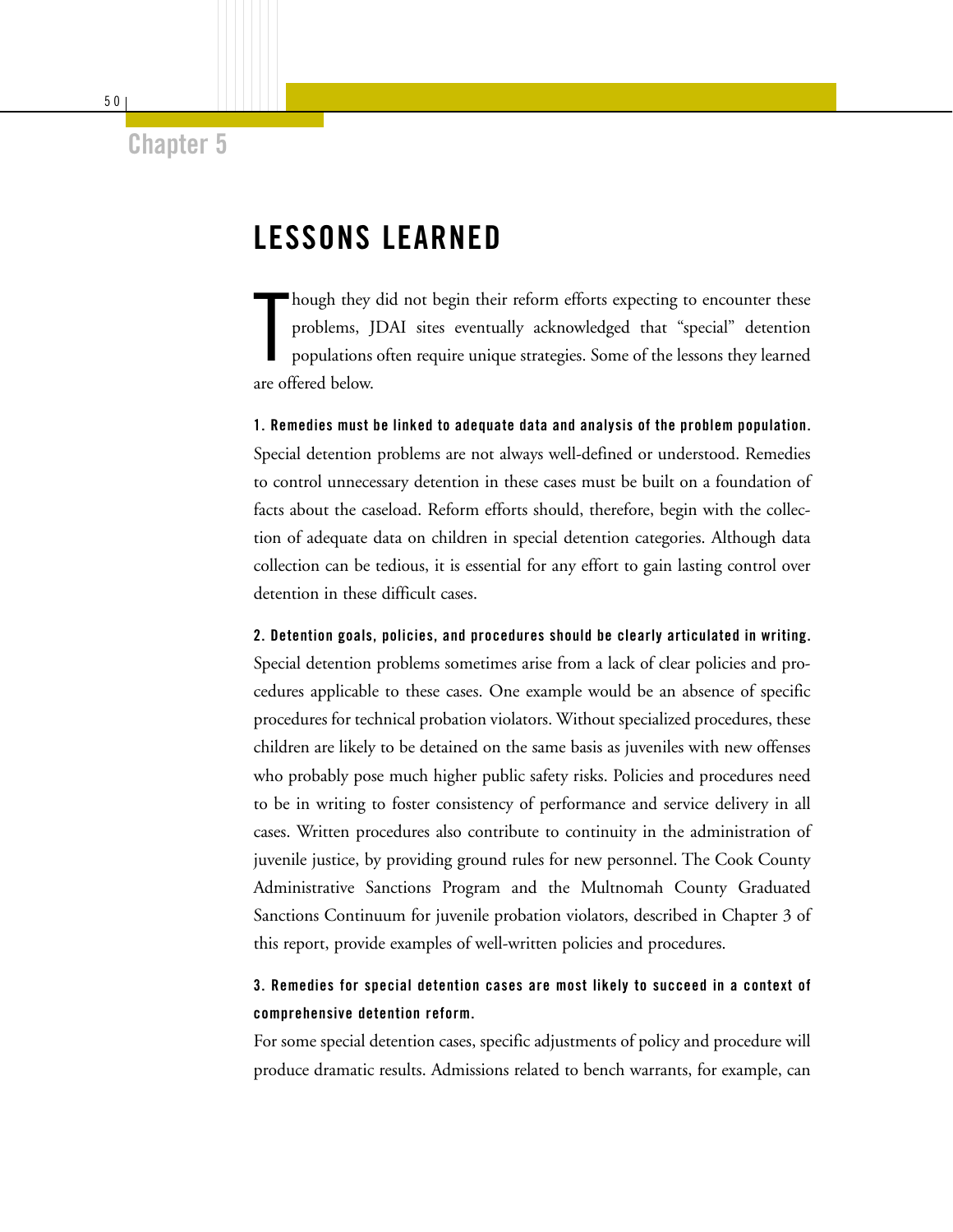## Chapter 5

# LESSONS LEARNED

Though they did not begin their reform efforts expecting to encounter these problems, JDAI sites eventually acknowledged that "special" detention populations often require unique strategies. Some of the lessons they learned are offered below.

**1. Remedies must be linked to adequate data and analysis of the problem population.**
Special detention problems are not always well-defined or understood. Remedies to control unnecessary detention in these cases must be built on a foundation of facts about the caseload. Reform efforts should, therefore, begin with the collection of adequate data on children in special detention categories. Although data collection can be tedious, it is essential for any effort to gain lasting control over detention in these difficult cases.

**2. Detention goals, policies, and procedures should be clearly articulated in writing.**
Special detention problems sometimes arise from a lack of clear policies and procedures applicable to these cases. One example would be an absence of specific procedures for technical probation violators. Without specialized procedures, these children are likely to be detained on the same basis as juveniles with new offenses who probably pose much higher public safety risks. Policies and procedures need to be in writing to foster consistency of performance and service delivery in all cases. Written procedures also contribute to continuity in the administration of juvenile justice, by providing ground rules for new personnel. The Cook County Administrative Sanctions Program and the Multnomah County Graduated Sanctions Continuum for juvenile probation violators, described in Chapter 3 of this report, provide examples of well-written policies and procedures.

**3. Remedies for special detention cases are most likely to succeed in a context of comprehensive detention reform.**
For some special detention cases, specific adjustments of policy and procedure will produce dramatic results. Admissions related to bench warrants, for example, can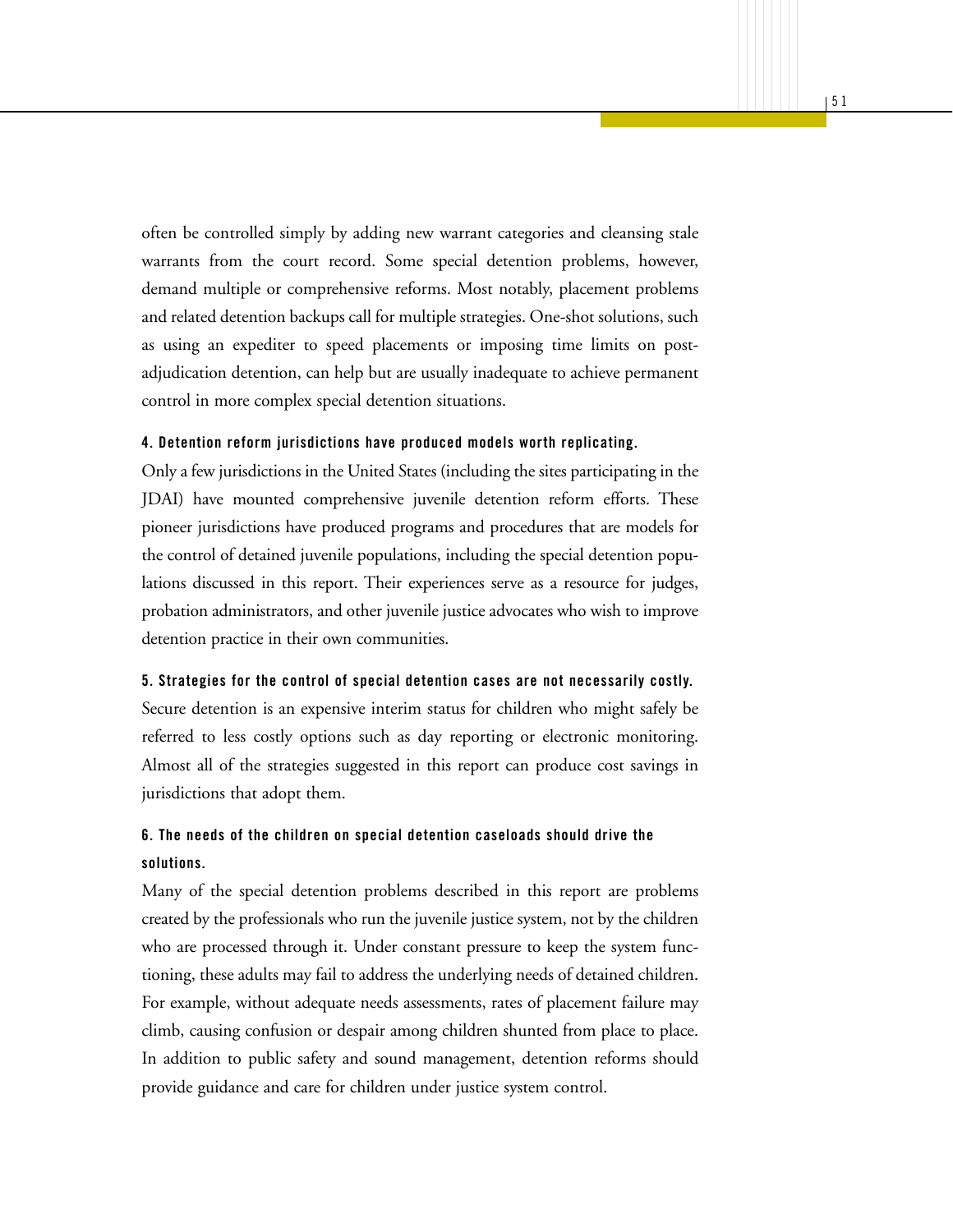often be controlled simply by adding new warrant categories and cleansing stale warrants from the court record. Some special detention problems, however, demand multiple or comprehensive reforms. Most notably, placement problems and related detention backups call for multiple strategies. One-shot solutions, such as using an expediter to speed placements or imposing time limits on post-adjudication detention, can help but are usually inadequate to achieve permanent control in more complex special detention situations.

#### 4. Detention reform jurisdictions have produced models worth replicating.

Only a few jurisdictions in the United States (including the sites participating in the JDAI) have mounted comprehensive juvenile detention reform efforts. These pioneer jurisdictions have produced programs and procedures that are models for the control of detained juvenile populations, including the special detention populations discussed in this report. Their experiences serve as a resource for judges, probation administrators, and other juvenile justice advocates who wish to improve detention practice in their own communities.

#### 5. Strategies for the control of special detention cases are not necessarily costly.

Secure detention is an expensive interim status for children who might safely be referred to less costly options such as day reporting or electronic monitoring. Almost all of the strategies suggested in this report can produce cost savings in jurisdictions that adopt them.

#### 6. The needs of the children on special detention caseloads should drive the solutions.

Many of the special detention problems described in this report are problems created by the professionals who run the juvenile justice system, not by the children who are processed through it. Under constant pressure to keep the system functioning, these adults may fail to address the underlying needs of detained children. For example, without adequate needs assessments, rates of placement failure may climb, causing confusion or despair among children shunted from place to place. In addition to public safety and sound management, detention reforms should provide guidance and care for children under justice system control.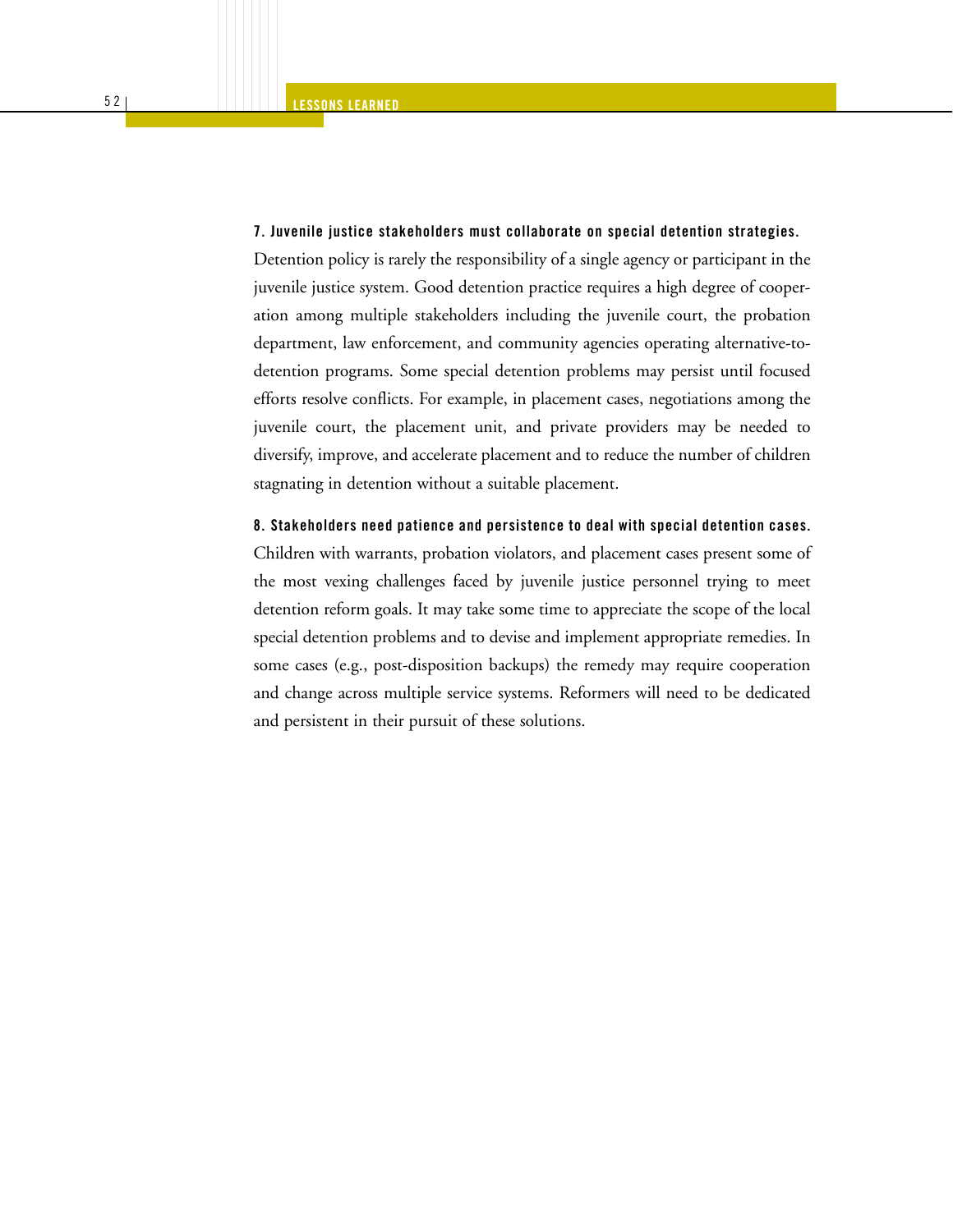**7. Juvenile justice stakeholders must collaborate on special detention strategies.**

Detention policy is rarely the responsibility of a single agency or participant in the juvenile justice system. Good detention practice requires a high degree of cooperation among multiple stakeholders including the juvenile court, the probation department, law enforcement, and community agencies operating alternative-to-detention programs. Some special detention problems may persist until focused efforts resolve conflicts. For example, in placement cases, negotiations among the juvenile court, the placement unit, and private providers may be needed to diversify, improve, and accelerate placement and to reduce the number of children stagnating in detention without a suitable placement.

**8. Stakeholders need patience and persistence to deal with special detention cases.**

Children with warrants, probation violators, and placement cases present some of the most vexing challenges faced by juvenile justice personnel trying to meet detention reform goals. It may take some time to appreciate the scope of the local special detention problems and to devise and implement appropriate remedies. In some cases (e.g., post-disposition backups) the remedy may require cooperation and change across multiple service systems. Reformers will need to be dedicated and persistent in their pursuit of these solutions.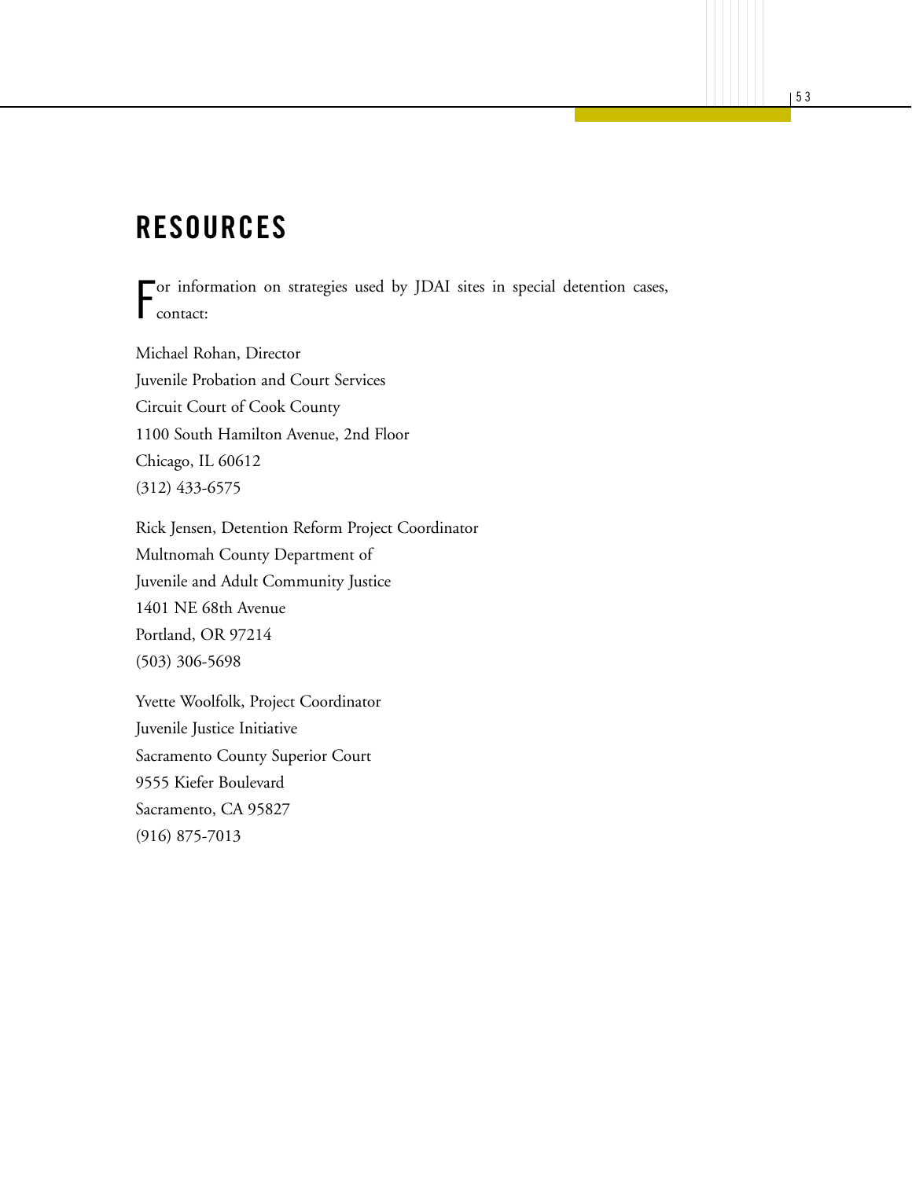# RESOURCES

For information on strategies used by JDAI sites in special detention cases, contact:

Michael Rohan, Director
Juvenile Probation and Court Services
Circuit Court of Cook County
1100 South Hamilton Avenue, 2nd Floor
Chicago, IL 60612
(312) 433-6575

Rick Jensen, Detention Reform Project Coordinator
Multnomah County Department of
Juvenile and Adult Community Justice
1401 NE 68th Avenue
Portland, OR 97214
(503) 306-5698

Yvette Woolfolk, Project Coordinator
Juvenile Justice Initiative
Sacramento County Superior Court
9555 Kiefer Boulevard
Sacramento, CA 95827
(916) 875-7013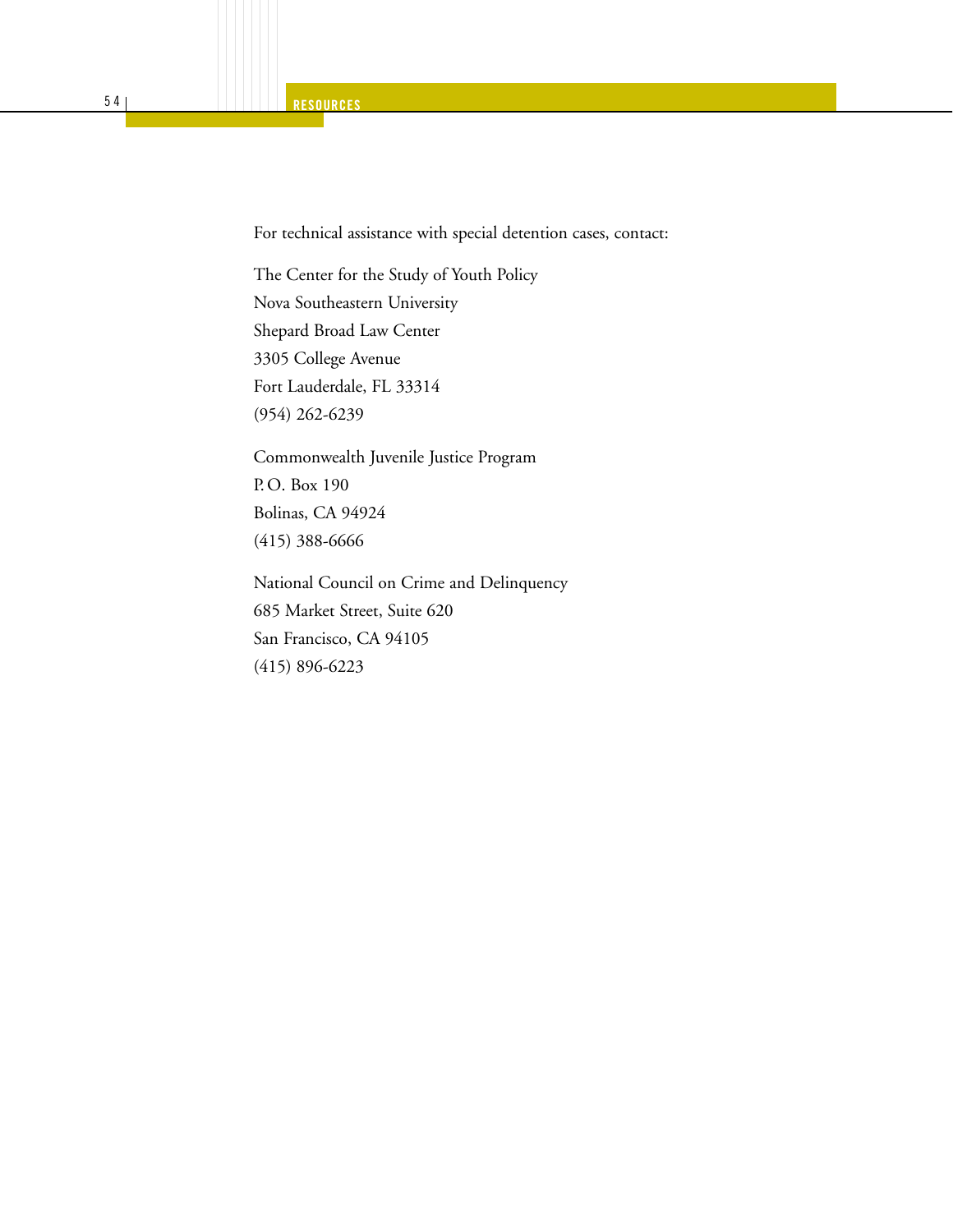For technical assistance with special detention cases, contact:

The Center for the Study of Youth Policy
Nova Southeastern University
Shepard Broad Law Center
3305 College Avenue
Fort Lauderdale, FL 33314
(954) 262-6239

Commonwealth Juvenile Justice Program
P. O. Box 190
Bolinas, CA 94924
(415) 388-6666

National Council on Crime and Delinquency
685 Market Street, Suite 620
San Francisco, CA 94105
(415) 896-6223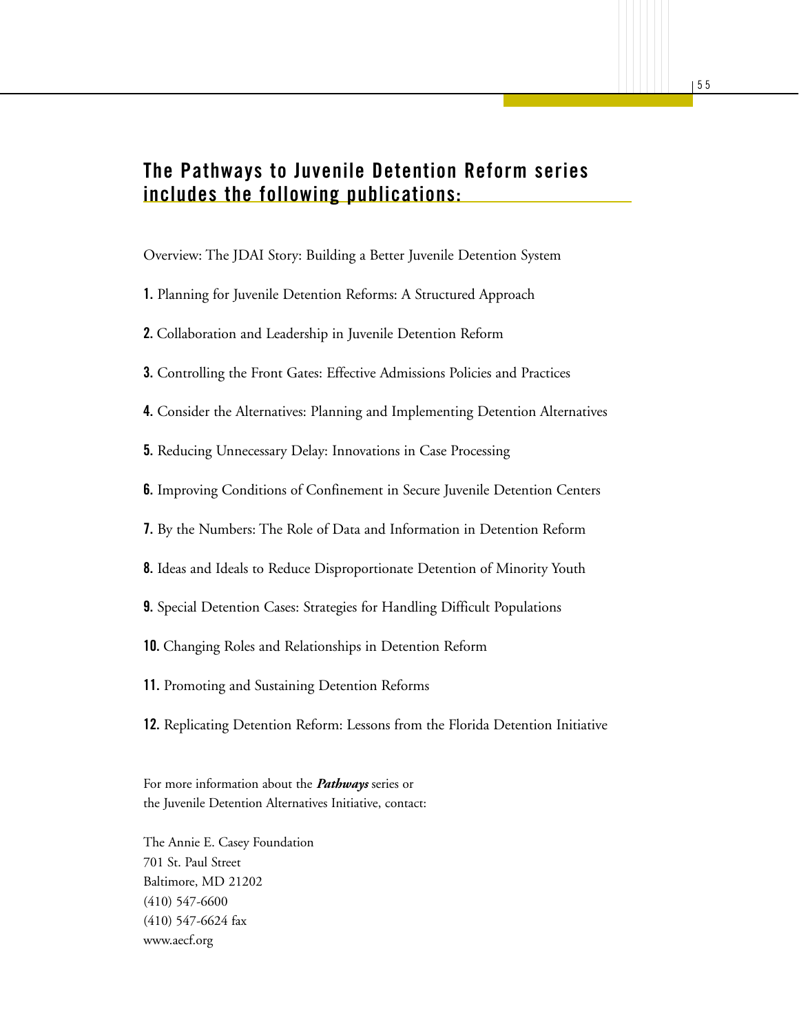## The Pathways to Juvenile Detention Reform series includes the following publications:

Overview: The JDAI Story: Building a Better Juvenile Detention System

**1.** Planning for Juvenile Detention Reforms: A Structured Approach

**2.** Collaboration and Leadership in Juvenile Detention Reform

**3.** Controlling the Front Gates: Effective Admissions Policies and Practices

**4.** Consider the Alternatives: Planning and Implementing Detention Alternatives

**5.** Reducing Unnecessary Delay: Innovations in Case Processing

**6.** Improving Conditions of Confinement in Secure Juvenile Detention Centers

**7.** By the Numbers: The Role of Data and Information in Detention Reform

**8.** Ideas and Ideals to Reduce Disproportionate Detention of Minority Youth

**9.** Special Detention Cases: Strategies for Handling Difficult Populations

**10.** Changing Roles and Relationships in Detention Reform

**11.** Promoting and Sustaining Detention Reforms

**12.** Replicating Detention Reform: Lessons from the Florida Detention Initiative

For more information about the ***Pathways*** series or
the Juvenile Detention Alternatives Initiative, contact:

The Annie E. Casey Foundation
701 St. Paul Street
Baltimore, MD 21202
(410) 547-6600
(410) 547-6624 fax
www.aecf.org